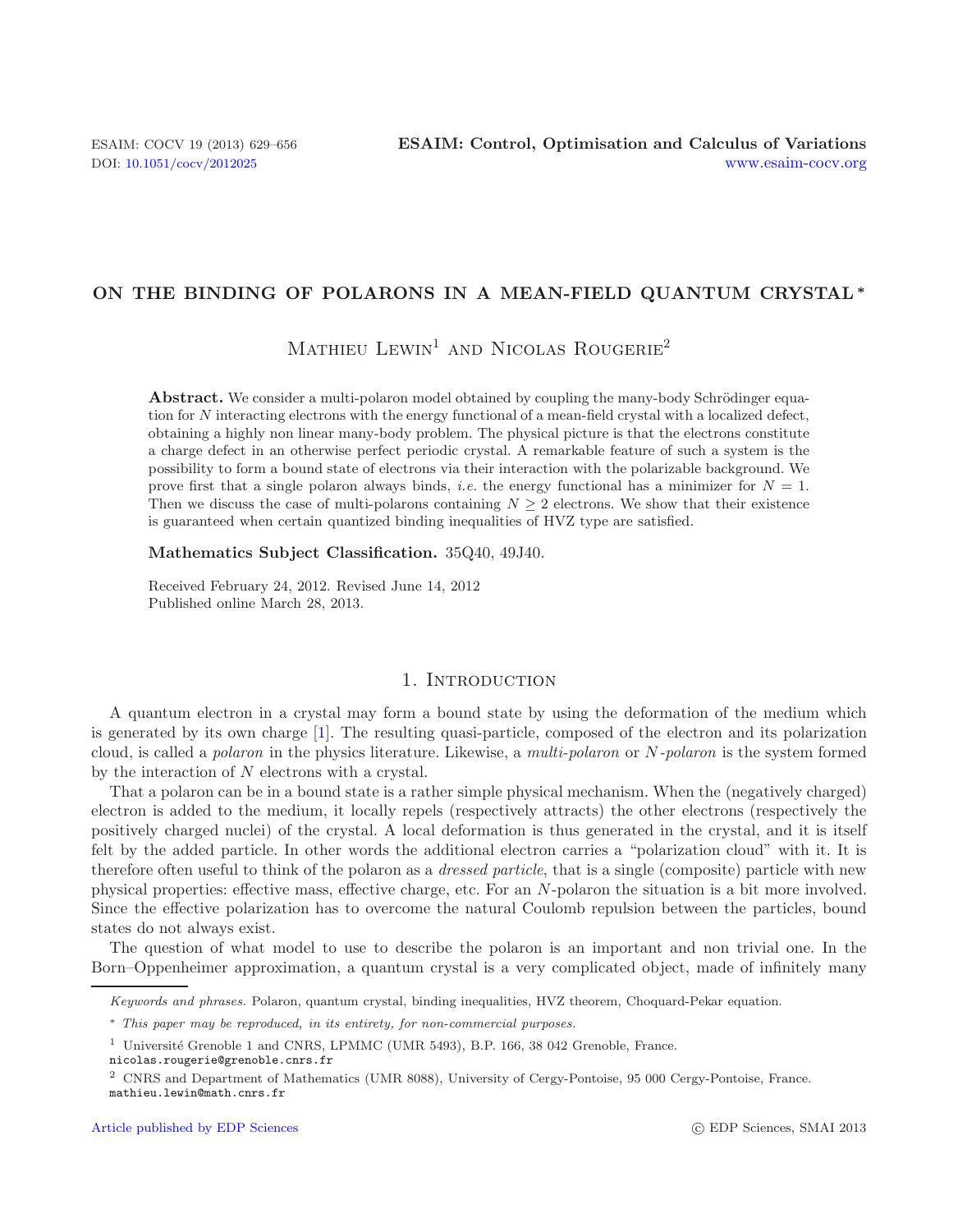# ON THE BINDING OF POLARONS IN A MEAN-FIELD QUANTUM CRYSTAL *

Mathieu Lewin[1] and Nicolas Rougerie[2]

**Abstract.** We consider a multi-polaron model obtained by coupling the many-body Schrödinger equation for $N$ interacting electrons with the energy functional of a mean-field crystal with a localized defect, obtaining a highly non linear many-body problem. The physical picture is that the electrons constitute a charge defect in an otherwise perfect periodic crystal. A remarkable feature of such a system is the possibility to form a bound state of electrons via their interaction with the polarizable background. We prove first that a single polaron always binds, *i.e.* the energy functional has a minimizer for $N = 1$. Then we discuss the case of multi-polarons containing $N \geq 2$ electrons. We show that their existence is guaranteed when certain quantized binding inequalities of HVZ type are satisfied.

**Mathematics Subject Classification.** 35Q40, 49J40.

Received February 24, 2012. Revised June 14, 2012
Published online March 28, 2013.

## 1. Introduction

A quantum electron in a crystal may form a bound state by using the deformation of the medium which is generated by its own charge [1]. The resulting quasi-particle, composed of the electron and its polarization cloud, is called a *polaron* in the physics literature. Likewise, a *multi-polaron* or *N-polaron* is the system formed by the interaction of $N$ electrons with a crystal.

That a polaron can be in a bound state is a rather simple physical mechanism. When the (negatively charged) electron is added to the medium, it locally repels (respectively attracts) the other electrons (respectively the positively charged nuclei) of the crystal. A local deformation is thus generated in the crystal, and it is itself felt by the added particle. In other words the additional electron carries a "polarization cloud" with it. It is therefore often useful to think of the polaron as a *dressed particle*, that is a single (composite) particle with new physical properties: effective mass, effective charge, etc. For an $N$-polaron the situation is a bit more involved. Since the effective polarization has to overcome the natural Coulomb repulsion between the particles, bound states do not always exist.

The question of what model to use to describe the polaron is an important and non trivial one. In the Born–Oppenheimer approximation, a quantum crystal is a very complicated object, made of infinitely many

*Keywords and phrases.* Polaron, quantum crystal, binding inequalities, HVZ theorem, Choquard-Pekar equation.

\* *This paper may be reproduced, in its entirety, for non-commercial purposes.*

[1] Université Grenoble 1 and CNRS, LPMMC (UMR 5493), B.P. 166, 38 042 Grenoble, France.
nicolas.rougerie@grenoble.cnrs.fr

[2] CNRS and Department of Mathematics (UMR 8088), University of Cergy-Pontoise, 95 000 Cergy-Pontoise, France.
mathieu.lewin@math.cnrs.fr

Article published by EDP Sciences © EDP Sciences, SMAI 2013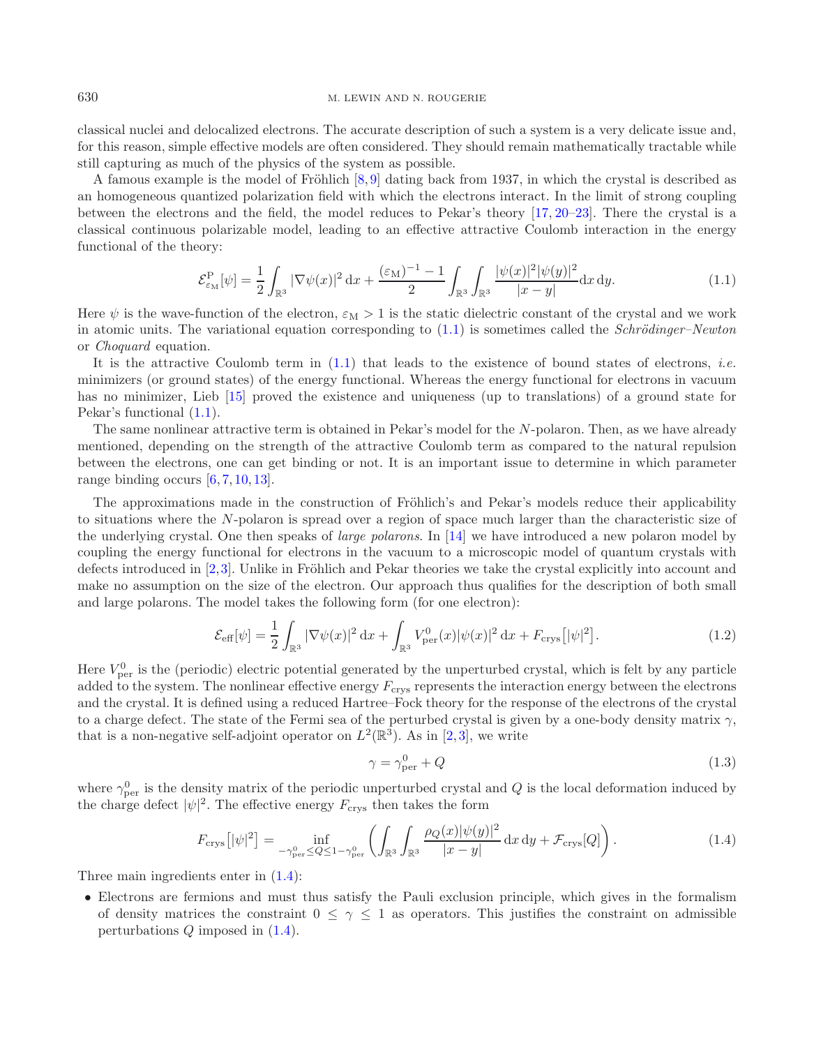classical nuclei and delocalized electrons. The accurate description of such a system is a very delicate issue and, for this reason, simple effective models are often considered. They should remain mathematically tractable while still capturing as much of the physics of the system as possible.

A famous example is the model of Fröhlich [8,9] dating back from 1937, in which the crystal is described as an homogeneous quantized polarization field with which the electrons interact. In the limit of strong coupling between the electrons and the field, the model reduces to Pekar's theory [17,20–23]. There the crystal is a classical continuous polarizable model, leading to an effective attractive Coulomb interaction in the energy functional of the theory:

$$\mathcal{E}^{\rm P}_{\varepsilon_{\rm M}}[\psi] = \frac{1}{2}\int_{\mathbb{R}^3} |\nabla\psi(x)|^2\,{\rm d}x + \frac{(\varepsilon_{\rm M})^{-1}-1}{2}\int_{\mathbb{R}^3}\int_{\mathbb{R}^3} \frac{|\psi(x)|^2|\psi(y)|^2}{|x-y|}{\rm d}x\,{\rm d}y. \tag{1.1}$$

Here $\psi$ is the wave-function of the electron, $\varepsilon_{\rm M} > 1$ is the static dielectric constant of the crystal and we work in atomic units. The variational equation corresponding to (1.1) is sometimes called the *Schrödinger–Newton* or *Choquard* equation.

It is the attractive Coulomb term in (1.1) that leads to the existence of bound states of electrons, *i.e.* minimizers (or ground states) of the energy functional. Whereas the energy functional for electrons in vacuum has no minimizer, Lieb [15] proved the existence and uniqueness (up to translations) of a ground state for Pekar's functional (1.1).

The same nonlinear attractive term is obtained in Pekar's model for the $N$-polaron. Then, as we have already mentioned, depending on the strength of the attractive Coulomb term as compared to the natural repulsion between the electrons, one can get binding or not. It is an important issue to determine in which parameter range binding occurs [6,7,10,13].

The approximations made in the construction of Fröhlich's and Pekar's models reduce their applicability to situations where the $N$-polaron is spread over a region of space much larger than the characteristic size of the underlying crystal. One then speaks of *large polarons*. In [14] we have introduced a new polaron model by coupling the energy functional for electrons in the vacuum to a microscopic model of quantum crystals with defects introduced in [2,3]. Unlike in Fröhlich and Pekar theories we take the crystal explicitly into account and make no assumption on the size of the electron. Our approach thus qualifies for the description of both small and large polarons. The model takes the following form (for one electron):

$$\mathcal{E}_{\rm eff}[\psi] = \frac{1}{2}\int_{\mathbb{R}^3} |\nabla\psi(x)|^2\,{\rm d}x + \int_{\mathbb{R}^3} V^0_{\rm per}(x)|\psi(x)|^2\,{\rm d}x + F_{\rm crys}\big[|\psi|^2\big]. \tag{1.2}$$

Here $V^0_{\rm per}$ is the (periodic) electric potential generated by the unperturbed crystal, which is felt by any particle added to the system. The nonlinear effective energy $F_{\rm crys}$ represents the interaction energy between the electrons and the crystal. It is defined using a reduced Hartree–Fock theory for the response of the electrons of the crystal to a charge defect. The state of the Fermi sea of the perturbed crystal is given by a one-body density matrix $\gamma$, that is a non-negative self-adjoint operator on $L^2(\mathbb{R}^3)$. As in [2,3], we write

$$\gamma = \gamma^0_{\rm per} + Q \tag{1.3}$$

where $\gamma^0_{\rm per}$ is the density matrix of the periodic unperturbed crystal and $Q$ is the local deformation induced by the charge defect $|\psi|^2$. The effective energy $F_{\rm crys}$ then takes the form

$$F_{\rm crys}\big[|\psi|^2\big] = \inf_{-\gamma^0_{\rm per}\leq Q\leq 1-\gamma^0_{\rm per}} \left(\int_{\mathbb{R}^3}\int_{\mathbb{R}^3} \frac{\rho_Q(x)|\psi(y)|^2}{|x-y|}\,{\rm d}x\,{\rm d}y + \mathcal{F}_{\rm crys}[Q]\right). \tag{1.4}$$

Three main ingredients enter in (1.4):

- Electrons are fermions and must thus satisfy the Pauli exclusion principle, which gives in the formalism of density matrices the constraint $0 \leq \gamma \leq 1$ as operators. This justifies the constraint on admissible perturbations $Q$ imposed in (1.4).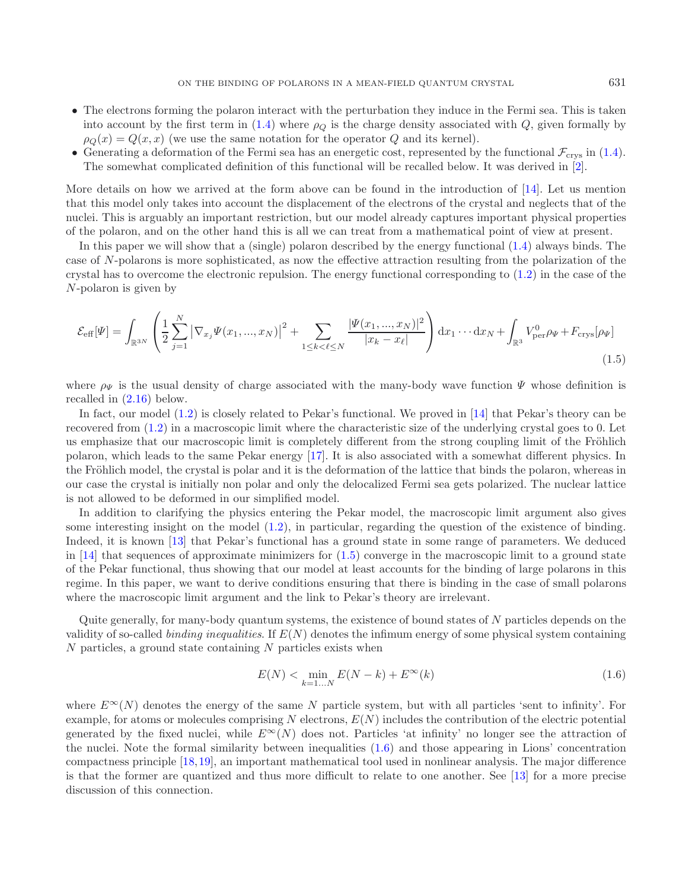- The electrons forming the polaron interact with the perturbation they induce in the Fermi sea. This is taken into account by the first term in (1.4) where $\rho_Q$ is the charge density associated with $Q$, given formally by $\rho_Q(x) = Q(x,x)$ (we use the same notation for the operator $Q$ and its kernel).
- Generating a deformation of the Fermi sea has an energetic cost, represented by the functional $\mathcal{F}_{\rm crys}$ in (1.4). The somewhat complicated definition of this functional will be recalled below. It was derived in [2].

More details on how we arrived at the form above can be found in the introduction of [14]. Let us mention that this model only takes into account the displacement of the electrons of the crystal and neglects that of the nuclei. This is arguably an important restriction, but our model already captures important physical properties of the polaron, and on the other hand this is all we can treat from a mathematical point of view at present.

In this paper we will show that a (single) polaron described by the energy functional (1.4) always binds. The case of $N$-polarons is more sophisticated, as now the effective attraction resulting from the polarization of the crystal has to overcome the electronic repulsion. The energy functional corresponding to (1.2) in the case of the $N$-polaron is given by

$$\mathcal{E}_{\rm eff}[\Psi] = \int_{\mathbb{R}^{3N}} \left( \frac{1}{2} \sum_{j=1}^{N} \left| \nabla_{x_j} \Psi(x_1, ..., x_N) \right|^2 + \sum_{1 \leq k < \ell \leq N} \frac{|\Psi(x_1, ..., x_N)|^2}{|x_k - x_\ell|} \right) \mathrm{d}x_1 \cdots \mathrm{d}x_N + \int_{\mathbb{R}^3} V^0_{\rm per} \rho_\Psi + F_{\rm crys}[\rho_\Psi] \tag{1.5}$$

where $\rho_\Psi$ is the usual density of charge associated with the many-body wave function $\Psi$ whose definition is recalled in (2.16) below.

In fact, our model (1.2) is closely related to Pekar's functional. We proved in [14] that Pekar's theory can be recovered from (1.2) in a macroscopic limit where the characteristic size of the underlying crystal goes to 0. Let us emphasize that our macroscopic limit is completely different from the strong coupling limit of the Fröhlich polaron, which leads to the same Pekar energy [17]. It is also associated with a somewhat different physics. In the Fröhlich model, the crystal is polar and it is the deformation of the lattice that binds the polaron, whereas in our case the crystal is initially non polar and only the delocalized Fermi sea gets polarized. The nuclear lattice is not allowed to be deformed in our simplified model.

In addition to clarifying the physics entering the Pekar model, the macroscopic limit argument also gives some interesting insight on the model (1.2), in particular, regarding the question of the existence of binding. Indeed, it is known [13] that Pekar's functional has a ground state in some range of parameters. We deduced in [14] that sequences of approximate minimizers for (1.5) converge in the macroscopic limit to a ground state of the Pekar functional, thus showing that our model at least accounts for the binding of large polarons in this regime. In this paper, we want to derive conditions ensuring that there is binding in the case of small polarons where the macroscopic limit argument and the link to Pekar's theory are irrelevant.

Quite generally, for many-body quantum systems, the existence of bound states of $N$ particles depends on the validity of so-called *binding inequalities*. If $E(N)$ denotes the infimum energy of some physical system containing $N$ particles, a ground state containing $N$ particles exists when

$$E(N) < \min_{k=1...N} E(N-k) + E^\infty(k) \tag{1.6}$$

where $E^\infty(N)$ denotes the energy of the same $N$ particle system, but with all particles 'sent to infinity'. For example, for atoms or molecules comprising $N$ electrons, $E(N)$ includes the contribution of the electric potential generated by the fixed nuclei, while $E^\infty(N)$ does not. Particles 'at infinity' no longer see the attraction of the nuclei. Note the formal similarity between inequalities (1.6) and those appearing in Lions' concentration compactness principle [18,19], an important mathematical tool used in nonlinear analysis. The major difference is that the former are quantized and thus more difficult to relate to one another. See [13] for a more precise discussion of this connection.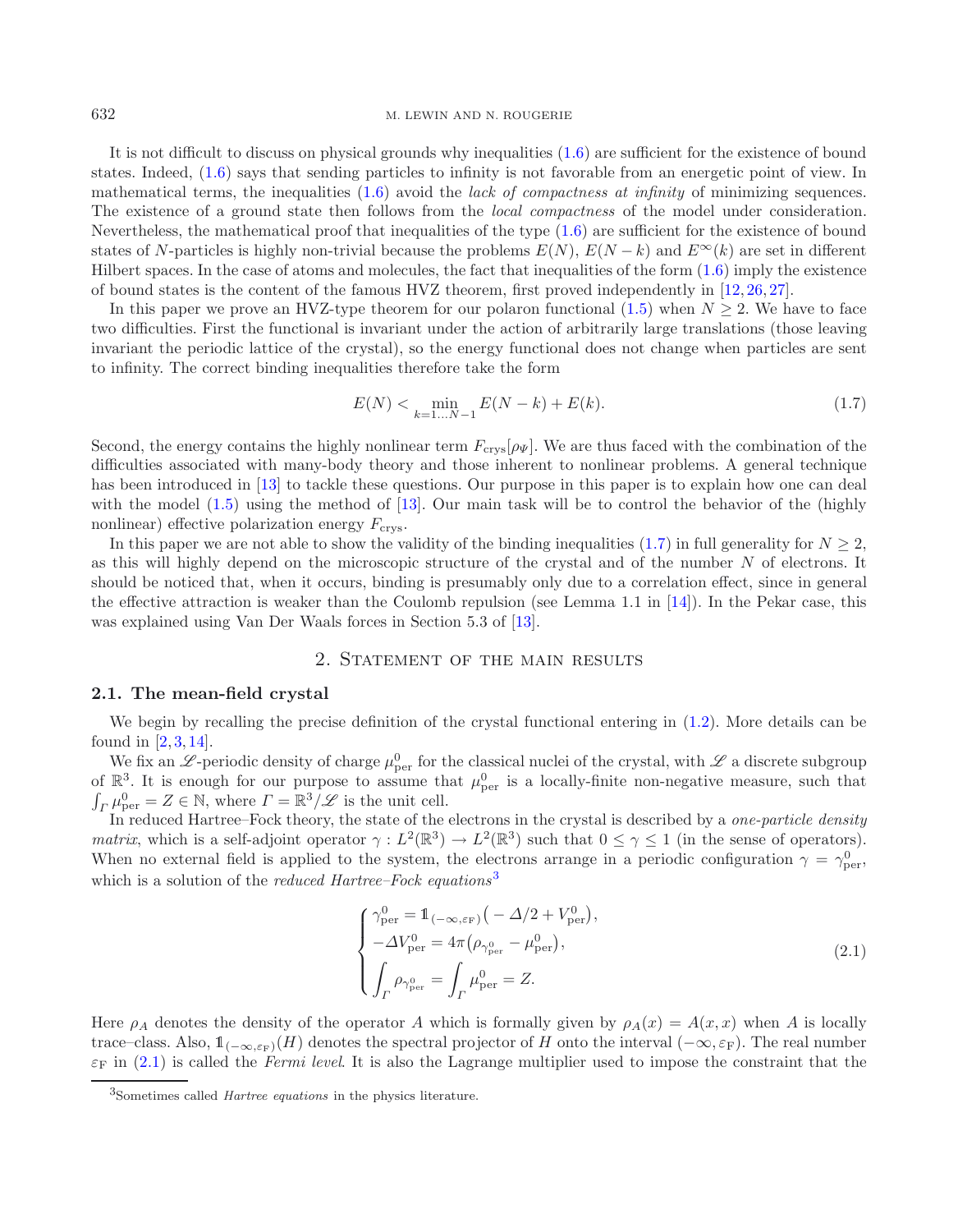It is not difficult to discuss on physical grounds why inequalities (1.6) are sufficient for the existence of bound states. Indeed, (1.6) says that sending particles to infinity is not favorable from an energetic point of view. In mathematical terms, the inequalities (1.6) avoid the *lack of compactness at infinity* of minimizing sequences. The existence of a ground state then follows from the *local compactness* of the model under consideration. Nevertheless, the mathematical proof that inequalities of the type (1.6) are sufficient for the existence of bound states of $N$-particles is highly non-trivial because the problems $E(N)$, $E(N-k)$ and $E^\infty(k)$ are set in different Hilbert spaces. In the case of atoms and molecules, the fact that inequalities of the form (1.6) imply the existence of bound states is the content of the famous HVZ theorem, first proved independently in [12,26,27].

In this paper we prove an HVZ-type theorem for our polaron functional (1.5) when $N \geq 2$. We have to face two difficulties. First the functional is invariant under the action of arbitrarily large translations (those leaving invariant the periodic lattice of the crystal), so the energy functional does not change when particles are sent to infinity. The correct binding inequalities therefore take the form

$$E(N) < \min_{k=1\dots N-1} E(N-k) + E(k). \tag{1.7}$$

Second, the energy contains the highly nonlinear term $F_{\rm crys}[\rho_\Psi]$. We are thus faced with the combination of the difficulties associated with many-body theory and those inherent to nonlinear problems. A general technique has been introduced in [13] to tackle these questions. Our purpose in this paper is to explain how one can deal with the model (1.5) using the method of [13]. Our main task will be to control the behavior of the (highly nonlinear) effective polarization energy $F_{\rm crys}$.

In this paper we are not able to show the validity of the binding inequalities (1.7) in full generality for $N \geq 2$, as this will highly depend on the microscopic structure of the crystal and of the number $N$ of electrons. It should be noticed that, when it occurs, binding is presumably only due to a correlation effect, since in general the effective attraction is weaker than the Coulomb repulsion (see Lemma 1.1 in [14]). In the Pekar case, this was explained using Van Der Waals forces in Section 5.3 of [13].

## 2. Statement of the main results

### 2.1. The mean-field crystal

We begin by recalling the precise definition of the crystal functional entering in (1.2). More details can be found in [2,3,14].

We fix an $\mathscr{L}$-periodic density of charge $\mu^0_{\rm per}$ for the classical nuclei of the crystal, with $\mathscr{L}$ a discrete subgroup of $\mathbb{R}^3$. It is enough for our purpose to assume that $\mu^0_{\rm per}$ is a locally-finite non-negative measure, such that $\int_\Gamma \mu^0_{\rm per} = Z \in \mathbb{N}$, where $\Gamma = \mathbb{R}^3/\mathscr{L}$ is the unit cell.

In reduced Hartree–Fock theory, the state of the electrons in the crystal is described by a *one-particle density matrix*, which is a self-adjoint operator $\gamma : L^2(\mathbb{R}^3) \to L^2(\mathbb{R}^3)$ such that $0 \leq \gamma \leq 1$ (in the sense of operators). When no external field is applied to the system, the electrons arrange in a periodic configuration $\gamma = \gamma^0_{\rm per}$, which is a solution of the *reduced Hartree–Fock equations*[3]

$$\begin{cases} \gamma^0_{\rm per} = \mathbb{1}_{(-\infty,\varepsilon_{\rm F})}\big(-\Delta/2 + V^0_{\rm per}\big), \\ -\Delta V^0_{\rm per} = 4\pi\big(\rho_{\gamma^0_{\rm per}} - \mu^0_{\rm per}\big), \\ \displaystyle\int_\Gamma \rho_{\gamma^0_{\rm per}} = \int_\Gamma \mu^0_{\rm per} = Z. \end{cases} \tag{2.1}$$

Here $\rho_A$ denotes the density of the operator $A$ which is formally given by $\rho_A(x) = A(x,x)$ when $A$ is locally trace–class. Also, $\mathbb{1}_{(-\infty,\varepsilon_{\rm F})}(H)$ denotes the spectral projector of $H$ onto the interval $(-\infty,\varepsilon_{\rm F})$. The real number $\varepsilon_{\rm F}$ in (2.1) is called the *Fermi level*. It is also the Lagrange multiplier used to impose the constraint that the

[3] Sometimes called *Hartree equations* in the physics literature.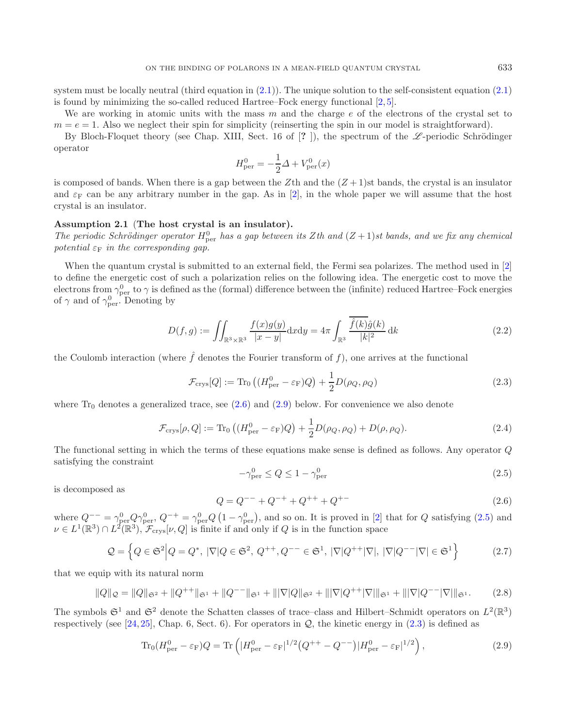system must be locally neutral (third equation in (2.1)). The unique solution to the self-consistent equation (2.1) is found by minimizing the so-called reduced Hartree–Fock energy functional [2,5].

We are working in atomic units with the mass $m$ and the charge $e$ of the electrons of the crystal set to $m = e = 1$. Also we neglect their spin for simplicity (reinserting the spin in our model is straightforward).

By Bloch-Floquet theory (see Chap. XIII, Sect. 16 of [? ]), the spectrum of the $\mathscr{L}$-periodic Schrödinger operator

$$H^0_{\rm per} = -\frac{1}{2}\Delta + V^0_{\rm per}(x)$$

is composed of bands. When there is a gap between the $Z$th and the $(Z+1)$st bands, the crystal is an insulator and $\varepsilon_{\rm F}$ can be any arbitrary number in the gap. As in [2], in the whole paper we will assume that the host crystal is an insulator.

**Assumption 2.1** (**The host crystal is an insulator).**
*The periodic Schrödinger operator $H^0_{\rm per}$ has a gap between its $Z$th and $(Z+1)$st bands, and we fix any chemical potential $\varepsilon_{\rm F}$ in the corresponding gap.*

When the quantum crystal is submitted to an external field, the Fermi sea polarizes. The method used in [2] to define the energetic cost of such a polarization relies on the following idea. The energetic cost to move the electrons from $\gamma^0_{\rm per}$ to $\gamma$ is defined as the (formal) difference between the (infinite) reduced Hartree–Fock energies of $\gamma$ and of $\gamma^0_{\rm per}$. Denoting by

$$D(f,g) := \iint_{\mathbb{R}^3\times\mathbb{R}^3} \frac{f(x)g(y)}{|x-y|}{\rm d}x{\rm d}y = 4\pi \int_{\mathbb{R}^3} \frac{\overline{\hat{f}(k)}\hat{g}(k)}{|k|^2}\,{\rm d}k \tag{2.2}$$

the Coulomb interaction (where $\hat{f}$ denotes the Fourier transform of $f$), one arrives at the functional

$$\mathcal{F}_{\rm crys}[Q] := {\rm Tr}_0\left((H^0_{\rm per} - \varepsilon_{\rm F})Q\right) + \frac{1}{2}D(\rho_Q,\rho_Q) \tag{2.3}$$

where ${\rm Tr}_0$ denotes a generalized trace, see (2.6) and (2.9) below. For convenience we also denote

$$\mathcal{F}_{\rm crys}[\rho,Q] := {\rm Tr}_0\left((H^0_{\rm per} - \varepsilon_{\rm F})Q\right) + \frac{1}{2}D(\rho_Q,\rho_Q) + D(\rho,\rho_Q). \tag{2.4}$$

The functional setting in which the terms of these equations make sense is defined as follows. Any operator $Q$ satisfying the constraint

$$-\gamma^0_{\rm per} \leq Q \leq 1 - \gamma^0_{\rm per} \tag{2.5}$$

is decomposed as

$$Q = Q^{--} + Q^{-+} + Q^{++} + Q^{+-} \tag{2.6}$$

where $Q^{--} = \gamma^0_{\rm per}Q\gamma^0_{\rm per}$, $Q^{-+} = \gamma^0_{\rm per}Q\left(1-\gamma^0_{\rm per}\right)$, and so on. It is proved in [2] that for $Q$ satisfying (2.5) and $\nu \in L^1(\mathbb{R}^3)\cap L^2(\mathbb{R}^3)$, $\mathcal{F}_{\rm crys}[\nu,Q]$ is finite if and only if $Q$ is in the function space

$$\mathcal{Q} = \left\{ Q \in \mathfrak{S}^2 \middle| Q = Q^*,\ |\nabla|Q \in \mathfrak{S}^2,\ Q^{++}, Q^{--} \in \mathfrak{S}^1,\ |\nabla|Q^{++}|\nabla|,\ |\nabla|Q^{--}|\nabla| \in \mathfrak{S}^1 \right\} \tag{2.7}$$

that we equip with its natural norm

$$\|Q\|_{\mathcal{Q}} = \|Q\|_{\mathfrak{S}^2} + \|Q^{++}\|_{\mathfrak{S}^1} + \|Q^{--}\|_{\mathfrak{S}^1} + \||\nabla|Q\|_{\mathfrak{S}^2} + \||\nabla|Q^{++}|\nabla|\|_{\mathfrak{S}^1} + \||\nabla|Q^{--}|\nabla|\|_{\mathfrak{S}^1}. \tag{2.8}$$

The symbols $\mathfrak{S}^1$ and $\mathfrak{S}^2$ denote the Schatten classes of trace–class and Hilbert–Schmidt operators on $L^2(\mathbb{R}^3)$ respectively (see [24,25], Chap. 6, Sect. 6). For operators in $\mathcal{Q}$, the kinetic energy in (2.3) is defined as

$${\rm Tr}_0(H^0_{\rm per} - \varepsilon_{\rm F})Q = {\rm Tr}\left(|H^0_{\rm per} - \varepsilon_{\rm F}|^{1/2}\left(Q^{++} - Q^{--}\right)|H^0_{\rm per} - \varepsilon_{\rm F}|^{1/2}\right), \tag{2.9}$$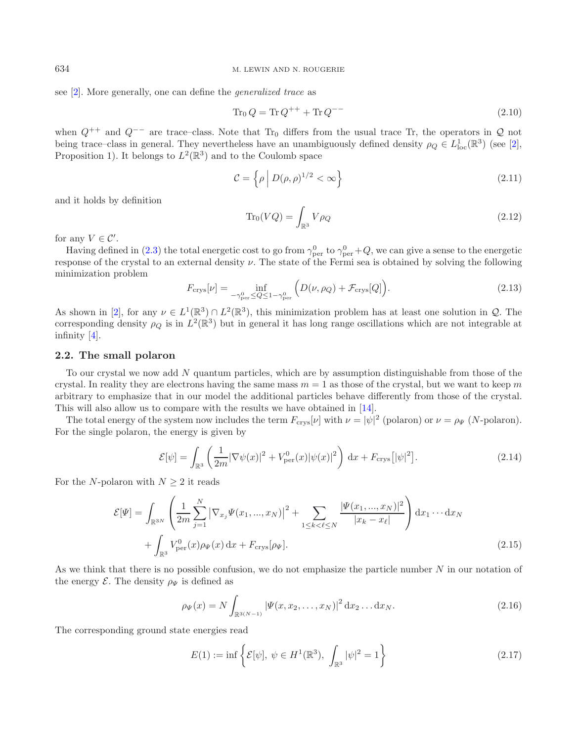see [2]. More generally, one can define the *generalized trace* as

$$\mathrm{Tr}_0\, Q = \mathrm{Tr}\, Q^{++} + \mathrm{Tr}\, Q^{--} \tag{2.10}$$

when $Q^{++}$ and $Q^{--}$ are trace–class. Note that $\mathrm{Tr}_0$ differs from the usual trace Tr, the operators in $\mathcal{Q}$ not being trace–class in general. They nevertheless have an unambiguously defined density $\rho_Q \in L^1_{\mathrm{loc}}(\mathbb{R}^3)$ (see [2], Proposition 1). It belongs to $L^2(\mathbb{R}^3)$ and to the Coulomb space

$$\mathcal{C} = \left\{ \rho \,\middle|\, D(\rho,\rho)^{1/2} < \infty \right\} \tag{2.11}$$

and it holds by definition

$$\mathrm{Tr}_0(VQ) = \int_{\mathbb{R}^3} V \rho_Q \tag{2.12}$$

for any $V \in \mathcal{C}'$.

Having defined in (2.3) the total energetic cost to go from $\gamma^0_{\mathrm{per}}$ to $\gamma^0_{\mathrm{per}} + Q$, we can give a sense to the energetic response of the crystal to an external density $\nu$. The state of the Fermi sea is obtained by solving the following minimization problem

$$F_{\mathrm{crys}}[\nu] = \inf_{-\gamma^0_{\mathrm{per}} \leq Q \leq 1 - \gamma^0_{\mathrm{per}}} \Big( D(\nu, \rho_Q) + \mathcal{F}_{\mathrm{crys}}[Q] \Big). \tag{2.13}$$

As shown in [2], for any $\nu \in L^1(\mathbb{R}^3) \cap L^2(\mathbb{R}^3)$, this minimization problem has at least one solution in $\mathcal{Q}$. The corresponding density $\rho_Q$ is in $L^2(\mathbb{R}^3)$ but in general it has long range oscillations which are not integrable at infinity [4].

### 2.2. The small polaron

To our crystal we now add $N$ quantum particles, which are by assumption distinguishable from those of the crystal. In reality they are electrons having the same mass $m = 1$ as those of the crystal, but we want to keep $m$ arbitrary to emphasize that in our model the additional particles behave differently from those of the crystal. This will also allow us to compare with the results we have obtained in [14].

The total energy of the system now includes the term $F_{\mathrm{crys}}[\nu]$ with $\nu = |\psi|^2$ (polaron) or $\nu = \rho_\Psi$ ($N$-polaron). For the single polaron, the energy is given by

$$\mathcal{E}[\psi] = \int_{\mathbb{R}^3} \left( \frac{1}{2m} |\nabla \psi(x)|^2 + V^0_{\mathrm{per}}(x) |\psi(x)|^2 \right) \mathrm{d}x + F_{\mathrm{crys}}\big[|\psi|^2\big]. \tag{2.14}$$

For the $N$-polaron with $N \geq 2$ it reads

$$\begin{aligned}
\mathcal{E}[\Psi] = &\int_{\mathbb{R}^{3N}} \left( \frac{1}{2m} \sum_{j=1}^N \big|\nabla_{x_j} \Psi(x_1, ..., x_N)\big|^2 + \sum_{1 \leq k < \ell \leq N} \frac{|\Psi(x_1, ..., x_N)|^2}{|x_k - x_\ell|} \right) \mathrm{d}x_1 \cdots \mathrm{d}x_N \\
&+ \int_{\mathbb{R}^3} V^0_{\mathrm{per}}(x) \rho_\Psi(x)\, \mathrm{d}x + F_{\mathrm{crys}}[\rho_\Psi].
\end{aligned} \tag{2.15}$$

As we think that there is no possible confusion, we do not emphasize the particle number $N$ in our notation of the energy $\mathcal{E}$. The density $\rho_\Psi$ is defined as

$$\rho_\Psi(x) = N \int_{\mathbb{R}^{3(N-1)}} |\Psi(x, x_2, \ldots, x_N)|^2 \, \mathrm{d}x_2 \ldots \mathrm{d}x_N. \tag{2.16}$$

The corresponding ground state energies read

$$E(1) := \inf \left\{ \mathcal{E}[\psi],\ \psi \in H^1(\mathbb{R}^3),\ \int_{\mathbb{R}^3} |\psi|^2 = 1 \right\} \tag{2.17}$$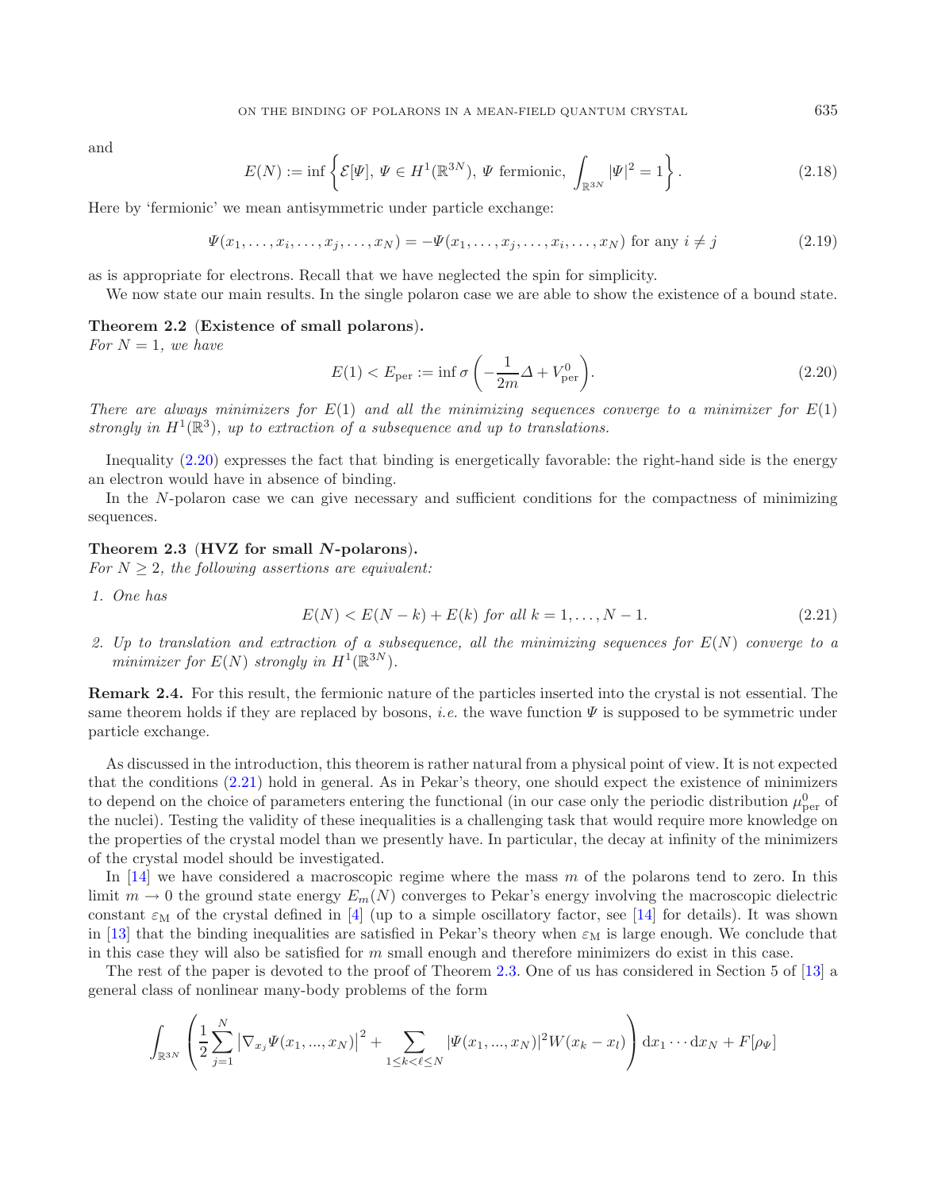and

$$E(N) := \inf \left\{ \mathcal{E}[\Psi],\, \Psi \in H^1(\mathbb{R}^{3N}),\, \Psi \text{ fermionic},\, \int_{\mathbb{R}^{3N}} |\Psi|^2 = 1 \right\}. \tag{2.18}$$

Here by 'fermionic' we mean antisymmetric under particle exchange:

$$\Psi(x_1, \ldots, x_i, \ldots, x_j, \ldots, x_N) = -\Psi(x_1, \ldots, x_j, \ldots, x_i, \ldots, x_N) \text{ for any } i \neq j \tag{2.19}$$

as is appropriate for electrons. Recall that we have neglected the spin for simplicity.

We now state our main results. In the single polaron case we are able to show the existence of a bound state.

**Theorem 2.2** (**Existence of small polarons**).
*For $N = 1$, we have*

$$E(1) < E_{\rm per} := \inf \sigma \left( -\frac{1}{2m} \Delta + V^0_{\rm per} \right). \tag{2.20}$$

*There are always minimizers for $E(1)$ and all the minimizing sequences converge to a minimizer for $E(1)$ strongly in $H^1(\mathbb{R}^3)$, up to extraction of a subsequence and up to translations.*

Inequality (2.20) expresses the fact that binding is energetically favorable: the right-hand side is the energy an electron would have in absence of binding.

In the $N$-polaron case we can give necessary and sufficient conditions for the compactness of minimizing sequences.

**Theorem 2.3** (**HVZ for small $N$-polarons**).
*For $N \geq 2$, the following assertions are equivalent:*

1. *One has*
$$E(N) < E(N-k) + E(k) \text{ for all } k = 1, \ldots, N-1. \tag{2.21}$$
2. *Up to translation and extraction of a subsequence, all the minimizing sequences for $E(N)$ converge to a minimizer for $E(N)$ strongly in $H^1(\mathbb{R}^{3N})$.*

**Remark 2.4.** For this result, the fermionic nature of the particles inserted into the crystal is not essential. The same theorem holds if they are replaced by bosons, *i.e.* the wave function $\Psi$ is supposed to be symmetric under particle exchange.

As discussed in the introduction, this theorem is rather natural from a physical point of view. It is not expected that the conditions (2.21) hold in general. As in Pekar's theory, one should expect the existence of minimizers to depend on the choice of parameters entering the functional (in our case only the periodic distribution $\mu^0_{\rm per}$ of the nuclei). Testing the validity of these inequalities is a challenging task that would require more knowledge on the properties of the crystal model than we presently have. In particular, the decay at infinity of the minimizers of the crystal model should be investigated.

In [14] we have considered a macroscopic regime where the mass $m$ of the polarons tend to zero. In this limit $m \to 0$ the ground state energy $E_m(N)$ converges to Pekar's energy involving the macroscopic dielectric constant $\varepsilon_{\rm M}$ of the crystal defined in [4] (up to a simple oscillatory factor, see [14] for details). It was shown in [13] that the binding inequalities are satisfied in Pekar's theory when $\varepsilon_{\rm M}$ is large enough. We conclude that in this case they will also be satisfied for $m$ small enough and therefore minimizers do exist in this case.

The rest of the paper is devoted to the proof of Theorem 2.3. One of us has considered in Section 5 of [13] a general class of nonlinear many-body problems of the form

$$\int_{\mathbb{R}^{3N}} \left( \frac{1}{2} \sum_{j=1}^{N} \left| \nabla_{x_j} \Psi(x_1, ..., x_N) \right|^2 + \sum_{1 \leq k < \ell \leq N} |\Psi(x_1, ..., x_N)|^2 W(x_k - x_l) \right) \mathrm{d}x_1 \cdots \mathrm{d}x_N + F[\rho_\Psi]$$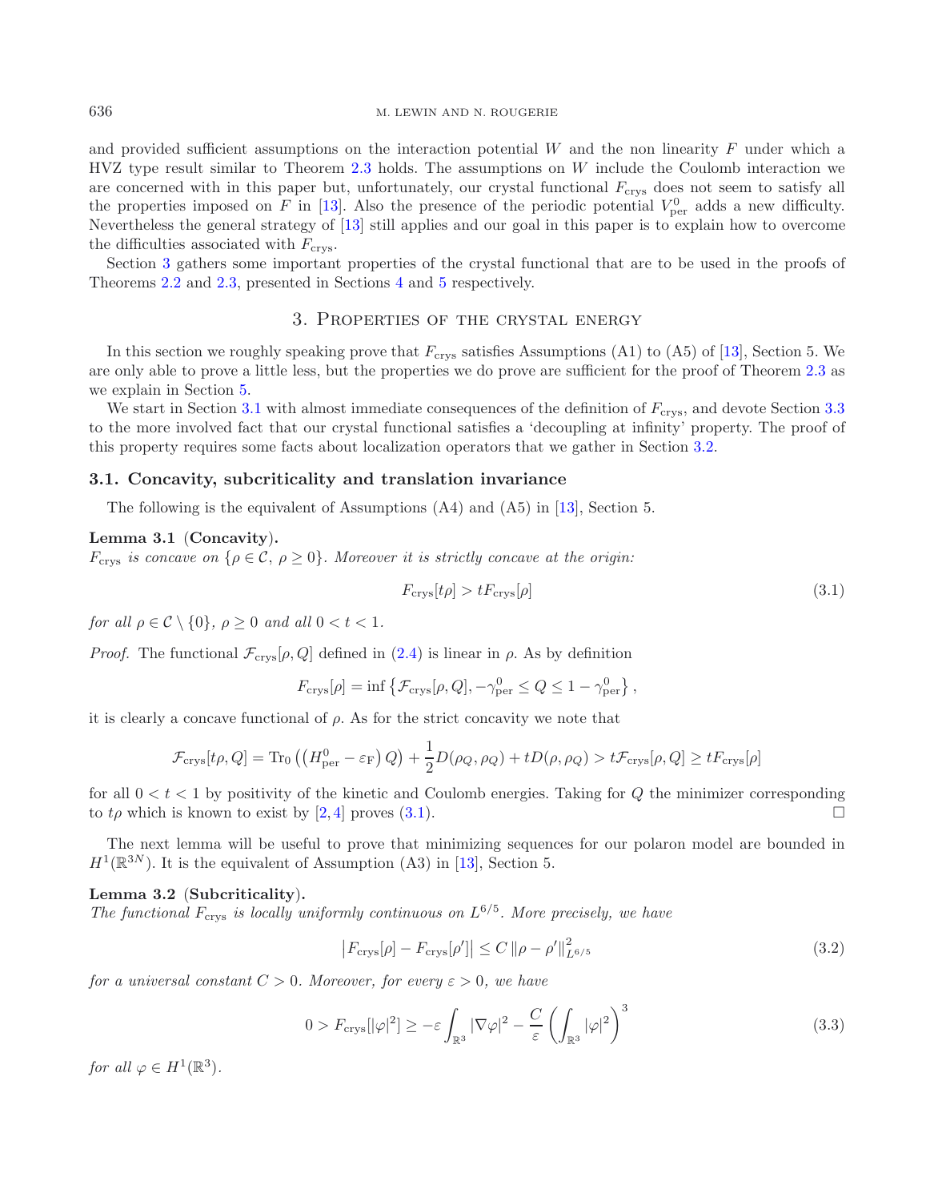and provided sufficient assumptions on the interaction potential $W$ and the non linearity $F$ under which a HVZ type result similar to Theorem 2.3 holds. The assumptions on $W$ include the Coulomb interaction we are concerned with in this paper but, unfortunately, our crystal functional $F_{\rm crys}$ does not seem to satisfy all the properties imposed on $F$ in [13]. Also the presence of the periodic potential $V^0_{\rm per}$ adds a new difficulty. Nevertheless the general strategy of [13] still applies and our goal in this paper is to explain how to overcome the difficulties associated with $F_{\rm crys}$.

Section 3 gathers some important properties of the crystal functional that are to be used in the proofs of Theorems 2.2 and 2.3, presented in Sections 4 and 5 respectively.

## 3. Properties of the crystal energy

In this section we roughly speaking prove that $F_{\rm crys}$ satisfies Assumptions (A1) to (A5) of [13], Section 5. We are only able to prove a little less, but the properties we do prove are sufficient for the proof of Theorem 2.3 as we explain in Section 5.

We start in Section 3.1 with almost immediate consequences of the definition of $F_{\rm crys}$, and devote Section 3.3 to the more involved fact that our crystal functional satisfies a 'decoupling at infinity' property. The proof of this property requires some facts about localization operators that we gather in Section 3.2.

### 3.1. Concavity, subcriticality and translation invariance

The following is the equivalent of Assumptions (A4) and (A5) in [13], Section 5.

**Lemma 3.1** (**Concavity**).
*$F_{\rm crys}$ is concave on $\{\rho \in \mathcal{C},\ \rho \geq 0\}$. Moreover it is strictly concave at the origin:*

$$F_{\rm crys}[t\rho] > tF_{\rm crys}[\rho] \tag{3.1}$$

*for all $\rho \in \mathcal{C} \setminus \{0\}$, $\rho \geq 0$ and all $0 < t < 1$.*

*Proof.* The functional $\mathcal{F}_{\rm crys}[\rho, Q]$ defined in (2.4) is linear in $\rho$. As by definition

$$F_{\rm crys}[\rho] = \inf\left\{\mathcal{F}_{\rm crys}[\rho, Q], -\gamma^0_{\rm per} \leq Q \leq 1 - \gamma^0_{\rm per}\right\},$$

it is clearly a concave functional of $\rho$. As for the strict concavity we note that

$$\mathcal{F}_{\rm crys}[t\rho, Q] = {\rm Tr}_0\left(\left(H^0_{\rm per} - \varepsilon_{\rm F}\right)Q\right) + \frac{1}{2}D(\rho_Q, \rho_Q) + tD(\rho, \rho_Q) > t\mathcal{F}_{\rm crys}[\rho, Q] \geq tF_{\rm crys}[\rho]$$

for all $0 < t < 1$ by positivity of the kinetic and Coulomb energies. Taking for $Q$ the minimizer corresponding to $t\rho$ which is known to exist by [2, 4] proves (3.1). □

The next lemma will be useful to prove that minimizing sequences for our polaron model are bounded in $H^1(\mathbb{R}^{3N})$. It is the equivalent of Assumption (A3) in [13], Section 5.

**Lemma 3.2** (**Subcriticality**).
*The functional $F_{\rm crys}$ is locally uniformly continuous on $L^{6/5}$. More precisely, we have*

$$\left|F_{\rm crys}[\rho] - F_{\rm crys}[\rho']\right| \leq C\,\|\rho - \rho'\|^2_{L^{6/5}} \tag{3.2}$$

*for a universal constant $C > 0$. Moreover, for every $\varepsilon > 0$, we have*

$$0 > F_{\rm crys}[|\varphi|^2] \geq -\varepsilon\int_{\mathbb{R}^3}|\nabla\varphi|^2 - \frac{C}{\varepsilon}\left(\int_{\mathbb{R}^3}|\varphi|^2\right)^3 \tag{3.3}$$

*for all $\varphi \in H^1(\mathbb{R}^3)$.*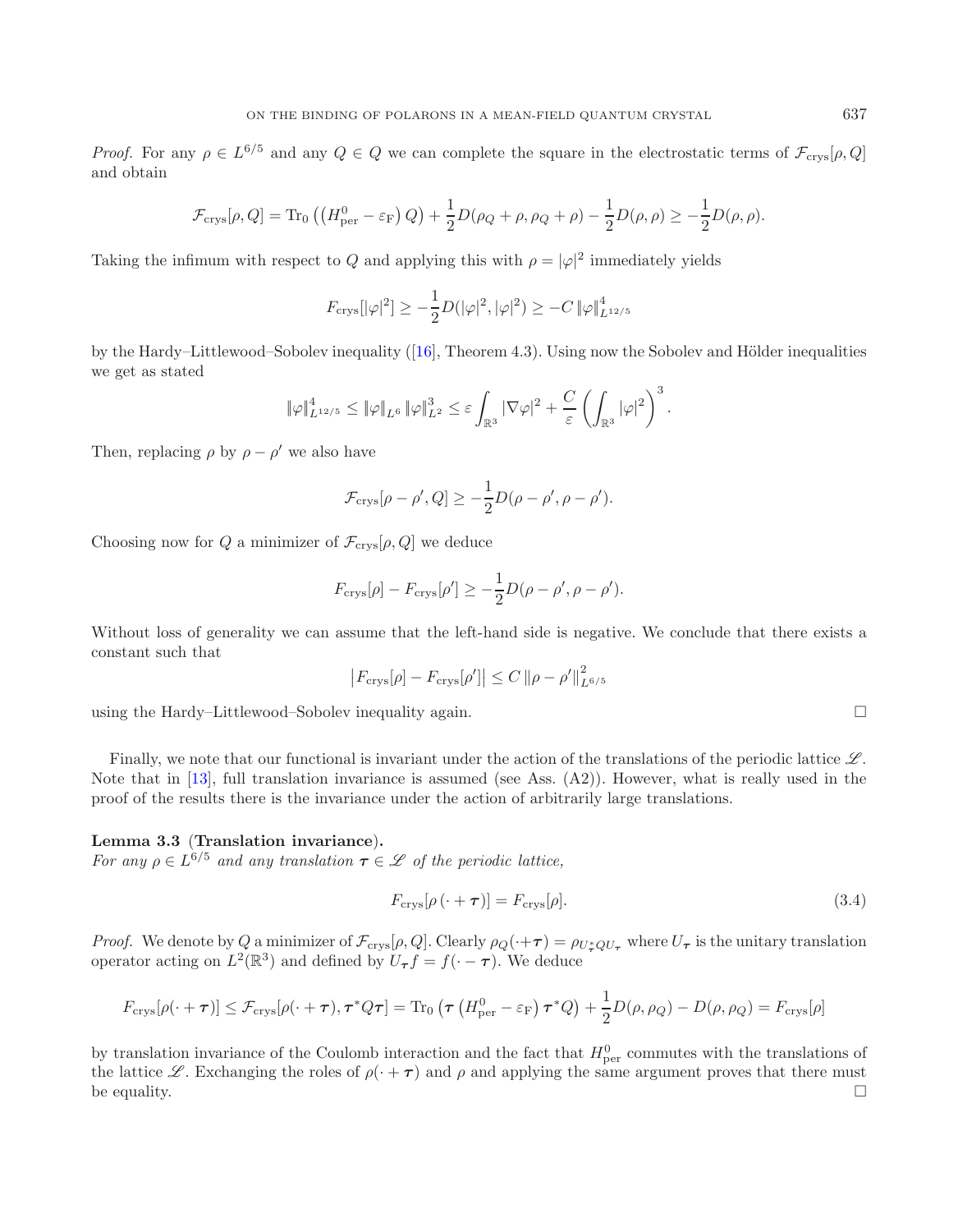*Proof.* For any $\rho \in L^{6/5}$ and any $Q \in \mathcal{Q}$ we can complete the square in the electrostatic terms of $\mathcal{F}_{\rm crys}[\rho, Q]$ and obtain

$$\mathcal{F}_{\rm crys}[\rho, Q] = \operatorname{Tr}_0\left(\left(H^0_{\rm per} - \varepsilon_{\rm F}\right) Q\right) + \frac{1}{2}D(\rho_Q + \rho, \rho_Q + \rho) - \frac{1}{2}D(\rho, \rho) \geq -\frac{1}{2}D(\rho, \rho).$$

Taking the infimum with respect to $Q$ and applying this with $\rho = |\varphi|^2$ immediately yields

$$F_{\rm crys}[|\varphi|^2] \geq -\frac{1}{2}D(|\varphi|^2, |\varphi|^2) \geq -C\,\|\varphi\|^4_{L^{12/5}}$$

by the Hardy–Littlewood–Sobolev inequality ([16], Theorem 4.3). Using now the Sobolev and Hölder inequalities we get as stated

$$\|\varphi\|^4_{L^{12/5}} \leq \|\varphi\|_{L^6}\,\|\varphi\|^3_{L^2} \leq \varepsilon \int_{\mathbb{R}^3} |\nabla\varphi|^2 + \frac{C}{\varepsilon}\left(\int_{\mathbb{R}^3} |\varphi|^2\right)^3.$$

Then, replacing $\rho$ by $\rho - \rho'$ we also have

$$\mathcal{F}_{\rm crys}[\rho - \rho', Q] \geq -\frac{1}{2}D(\rho - \rho', \rho - \rho').$$

Choosing now for $Q$ a minimizer of $\mathcal{F}_{\rm crys}[\rho, Q]$ we deduce

$$F_{\rm crys}[\rho] - F_{\rm crys}[\rho'] \geq -\frac{1}{2}D(\rho - \rho', \rho - \rho').$$

Without loss of generality we can assume that the left-hand side is negative. We conclude that there exists a constant such that

$$\left|F_{\rm crys}[\rho] - F_{\rm crys}[\rho']\right| \leq C\,\|\rho - \rho'\|^2_{L^{6/5}}$$

using the Hardy–Littlewood–Sobolev inequality again. □

Finally, we note that our functional is invariant under the action of the translations of the periodic lattice $\mathscr{L}$. Note that in [13], full translation invariance is assumed (see Ass. (A2)). However, what is really used in the proof of the results there is the invariance under the action of arbitrarily large translations.

**Lemma 3.3** (**Translation invariance**).
*For any $\rho \in L^{6/5}$ and any translation $\boldsymbol{\tau} \in \mathscr{L}$ of the periodic lattice,*

$$F_{\rm crys}[\rho\,(\cdot + \boldsymbol{\tau})] = F_{\rm crys}[\rho]. \tag{3.4}$$

*Proof.* We denote by $Q$ a minimizer of $\mathcal{F}_{\rm crys}[\rho, Q]$. Clearly $\rho_Q(\cdot + \boldsymbol{\tau}) = \rho_{U^*_{\boldsymbol{\tau}} Q U_{\boldsymbol{\tau}}}$ where $U_{\boldsymbol{\tau}}$ is the unitary translation operator acting on $L^2(\mathbb{R}^3)$ and defined by $U_{\boldsymbol{\tau}} f = f(\cdot - \boldsymbol{\tau})$. We deduce

$$F_{\rm crys}[\rho(\cdot + \boldsymbol{\tau})] \leq \mathcal{F}_{\rm crys}[\rho(\cdot + \boldsymbol{\tau}), \boldsymbol{\tau}^* Q \boldsymbol{\tau}] = \operatorname{Tr}_0\left(\boldsymbol{\tau}\left(H^0_{\rm per} - \varepsilon_{\rm F}\right)\boldsymbol{\tau}^* Q\right) + \frac{1}{2}D(\rho, \rho_Q) - D(\rho, \rho_Q) = F_{\rm crys}[\rho]$$

by translation invariance of the Coulomb interaction and the fact that $H^0_{\rm per}$ commutes with the translations of the lattice $\mathscr{L}$. Exchanging the roles of $\rho(\cdot + \boldsymbol{\tau})$ and $\rho$ and applying the same argument proves that there must be equality. □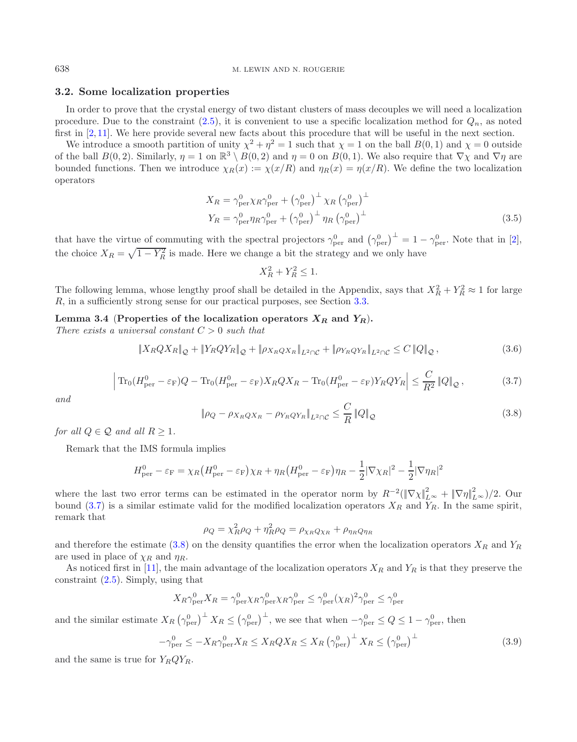### 3.2. Some localization properties

In order to prove that the crystal energy of two distant clusters of mass decouples we will need a localization procedure. Due to the constraint (2.5), it is convenient to use a specific localization method for $Q_n$, as noted first in [2,11]. We here provide several new facts about this procedure that will be useful in the next section.

We introduce a smooth partition of unity $\chi^2 + \eta^2 = 1$ such that $\chi = 1$ on the ball $B(0,1)$ and $\chi = 0$ outside of the ball $B(0,2)$. Similarly, $\eta = 1$ on $\mathbb{R}^3 \setminus B(0,2)$ and $\eta = 0$ on $B(0,1)$. We also require that $\nabla\chi$ and $\nabla\eta$ are bounded functions. Then we introduce $\chi_R(x) := \chi(x/R)$ and $\eta_R(x) = \eta(x/R)$. We define the two localization operators

$$
\begin{aligned}
X_R &= \gamma^0_{\rm per}\chi_R\gamma^0_{\rm per} + \left(\gamma^0_{\rm per}\right)^\perp \chi_R \left(\gamma^0_{\rm per}\right)^\perp \\
Y_R &= \gamma^0_{\rm per}\eta_R\gamma^0_{\rm per} + \left(\gamma^0_{\rm per}\right)^\perp \eta_R \left(\gamma^0_{\rm per}\right)^\perp
\end{aligned}
\tag{3.5}
$$

that have the virtue of commuting with the spectral projectors $\gamma^0_{\rm per}$ and $\left(\gamma^0_{\rm per}\right)^\perp = 1 - \gamma^0_{\rm per}$. Note that in [2], the choice $X_R = \sqrt{1 - Y_R^2}$ is made. Here we change a bit the strategy and we only have

$$
X_R^2 + Y_R^2 \leq 1.
$$

The following lemma, whose lengthy proof shall be detailed in the Appendix, says that $X_R^2 + Y_R^2 \approx 1$ for large $R$, in a sufficiently strong sense for our practical purposes, see Section 3.3.

**Lemma 3.4** (**Properties of the localization operators $X_R$ and $Y_R$**).
*There exists a universal constant $C > 0$ such that*

$$
\|X_R Q X_R\|_{\mathcal{Q}} + \|Y_R Q Y_R\|_{\mathcal{Q}} + \|\rho_{X_R Q X_R}\|_{L^2\cap\mathcal{C}} + \|\rho_{Y_R Q Y_R}\|_{L^2\cap\mathcal{C}} \leq C\, \|Q\|_{\mathcal{Q}}\,,
\tag{3.6}
$$

$$
\left| \operatorname{Tr}_0(H^0_{\rm per} - \varepsilon_{\rm F})Q - \operatorname{Tr}_0(H^0_{\rm per} - \varepsilon_{\rm F})X_R Q X_R - \operatorname{Tr}_0(H^0_{\rm per} - \varepsilon_{\rm F})Y_R Q Y_R \right| \leq \frac{C}{R^2}\, \|Q\|_{\mathcal{Q}}\,,
\tag{3.7}
$$

*and*

$$
\|\rho_Q - \rho_{X_R Q X_R} - \rho_{Y_R Q Y_R}\|_{L^2\cap\mathcal{C}} \leq \frac{C}{R}\, \|Q\|_{\mathcal{Q}}
\tag{3.8}
$$

*for all $Q \in \mathcal{Q}$ and all $R \geq 1$.*

Remark that the IMS formula implies

$$
H^0_{\rm per} - \varepsilon_{\rm F} = \chi_R\big(H^0_{\rm per} - \varepsilon_{\rm F}\big)\chi_R + \eta_R\big(H^0_{\rm per} - \varepsilon_{\rm F}\big)\eta_R - \frac{1}{2}|\nabla\chi_R|^2 - \frac{1}{2}|\nabla\eta_R|^2
$$

where the last two error terms can be estimated in the operator norm by $R^{-2}(\|\nabla\chi\|^2_{L^\infty} + \|\nabla\eta\|^2_{L^\infty})/2$. Our bound (3.7) is a similar estimate valid for the modified localization operators $X_R$ and $Y_R$. In the same spirit, remark that

$$
\rho_Q = \chi_R^2\rho_Q + \eta_R^2\rho_Q = \rho_{\chi_R Q \chi_R} + \rho_{\eta_R Q \eta_R}
$$

and therefore the estimate (3.8) on the density quantifies the error when the localization operators $X_R$ and $Y_R$ are used in place of $\chi_R$ and $\eta_R$.

As noticed first in [11], the main advantage of the localization operators $X_R$ and $Y_R$ is that they preserve the constraint (2.5). Simply, using that

$$
X_R\gamma^0_{\rm per}X_R = \gamma^0_{\rm per}\chi_R\gamma^0_{\rm per}\chi_R\gamma^0_{\rm per} \leq \gamma^0_{\rm per}(\chi_R)^2\gamma^0_{\rm per} \leq \gamma^0_{\rm per}
$$

and the similar estimate $X_R\left(\gamma^0_{\rm per}\right)^\perp X_R \leq \left(\gamma^0_{\rm per}\right)^\perp$, we see that when $-\gamma^0_{\rm per} \leq Q \leq 1 - \gamma^0_{\rm per}$, then

$$
-\gamma^0_{\rm per} \leq -X_R\gamma^0_{\rm per}X_R \leq X_R Q X_R \leq X_R\left(\gamma^0_{\rm per}\right)^\perp X_R \leq \left(\gamma^0_{\rm per}\right)^\perp
\tag{3.9}
$$

and the same is true for $Y_R Q Y_R$.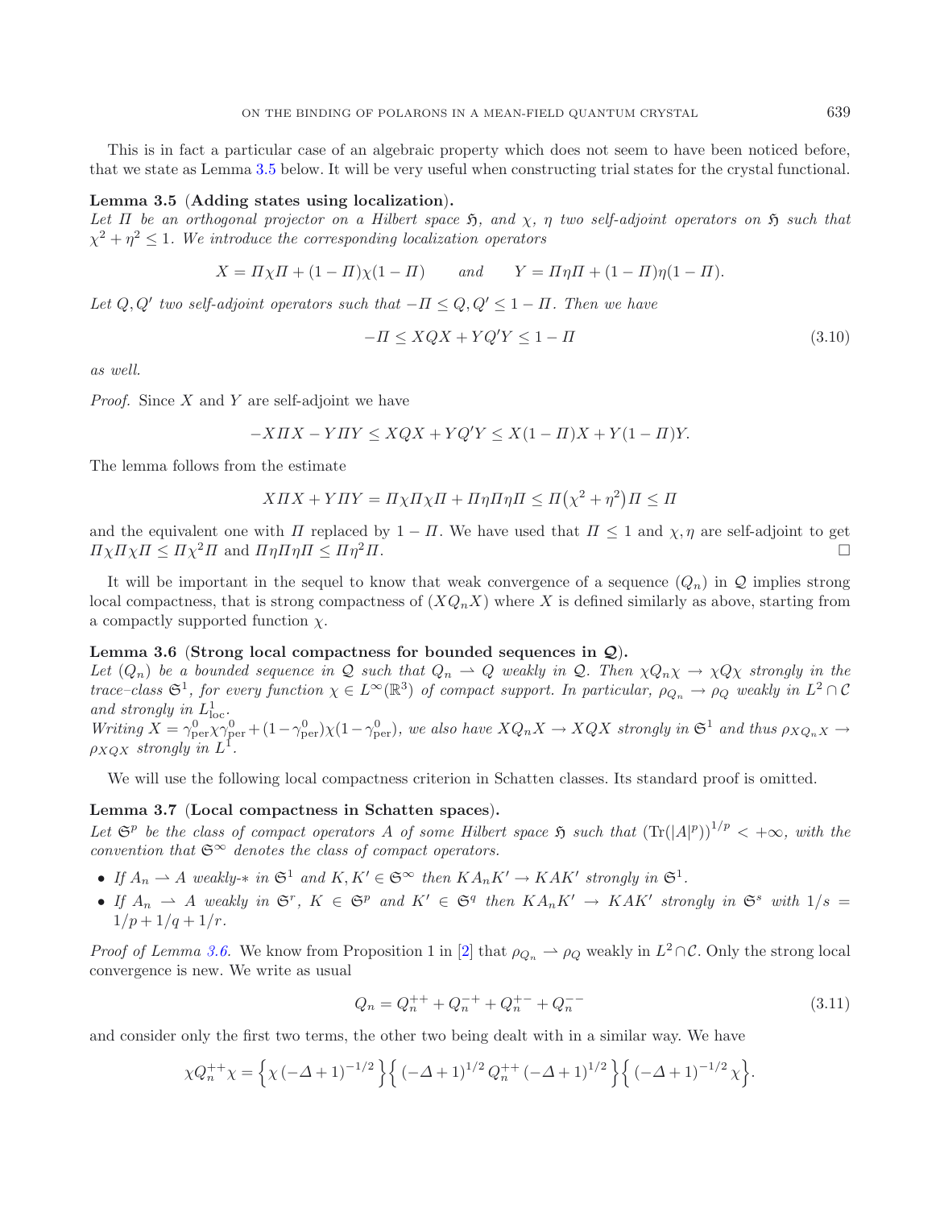This is in fact a particular case of an algebraic property which does not seem to have been noticed before, that we state as Lemma 3.5 below. It will be very useful when constructing trial states for the crystal functional.

**Lemma 3.5** (**Adding states using localization**).
*Let $\Pi$ be an orthogonal projector on a Hilbert space $\mathfrak{H}$, and $\chi$, $\eta$ two self-adjoint operators on $\mathfrak{H}$ such that $\chi^2+\eta^2\le 1$. We introduce the corresponding localization operators*

$$X=\Pi\chi\Pi+(1-\Pi)\chi(1-\Pi)\qquad \textit{and} \qquad Y=\Pi\eta\Pi+(1-\Pi)\eta(1-\Pi).$$

*Let $Q,Q'$ two self-adjoint operators such that $-\Pi\le Q,Q'\le 1-\Pi$. Then we have*

$$-\Pi\le XQX+YQ'Y\le 1-\Pi \tag{3.10}$$

*as well.*

*Proof.* Since $X$ and $Y$ are self-adjoint we have

$$-X\Pi X-Y\Pi Y\le XQX+YQ'Y\le X(1-\Pi)X+Y(1-\Pi)Y.$$

The lemma follows from the estimate

$$X\Pi X+Y\Pi Y=\Pi\chi\Pi\chi\Pi+\Pi\eta\Pi\eta\Pi\le \Pi\big(\chi^2+\eta^2\big)\Pi\le\Pi$$

and the equivalent one with $\Pi$ replaced by $1-\Pi$. We have used that $\Pi\le 1$ and $\chi,\eta$ are self-adjoint to get $\Pi\chi\Pi\chi\Pi\le\Pi\chi^2\Pi$ and $\Pi\eta\Pi\eta\Pi\le\Pi\eta^2\Pi$. $\square$

It will be important in the sequel to know that weak convergence of a sequence $(Q_n)$ in $\mathcal{Q}$ implies strong local compactness, that is strong compactness of $(XQ_nX)$ where $X$ is defined similarly as above, starting from a compactly supported function $\chi$.

**Lemma 3.6** (**Strong local compactness for bounded sequences in $\mathcal{Q}$**).
*Let $(Q_n)$ be a bounded sequence in $\mathcal{Q}$ such that $Q_n\rightharpoonup Q$ weakly in $\mathcal{Q}$. Then $\chi Q_n\chi\to\chi Q\chi$ strongly in the trace–class $\mathfrak{S}^1$, for every function $\chi\in L^\infty(\mathbb{R}^3)$ of compact support. In particular, $\rho_{Q_n}\to\rho_Q$ weakly in $L^2\cap\mathcal{C}$ and strongly in $L^1_{\rm loc}$.*
*Writing $X=\gamma^0_{\rm per}\chi\gamma^0_{\rm per}+(1-\gamma^0_{\rm per})\chi(1-\gamma^0_{\rm per})$, we also have $XQ_nX\to XQX$ strongly in $\mathfrak{S}^1$ and thus $\rho_{XQ_nX}\to\rho_{XQX}$ strongly in $L^1$.*

We will use the following local compactness criterion in Schatten classes. Its standard proof is omitted.

**Lemma 3.7** (**Local compactness in Schatten spaces**).
*Let $\mathfrak{S}^p$ be the class of compact operators $A$ of some Hilbert space $\mathfrak{H}$ such that $(\mathrm{Tr}(|A|^p))^{1/p}<+\infty$, with the convention that $\mathfrak{S}^\infty$ denotes the class of compact operators.*

- *If $A_n\rightharpoonup A$ weakly-$*$ in $\mathfrak{S}^1$ and $K,K'\in\mathfrak{S}^\infty$ then $KA_nK'\to KAK'$ strongly in $\mathfrak{S}^1$.*
- *If $A_n\rightharpoonup A$ weakly in $\mathfrak{S}^r$, $K\in\mathfrak{S}^p$ and $K'\in\mathfrak{S}^q$ then $KA_nK'\to KAK'$ strongly in $\mathfrak{S}^s$ with $1/s=1/p+1/q+1/r$.*

*Proof of Lemma 3.6.* We know from Proposition 1 in [2] that $\rho_{Q_n}\rightharpoonup\rho_Q$ weakly in $L^2\cap\mathcal{C}$. Only the strong local convergence is new. We write as usual

$$Q_n=Q_n^{++}+Q_n^{-+}+Q_n^{+-}+Q_n^{--} \tag{3.11}$$

and consider only the first two terms, the other two being dealt with in a similar way. We have

$$\chi Q_n^{++}\chi=\Big\{\chi\,(-\Delta+1)^{-1/2}\Big\}\Big\{(-\Delta+1)^{1/2}\,Q_n^{++}\,(-\Delta+1)^{1/2}\Big\}\Big\{(-\Delta+1)^{-1/2}\,\chi\Big\}.$$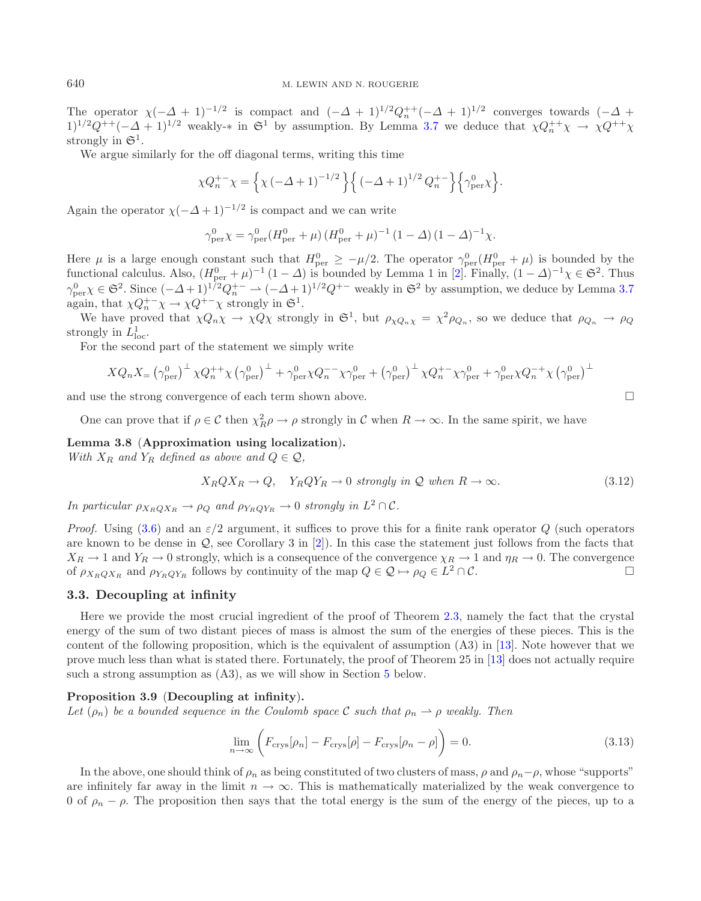The operator $\chi(-\Delta+1)^{-1/2}$ is compact and $(-\Delta+1)^{1/2}Q_n^{++}(-\Delta+1)^{1/2}$ converges towards $(-\Delta+1)^{1/2}Q^{++}(-\Delta+1)^{1/2}$ weakly-$*$ in $\mathfrak{S}^1$ by assumption. By Lemma 3.7 we deduce that $\chi Q_n^{++}\chi \to \chi Q^{++}\chi$ strongly in $\mathfrak{S}^1$.

We argue similarly for the off diagonal terms, writing this time

$$\chi Q_n^{+-}\chi = \Big\{\chi\left(-\Delta+1\right)^{-1/2}\Big\}\Big\{\left(-\Delta+1\right)^{1/2}Q_n^{+-}\Big\}\Big\{\gamma_{\rm per}^0\chi\Big\}.$$

Again the operator $\chi(-\Delta+1)^{-1/2}$ is compact and we can write

$$\gamma_{\rm per}^0\chi = \gamma_{\rm per}^0(H_{\rm per}^0+\mu)\,(H_{\rm per}^0+\mu)^{-1}\,(1-\Delta)\,(1-\Delta)^{-1}\chi.$$

Here $\mu$ is a large enough constant such that $H_{\rm per}^0 \geq -\mu/2$. The operator $\gamma_{\rm per}^0(H_{\rm per}^0+\mu)$ is bounded by the functional calculus. Also, $(H_{\rm per}^0+\mu)^{-1}(1-\Delta)$ is bounded by Lemma 1 in [2]. Finally, $(1-\Delta)^{-1}\chi \in \mathfrak{S}^2$. Thus $\gamma_{\rm per}^0\chi \in \mathfrak{S}^2$. Since $(-\Delta+1)^{1/2}Q_n^{+-} \rightharpoonup (-\Delta+1)^{1/2}Q^{+-}$ weakly in $\mathfrak{S}^2$ by assumption, we deduce by Lemma 3.7 again, that $\chi Q_n^{+-}\chi \to \chi Q^{+-}\chi$ strongly in $\mathfrak{S}^1$.

We have proved that $\chi Q_n \chi \to \chi Q \chi$ strongly in $\mathfrak{S}^1$, but $\rho_{\chi Q_n \chi} = \chi^2 \rho_{Q_n}$, so we deduce that $\rho_{Q_n} \to \rho_Q$ strongly in $L^1_{\rm loc}$.

For the second part of the statement we simply write

$$XQ_nX_{=}\left(\gamma_{\rm per}^0\right)^\perp \chi Q_n^{++}\chi\left(\gamma_{\rm per}^0\right)^\perp + \gamma_{\rm per}^0\chi Q_n^{--}\chi\gamma_{\rm per}^0 + \left(\gamma_{\rm per}^0\right)^\perp\chi Q_n^{+-}\chi\gamma_{\rm per}^0 + \gamma_{\rm per}^0\chi Q_n^{-+}\chi\left(\gamma_{\rm per}^0\right)^\perp$$

and use the strong convergence of each term shown above. $\square$

One can prove that if $\rho \in \mathcal{C}$ then $\chi_R^2\rho \to \rho$ strongly in $\mathcal{C}$ when $R \to \infty$. In the same spirit, we have

**Lemma 3.8** (**Approximation using localization**). *With $X_R$ and $Y_R$ defined as above and $Q \in \mathcal{Q}$,*

$$X_RQX_R \to Q, \quad Y_RQY_R \to 0 \text{ strongly in } \mathcal{Q} \text{ when } R\to\infty. \tag{3.12}$$

*In particular $\rho_{X_RQX_R} \to \rho_Q$ and $\rho_{Y_RQY_R} \to 0$ strongly in $L^2 \cap \mathcal{C}$.*

*Proof.* Using (3.6) and an $\varepsilon/2$ argument, it suffices to prove this for a finite rank operator $Q$ (such operators are known to be dense in $\mathcal{Q}$, see Corollary 3 in [2]). In this case the statement just follows from the facts that $X_R \to 1$ and $Y_R \to 0$ strongly, which is a consequence of the convergence $\chi_R \to 1$ and $\eta_R \to 0$. The convergence of $\rho_{X_RQX_R}$ and $\rho_{Y_RQY_R}$ follows by continuity of the map $Q \in \mathcal{Q} \mapsto \rho_Q \in L^2 \cap \mathcal{C}$. $\square$

### 3.3. Decoupling at infinity

Here we provide the most crucial ingredient of the proof of Theorem 2.3, namely the fact that the crystal energy of the sum of two distant pieces of mass is almost the sum of the energies of these pieces. This is the content of the following proposition, which is the equivalent of assumption (A3) in [13]. Note however that we prove much less than what is stated there. Fortunately, the proof of Theorem 25 in [13] does not actually require such a strong assumption as (A3), as we will show in Section 5 below.

**Proposition 3.9** (**Decoupling at infinity**). *Let $(\rho_n)$ be a bounded sequence in the Coulomb space $\mathcal{C}$ such that $\rho_n \rightharpoonup \rho$ weakly. Then*

$$\lim_{n\to\infty}\left(F_{\rm crys}[\rho_n] - F_{\rm crys}[\rho] - F_{\rm crys}[\rho_n-\rho]\right) = 0. \tag{3.13}$$

In the above, one should think of $\rho_n$ as being constituted of two clusters of mass, $\rho$ and $\rho_n-\rho$, whose "supports" are infinitely far away in the limit $n \to \infty$. This is mathematically materialized by the weak convergence to 0 of $\rho_n - \rho$. The proposition then says that the total energy is the sum of the energy of the pieces, up to a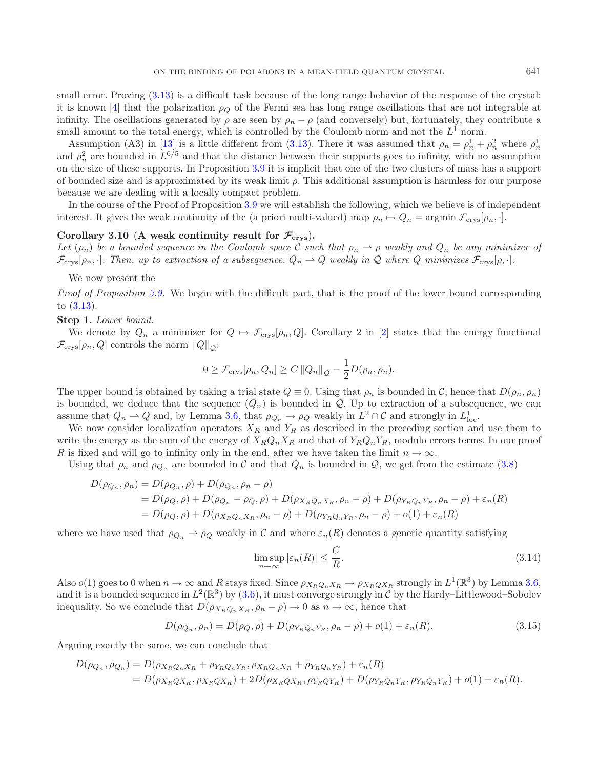small error. Proving (3.13) is a difficult task because of the long range behavior of the response of the crystal: it is known [4] that the polarization $\rho_Q$ of the Fermi sea has long range oscillations that are not integrable at infinity. The oscillations generated by $\rho$ are seen by $\rho_n - \rho$ (and conversely) but, fortunately, they contribute a small amount to the total energy, which is controlled by the Coulomb norm and not the $L^1$ norm.

Assumption (A3) in [13] is a little different from (3.13). There it was assumed that $\rho_n = \rho_n^1 + \rho_n^2$ where $\rho_n^1$ and $\rho_n^2$ are bounded in $L^{6/5}$ and that the distance between their supports goes to infinity, with no assumption on the size of these supports. In Proposition 3.9 it is implicit that one of the two clusters of mass has a support of bounded size and is approximated by its weak limit $\rho$. This additional assumption is harmless for our purpose because we are dealing with a locally compact problem.

In the course of the Proof of Proposition 3.9 we will establish the following, which we believe is of independent interest. It gives the weak continuity of the (a priori multi-valued) map $\rho_n \mapsto Q_n = \operatorname{argmin} \mathcal{F}_{\rm crys}[\rho_n, \cdot]$.

**Corollary 3.10 (A weak continuity result for $\mathcal{F}_{\rm crys}$).**
*Let $(\rho_n)$ be a bounded sequence in the Coulomb space $\mathcal{C}$ such that $\rho_n \rightharpoonup \rho$ weakly and $Q_n$ be any minimizer of $\mathcal{F}_{\rm crys}[\rho_n, \cdot]$. Then, up to extraction of a subsequence, $Q_n \rightharpoonup Q$ weakly in $\mathcal{Q}$ where $Q$ minimizes $\mathcal{F}_{\rm crys}[\rho, \cdot]$.*

We now present the

*Proof of Proposition 3.9.* We begin with the difficult part, that is the proof of the lower bound corresponding to (3.13).

**Step 1.** *Lower bound.*

We denote by $Q_n$ a minimizer for $Q \mapsto \mathcal{F}_{\rm crys}[\rho_n, Q]$. Corollary 2 in [2] states that the energy functional $\mathcal{F}_{\rm crys}[\rho_n, Q]$ controls the norm $\|Q\|_{\mathcal{Q}}$:

$$0 \geq \mathcal{F}_{\rm crys}[\rho_n, Q_n] \geq C \|Q_n\|_{\mathcal{Q}} - \frac{1}{2} D(\rho_n, \rho_n).$$

The upper bound is obtained by taking a trial state $Q \equiv 0$. Using that $\rho_n$ is bounded in $\mathcal{C}$, hence that $D(\rho_n, \rho_n)$ is bounded, we deduce that the sequence $(Q_n)$ is bounded in $\mathcal{Q}$. Up to extraction of a subsequence, we can assume that $Q_n \rightharpoonup Q$ and, by Lemma 3.6, that $\rho_{Q_n} \to \rho_Q$ weakly in $L^2 \cap \mathcal{C}$ and strongly in $L^1_{\rm loc}$.

We now consider localization operators $X_R$ and $Y_R$ as described in the preceding section and use them to write the energy as the sum of the energy of $X_R Q_n X_R$ and that of $Y_R Q_n Y_R$, modulo errors terms. In our proof $R$ is fixed and will go to infinity only in the end, after we have taken the limit $n \to \infty$.

Using that $\rho_n$ and $\rho_{Q_n}$ are bounded in $\mathcal{C}$ and that $Q_n$ is bounded in $\mathcal{Q}$, we get from the estimate (3.8)

$$\begin{aligned}
D(\rho_{Q_n}, \rho_n) &= D(\rho_{Q_n}, \rho) + D(\rho_{Q_n}, \rho_n - \rho) \\
&= D(\rho_Q, \rho) + D(\rho_{Q_n} - \rho_Q, \rho) + D(\rho_{X_R Q_n X_R}, \rho_n - \rho) + D(\rho_{Y_R Q_n Y_R}, \rho_n - \rho) + \varepsilon_n(R) \\
&= D(\rho_Q, \rho) + D(\rho_{X_R Q_n X_R}, \rho_n - \rho) + D(\rho_{Y_R Q_n Y_R}, \rho_n - \rho) + o(1) + \varepsilon_n(R)
\end{aligned}$$

where we have used that $\rho_{Q_n} \rightharpoonup \rho_Q$ weakly in $\mathcal{C}$ and where $\varepsilon_n(R)$ denotes a generic quantity satisfying

$$\limsup_{n \to \infty} |\varepsilon_n(R)| \leq \frac{C}{R}. \tag{3.14}$$

Also $o(1)$ goes to 0 when $n \to \infty$ and $R$ stays fixed. Since $\rho_{X_R Q_n X_R} \to \rho_{X_R Q X_R}$ strongly in $L^1(\mathbb{R}^3)$ by Lemma 3.6, and it is a bounded sequence in $L^2(\mathbb{R}^3)$ by (3.6), it must converge strongly in $\mathcal{C}$ by the Hardy–Littlewood–Sobolev inequality. So we conclude that $D(\rho_{X_R Q_n X_R}, \rho_n - \rho) \to 0$ as $n \to \infty$, hence that

$$D(\rho_{Q_n}, \rho_n) = D(\rho_Q, \rho) + D(\rho_{Y_R Q_n Y_R}, \rho_n - \rho) + o(1) + \varepsilon_n(R). \tag{3.15}$$

Arguing exactly the same, we can conclude that

$$\begin{aligned}
D(\rho_{Q_n}, \rho_{Q_n}) &= D(\rho_{X_R Q_n X_R} + \rho_{Y_R Q_n Y_R}, \rho_{X_R Q_n X_R} + \rho_{Y_R Q_n Y_R}) + \varepsilon_n(R) \\
&= D(\rho_{X_R Q X_R}, \rho_{X_R Q X_R}) + 2D(\rho_{X_R Q X_R}, \rho_{Y_R Q Y_R}) + D(\rho_{Y_R Q_n Y_R}, \rho_{Y_R Q_n Y_R}) + o(1) + \varepsilon_n(R).
\end{aligned}$$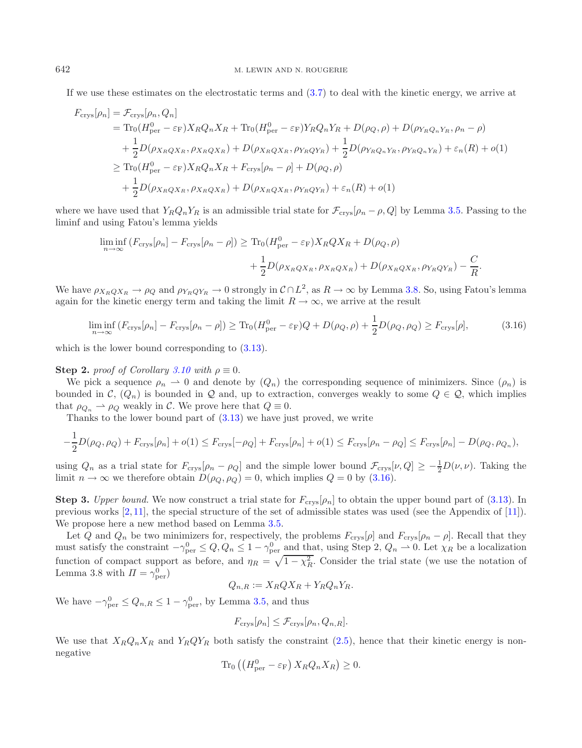If we use these estimates on the electrostatic terms and (3.7) to deal with the kinetic energy, we arrive at

$$
\begin{aligned}
F_{\rm crys}[\rho_n] &= \mathcal{F}_{\rm crys}[\rho_n, Q_n] \\
&= \mathrm{Tr}_0(H^0_{\rm per}-\varepsilon_{\rm F})X_RQ_nX_R + \mathrm{Tr}_0(H^0_{\rm per}-\varepsilon_{\rm F})Y_RQ_nY_R + D(\rho_Q,\rho) + D(\rho_{Y_RQ_nY_R}, \rho_n - \rho) \\
&\quad + \frac{1}{2}D(\rho_{X_RQX_R},\rho_{X_RQX_R}) + D(\rho_{X_RQX_R},\rho_{Y_RQY_R}) + \frac{1}{2}D(\rho_{Y_RQ_nY_R},\rho_{Y_RQ_nY_R}) + \varepsilon_n(R) + o(1) \\
&\geq \mathrm{Tr}_0(H^0_{\rm per}-\varepsilon_{\rm F})X_RQ_nX_R + F_{\rm crys}[\rho_n-\rho] + D(\rho_Q,\rho) \\
&\quad + \frac{1}{2}D(\rho_{X_RQX_R},\rho_{X_RQX_R}) + D(\rho_{X_RQX_R},\rho_{Y_RQY_R}) + \varepsilon_n(R) + o(1)
\end{aligned}
$$

where we have used that $Y_RQ_nY_R$ is an admissible trial state for $\mathcal{F}_{\rm crys}[\rho_n-\rho, Q]$ by Lemma 3.5. Passing to the liminf and using Fatou's lemma yields

$$
\begin{aligned}
\liminf_{n\to\infty}\left(F_{\rm crys}[\rho_n] - F_{\rm crys}[\rho_n-\rho]\right) \geq \mathrm{Tr}_0(H^0_{\rm per}-\varepsilon_{\rm F})X_RQX_R + D(\rho_Q,\rho) \\
+ \frac{1}{2}D(\rho_{X_RQX_R},\rho_{X_RQX_R}) + D(\rho_{X_RQX_R},\rho_{Y_RQY_R}) - \frac{C}{R}.
\end{aligned}
$$

We have $\rho_{X_RQX_R}\to\rho_Q$ and $\rho_{Y_RQY_R}\to 0$ strongly in $\mathcal{C}\cap L^2$, as $R\to\infty$ by Lemma 3.8. So, using Fatou's lemma again for the kinetic energy term and taking the limit $R\to\infty$, we arrive at the result

$$
\liminf_{n\to\infty}\left(F_{\rm crys}[\rho_n] - F_{\rm crys}[\rho_n-\rho]\right) \geq \mathrm{Tr}_0(H^0_{\rm per}-\varepsilon_{\rm F})Q + D(\rho_Q,\rho) + \frac{1}{2}D(\rho_Q,\rho_Q) \geq F_{\rm crys}[\rho], \tag{3.16}
$$

which is the lower bound corresponding to (3.13).

**Step 2.** *proof of Corollary 3.10 with $\rho\equiv 0$.*

We pick a sequence $\rho_n \rightharpoonup 0$ and denote by $(Q_n)$ the corresponding sequence of minimizers. Since $(\rho_n)$ is bounded in $\mathcal{C}$, $(Q_n)$ is bounded in $\mathcal{Q}$ and, up to extraction, converges weakly to some $Q\in\mathcal{Q}$, which implies that $\rho_{Q_n}\rightharpoonup\rho_Q$ weakly in $\mathcal{C}$. We prove here that $Q\equiv 0$.

Thanks to the lower bound part of (3.13) we have just proved, we write

$$
-\frac{1}{2}D(\rho_Q,\rho_Q) + F_{\rm crys}[\rho_n] + o(1) \leq F_{\rm crys}[-\rho_Q] + F_{\rm crys}[\rho_n] + o(1) \leq F_{\rm crys}[\rho_n-\rho_Q] \leq F_{\rm crys}[\rho_n] - D(\rho_Q,\rho_{Q_n}),
$$

using $Q_n$ as a trial state for $F_{\rm crys}[\rho_n-\rho_Q]$ and the simple lower bound $\mathcal{F}_{\rm crys}[\nu,Q]\geq -\frac{1}{2}D(\nu,\nu)$. Taking the limit $n\to\infty$ we therefore obtain $D(\rho_Q,\rho_Q)=0$, which implies $Q=0$ by (3.16).

**Step 3.** *Upper bound.* We now construct a trial state for $F_{\rm crys}[\rho_n]$ to obtain the upper bound part of (3.13). In previous works [2,11], the special structure of the set of admissible states was used (see the Appendix of [11]). We propose here a new method based on Lemma 3.5.

Let $Q$ and $Q_n$ be two minimizers for, respectively, the problems $F_{\rm crys}[\rho]$ and $F_{\rm crys}[\rho_n-\rho]$. Recall that they must satisfy the constraint $-\gamma^0_{\rm per}\leq Q, Q_n\leq 1-\gamma^0_{\rm per}$ and that, using Step 2, $Q_n\rightharpoonup 0$. Let $\chi_R$ be a localization function of compact support as before, and $\eta_R=\sqrt{1-\chi_R^2}$. Consider the trial state (we use the notation of Lemma 3.8 with $\Pi=\gamma^0_{\rm per}$)

$$
Q_{n,R} := X_RQX_R + Y_RQ_nY_R.
$$

We have $-\gamma^0_{\rm per}\leq Q_{n,R}\leq 1-\gamma^0_{\rm per}$, by Lemma 3.5, and thus

$$
F_{\rm crys}[\rho_n] \leq \mathcal{F}_{\rm crys}[\rho_n, Q_{n,R}].
$$

We use that $X_RQ_nX_R$ and $Y_RQY_R$ both satisfy the constraint (2.5), hence that their kinetic energy is non-negative

$$
\mathrm{Tr}_0\left(\left(H^0_{\rm per}-\varepsilon_{\rm F}\right)X_RQ_nX_R\right)\geq 0.
$$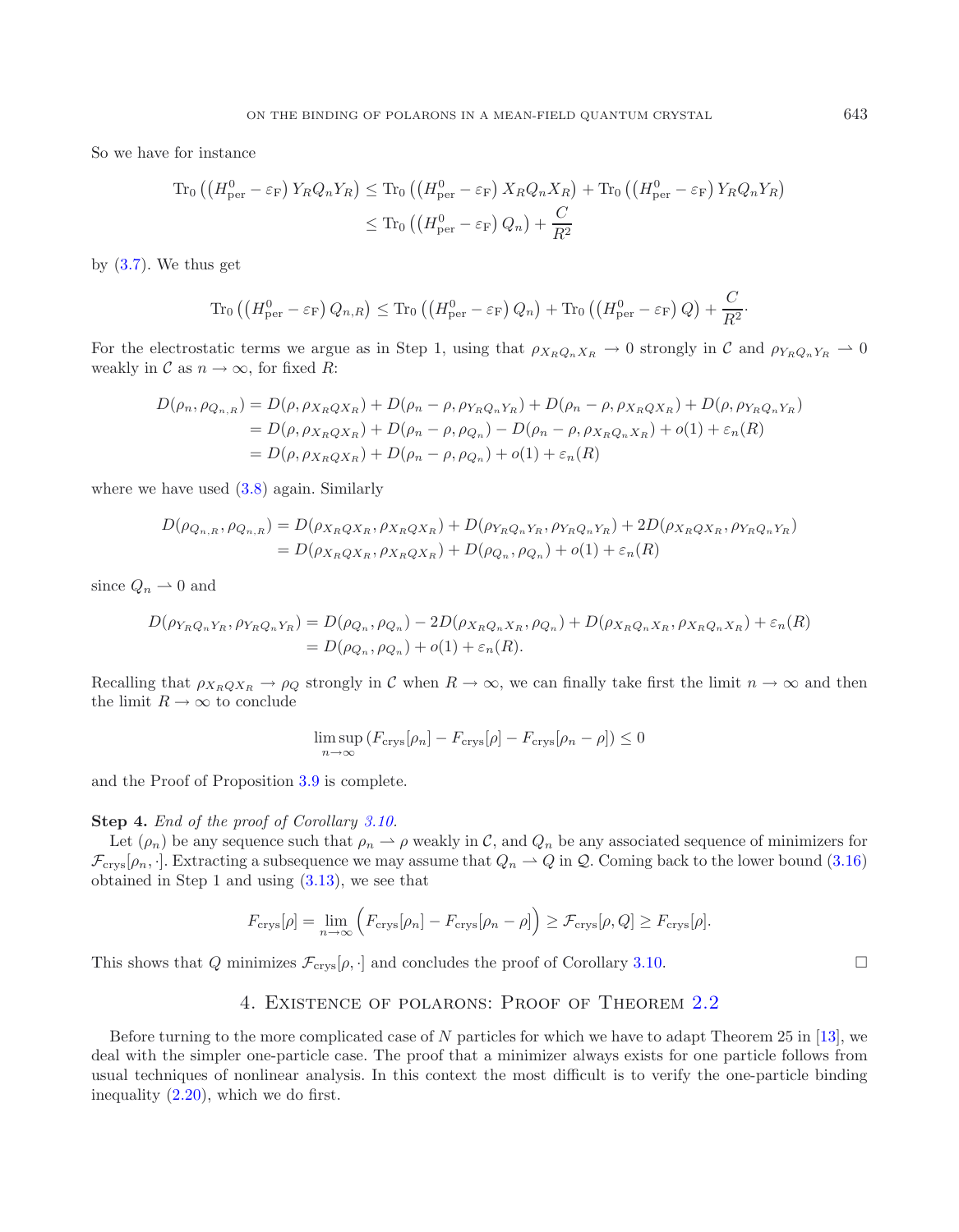So we have for instance

$$\operatorname{Tr}_0\left(\left(H^0_{\rm per}-\varepsilon_{\rm F}\right)Y_RQ_nY_R\right)\leq \operatorname{Tr}_0\left(\left(H^0_{\rm per}-\varepsilon_{\rm F}\right)X_RQ_nX_R\right)+\operatorname{Tr}_0\left(\left(H^0_{\rm per}-\varepsilon_{\rm F}\right)Y_RQ_nY_R\right)$$
$$\leq \operatorname{Tr}_0\left(\left(H^0_{\rm per}-\varepsilon_{\rm F}\right)Q_n\right)+\frac{C}{R^2}$$

by (3.7). We thus get

$$\operatorname{Tr}_0\left(\left(H^0_{\rm per}-\varepsilon_{\rm F}\right)Q_{n,R}\right)\leq \operatorname{Tr}_0\left(\left(H^0_{\rm per}-\varepsilon_{\rm F}\right)Q_n\right)+\operatorname{Tr}_0\left(\left(H^0_{\rm per}-\varepsilon_{\rm F}\right)Q\right)+\frac{C}{R^2}.$$

For the electrostatic terms we argue as in Step 1, using that $\rho_{X_RQ_nX_R}\to 0$ strongly in $\mathcal{C}$ and $\rho_{Y_RQ_nY_R}\rightharpoonup 0$ weakly in $\mathcal{C}$ as $n\to\infty$, for fixed $R$:

$$\begin{aligned}
D(\rho_n,\rho_{Q_{n,R}}) &= D(\rho,\rho_{X_RQX_R})+D(\rho_n-\rho,\rho_{Y_RQ_nY_R})+D(\rho_n-\rho,\rho_{X_RQX_R})+D(\rho,\rho_{Y_RQ_nY_R})\\
&= D(\rho,\rho_{X_RQX_R})+D(\rho_n-\rho,\rho_{Q_n})-D(\rho_n-\rho,\rho_{X_RQ_nX_R})+o(1)+\varepsilon_n(R)\\
&= D(\rho,\rho_{X_RQX_R})+D(\rho_n-\rho,\rho_{Q_n})+o(1)+\varepsilon_n(R)
\end{aligned}$$

where we have used (3.8) again. Similarly

$$\begin{aligned}
D(\rho_{Q_{n,R}},\rho_{Q_{n,R}}) &= D(\rho_{X_RQX_R},\rho_{X_RQX_R})+D(\rho_{Y_RQ_nY_R},\rho_{Y_RQ_nY_R})+2D(\rho_{X_RQX_R},\rho_{Y_RQ_nY_R})\\
&= D(\rho_{X_RQX_R},\rho_{X_RQX_R})+D(\rho_{Q_n},\rho_{Q_n})+o(1)+\varepsilon_n(R)
\end{aligned}$$

since $Q_n\rightharpoonup 0$ and

$$\begin{aligned}
D(\rho_{Y_RQ_nY_R},\rho_{Y_RQ_nY_R}) &= D(\rho_{Q_n},\rho_{Q_n})-2D(\rho_{X_RQ_nX_R},\rho_{Q_n})+D(\rho_{X_RQ_nX_R},\rho_{X_RQ_nX_R})+\varepsilon_n(R)\\
&= D(\rho_{Q_n},\rho_{Q_n})+o(1)+\varepsilon_n(R).
\end{aligned}$$

Recalling that $\rho_{X_RQX_R}\to\rho_Q$ strongly in $\mathcal{C}$ when $R\to\infty$, we can finally take first the limit $n\to\infty$ and then the limit $R\to\infty$ to conclude

$$\limsup_{n\to\infty}\left(F_{\rm crys}[\rho_n]-F_{\rm crys}[\rho]-F_{\rm crys}[\rho_n-\rho]\right)\leq 0$$

and the Proof of Proposition 3.9 is complete.

**Step 4.** *End of the proof of Corollary 3.10.*

Let $(\rho_n)$ be any sequence such that $\rho_n\rightharpoonup\rho$ weakly in $\mathcal{C}$, and $Q_n$ be any associated sequence of minimizers for $\mathcal{F}_{\rm crys}[\rho_n,\cdot]$. Extracting a subsequence we may assume that $Q_n\rightharpoonup Q$ in $\mathcal{Q}$. Coming back to the lower bound (3.16) obtained in Step 1 and using (3.13), we see that

$$F_{\rm crys}[\rho]=\lim_{n\to\infty}\Big(F_{\rm crys}[\rho_n]-F_{\rm crys}[\rho_n-\rho]\Big)\geq \mathcal{F}_{\rm crys}[\rho,Q]\geq F_{\rm crys}[\rho].$$

This shows that $Q$ minimizes $\mathcal{F}_{\rm crys}[\rho,\cdot]$ and concludes the proof of Corollary 3.10. □

## 4. Existence of polarons: Proof of Theorem 2.2

Before turning to the more complicated case of $N$ particles for which we have to adapt Theorem 25 in [13], we deal with the simpler one-particle case. The proof that a minimizer always exists for one particle follows from usual techniques of nonlinear analysis. In this context the most difficult is to verify the one-particle binding inequality (2.20), which we do first.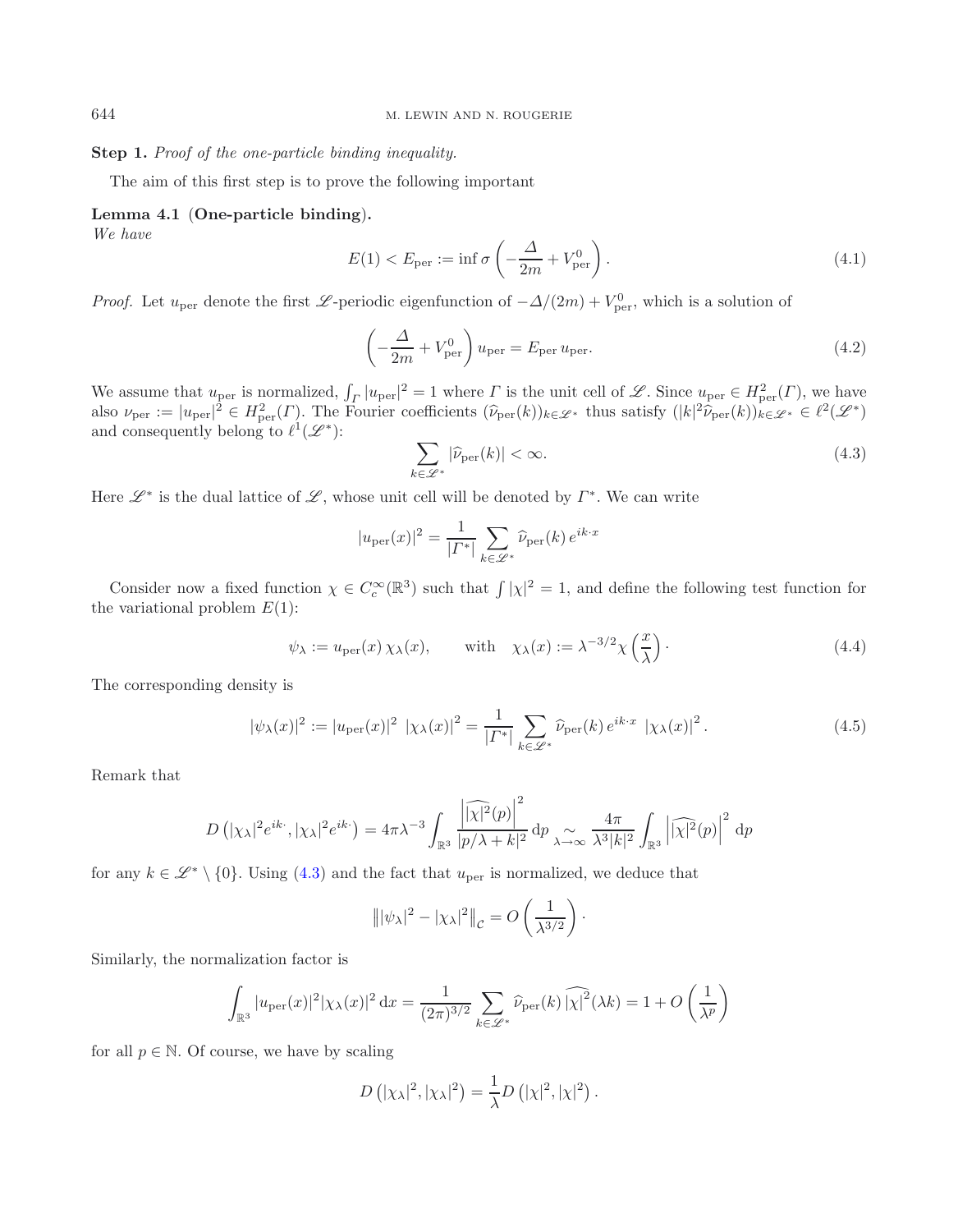**Step 1.** *Proof of the one-particle binding inequality.*

The aim of this first step is to prove the following important

**Lemma 4.1 (One-particle binding).**
*We have*

$$E(1) < E_{\rm per} := \inf \sigma\left(-\frac{\Delta}{2m} + V^0_{\rm per}\right). \tag{4.1}$$

*Proof.* Let $u_{\rm per}$ denote the first $\mathscr{L}$-periodic eigenfunction of $-\Delta/(2m) + V^0_{\rm per}$, which is a solution of

$$\left(-\frac{\Delta}{2m} + V^0_{\rm per}\right) u_{\rm per} = E_{\rm per}\, u_{\rm per}. \tag{4.2}$$

We assume that $u_{\rm per}$ is normalized, $\int_\Gamma |u_{\rm per}|^2 = 1$ where $\Gamma$ is the unit cell of $\mathscr{L}$. Since $u_{\rm per} \in H^2_{\rm per}(\Gamma)$, we have also $\nu_{\rm per} := |u_{\rm per}|^2 \in H^2_{\rm per}(\Gamma)$. The Fourier coefficients $(\widehat{\nu}_{\rm per}(k))_{k\in\mathscr{L}^*}$ thus satisfy $(|k|^2\widehat{\nu}_{\rm per}(k))_{k\in\mathscr{L}^*} \in \ell^2(\mathscr{L}^*)$ and consequently belong to $\ell^1(\mathscr{L}^*)$:

$$\sum_{k\in\mathscr{L}^*} |\widehat{\nu}_{\rm per}(k)| < \infty. \tag{4.3}$$

Here $\mathscr{L}^*$ is the dual lattice of $\mathscr{L}$, whose unit cell will be denoted by $\Gamma^*$. We can write

$$|u_{\rm per}(x)|^2 = \frac{1}{|\Gamma^*|} \sum_{k\in\mathscr{L}^*} \widehat{\nu}_{\rm per}(k)\, e^{ik\cdot x}$$

Consider now a fixed function $\chi \in C^\infty_c(\mathbb{R}^3)$ such that $\int |\chi|^2 = 1$, and define the following test function for the variational problem $E(1)$:

$$\psi_\lambda := u_{\rm per}(x)\, \chi_\lambda(x), \qquad \text{with} \quad \chi_\lambda(x) := \lambda^{-3/2}\chi\left(\frac{x}{\lambda}\right). \tag{4.4}$$

The corresponding density is

$$|\psi_\lambda(x)|^2 := |u_{\rm per}(x)|^2 \; |\chi_\lambda(x)|^2 = \frac{1}{|\Gamma^*|} \sum_{k\in\mathscr{L}^*} \widehat{\nu}_{\rm per}(k)\, e^{ik\cdot x} \; |\chi_\lambda(x)|^2. \tag{4.5}$$

Remark that

$$D\left(|\chi_\lambda|^2 e^{ik\cdot}, |\chi_\lambda|^2 e^{ik\cdot}\right) = 4\pi\lambda^{-3} \int_{\mathbb{R}^3} \frac{\left|\widehat{|\chi|^2}(p)\right|^2}{|p/\lambda + k|^2}\, {\rm d}p \underset{\lambda\to\infty}{\sim} \frac{4\pi}{\lambda^3 |k|^2} \int_{\mathbb{R}^3} \left|\widehat{|\chi|^2}(p)\right|^2\, {\rm d}p$$

for any $k \in \mathscr{L}^* \setminus \{0\}$. Using (4.3) and the fact that $u_{\rm per}$ is normalized, we deduce that

$$\left\| |\psi_\lambda|^2 - |\chi_\lambda|^2 \right\|_{\mathcal{C}} = O\left(\frac{1}{\lambda^{3/2}}\right).$$

Similarly, the normalization factor is

$$\int_{\mathbb{R}^3} |u_{\rm per}(x)|^2 |\chi_\lambda(x)|^2\, {\rm d}x = \frac{1}{(2\pi)^{3/2}} \sum_{k\in\mathscr{L}^*} \widehat{\nu}_{\rm per}(k)\, \widehat{|\chi|^2}(\lambda k) = 1 + O\left(\frac{1}{\lambda^p}\right)$$

for all $p \in \mathbb{N}$. Of course, we have by scaling

$$D\left(|\chi_\lambda|^2, |\chi_\lambda|^2\right) = \frac{1}{\lambda} D\left(|\chi|^2, |\chi|^2\right).$$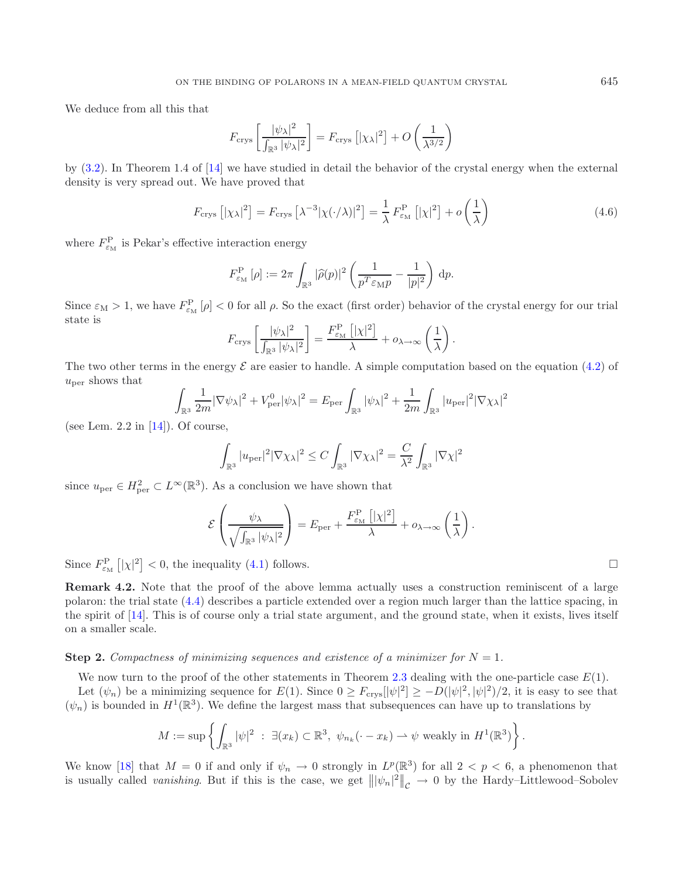We deduce from all this that

$$F_{\rm crys}\left[\frac{|\psi_\lambda|^2}{\int_{\mathbb{R}^3}|\psi_\lambda|^2}\right] = F_{\rm crys}\left[|\chi_\lambda|^2\right] + O\left(\frac{1}{\lambda^{3/2}}\right)$$

by (3.2). In Theorem 1.4 of [14] we have studied in detail the behavior of the crystal energy when the external density is very spread out. We have proved that

$$F_{\rm crys}\left[|\chi_\lambda|^2\right] = F_{\rm crys}\left[\lambda^{-3}|\chi(\cdot/\lambda)|^2\right] = \frac{1}{\lambda}\,F^{\rm P}_{\varepsilon_{\rm M}}\left[|\chi|^2\right] + o\left(\frac{1}{\lambda}\right) \tag{4.6}$$

where $F^{\rm P}_{\varepsilon_{\rm M}}$ is Pekar's effective interaction energy

$$F^{\rm P}_{\varepsilon_{\rm M}}\left[\rho\right] := 2\pi\int_{\mathbb{R}^3}|\widehat{\rho}(p)|^2\left(\frac{1}{p^T\varepsilon_{\rm M}p} - \frac{1}{|p|^2}\right)\,{\rm d}p.$$

Since $\varepsilon_{\rm M} > 1$, we have $F^{\rm P}_{\varepsilon_{\rm M}}\left[\rho\right] < 0$ for all $\rho$. So the exact (first order) behavior of the crystal energy for our trial state is

$$F_{\rm crys}\left[\frac{|\psi_\lambda|^2}{\int_{\mathbb{R}^3}|\psi_\lambda|^2}\right] = \frac{F^{\rm P}_{\varepsilon_{\rm M}}\left[|\chi|^2\right]}{\lambda} + o_{\lambda\to\infty}\left(\frac{1}{\lambda}\right).$$

The two other terms in the energy $\mathcal{E}$ are easier to handle. A simple computation based on the equation (4.2) of $u_{\rm per}$ shows that

$$\int_{\mathbb{R}^3}\frac{1}{2m}|\nabla\psi_\lambda|^2 + V^0_{\rm per}|\psi_\lambda|^2 = E_{\rm per}\int_{\mathbb{R}^3}|\psi_\lambda|^2 + \frac{1}{2m}\int_{\mathbb{R}^3}|u_{\rm per}|^2|\nabla\chi_\lambda|^2$$

(see Lem. 2.2 in [14]). Of course,

$$\int_{\mathbb{R}^3}|u_{\rm per}|^2|\nabla\chi_\lambda|^2 \leq C\int_{\mathbb{R}^3}|\nabla\chi_\lambda|^2 = \frac{C}{\lambda^2}\int_{\mathbb{R}^3}|\nabla\chi|^2$$

since $u_{\rm per}\in H^2_{\rm per}\subset L^\infty(\mathbb{R}^3)$. As a conclusion we have shown that

$$\mathcal{E}\left(\frac{\psi_\lambda}{\sqrt{\int_{\mathbb{R}^3}|\psi_\lambda|^2}}\right) = E_{\rm per} + \frac{F^{\rm P}_{\varepsilon_{\rm M}}\left[|\chi|^2\right]}{\lambda} + o_{\lambda\to\infty}\left(\frac{1}{\lambda}\right).$$

Since $F^{\rm P}_{\varepsilon_{\rm M}}\left[|\chi|^2\right] < 0$, the inequality (4.1) follows. $\square$

**Remark 4.2.** Note that the proof of the above lemma actually uses a construction reminiscent of a large polaron: the trial state (4.4) describes a particle extended over a region much larger than the lattice spacing, in the spirit of [14]. This is of course only a trial state argument, and the ground state, when it exists, lives itself on a smaller scale.

**Step 2.** *Compactness of minimizing sequences and existence of a minimizer for $N = 1$.*

We now turn to the proof of the other statements in Theorem 2.3 dealing with the one-particle case $E(1)$.

Let $(\psi_n)$ be a minimizing sequence for $E(1)$. Since $0 \geq F_{\rm crys}[|\psi|^2] \geq -D(|\psi|^2,|\psi|^2)/2$, it is easy to see that $(\psi_n)$ is bounded in $H^1(\mathbb{R}^3)$. We define the largest mass that subsequences can have up to translations by

$$M := \sup\left\{\int_{\mathbb{R}^3}|\psi|^2\ :\ \exists (x_k)\subset\mathbb{R}^3,\ \psi_{n_k}(\cdot - x_k)\rightharpoonup\psi \text{ weakly in } H^1(\mathbb{R}^3)\right\}.$$

We know [18] that $M = 0$ if and only if $\psi_n \to 0$ strongly in $L^p(\mathbb{R}^3)$ for all $2 < p < 6$, a phenomenon that is usually called *vanishing*. But if this is the case, we get $\left\||\psi_n|^2\right\|_{\mathcal{C}} \to 0$ by the Hardy–Littlewood–Sobolev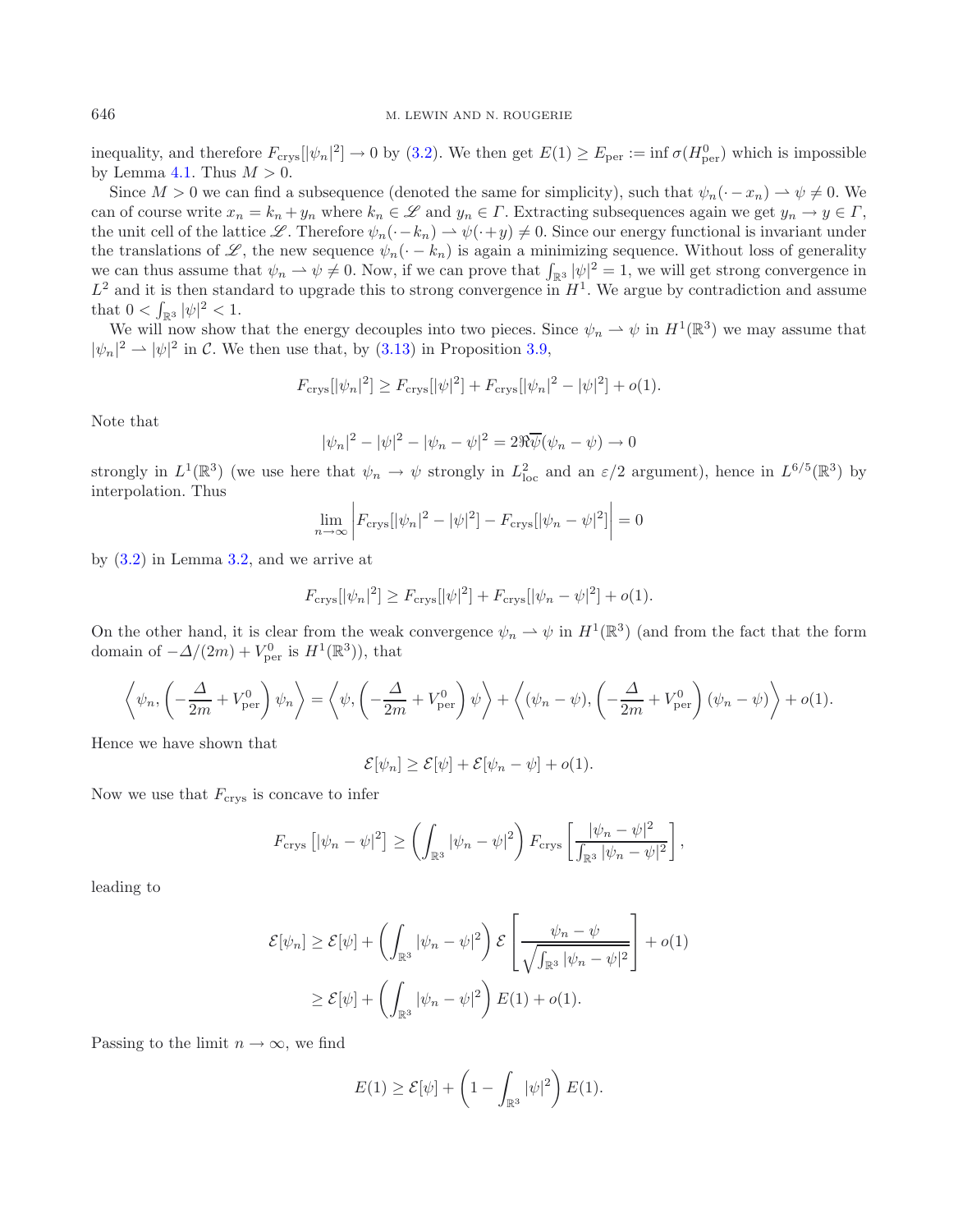inequality, and therefore $F_{\rm crys}[|\psi_n|^2] \to 0$ by (3.2). We then get $E(1) \geq E_{\rm per} := \inf \sigma(H^0_{\rm per})$ which is impossible by Lemma 4.1. Thus $M > 0$.

Since $M > 0$ we can find a subsequence (denoted the same for simplicity), such that $\psi_n(\cdot - x_n) \rightharpoonup \psi \neq 0$. We can of course write $x_n = k_n + y_n$ where $k_n \in \mathscr{L}$ and $y_n \in \Gamma$. Extracting subsequences again we get $y_n \to y \in \Gamma$, the unit cell of the lattice $\mathscr{L}$. Therefore $\psi_n(\cdot - k_n) \rightharpoonup \psi(\cdot + y) \neq 0$. Since our energy functional is invariant under the translations of $\mathscr{L}$, the new sequence $\psi_n(\cdot - k_n)$ is again a minimizing sequence. Without loss of generality we can thus assume that $\psi_n \rightharpoonup \psi \neq 0$. Now, if we can prove that $\int_{\mathbb{R}^3} |\psi|^2 = 1$, we will get strong convergence in $L^2$ and it is then standard to upgrade this to strong convergence in $H^1$. We argue by contradiction and assume that $0 < \int_{\mathbb{R}^3} |\psi|^2 < 1$.

We will now show that the energy decouples into two pieces. Since $\psi_n \rightharpoonup \psi$ in $H^1(\mathbb{R}^3)$ we may assume that $|\psi_n|^2 \rightharpoonup |\psi|^2$ in $\mathcal{C}$. We then use that, by (3.13) in Proposition 3.9,

$$F_{\rm crys}[|\psi_n|^2] \geq F_{\rm crys}[|\psi|^2] + F_{\rm crys}[|\psi_n|^2 - |\psi|^2] + o(1).$$

Note that

$$|\psi_n|^2 - |\psi|^2 - |\psi_n - \psi|^2 = 2\Re\overline{\psi}(\psi_n - \psi) \to 0$$

strongly in $L^1(\mathbb{R}^3)$ (we use here that $\psi_n \to \psi$ strongly in $L^2_{\rm loc}$ and an $\varepsilon/2$ argument), hence in $L^{6/5}(\mathbb{R}^3)$ by interpolation. Thus

$$\lim_{n\to\infty} \left| F_{\rm crys}[|\psi_n|^2 - |\psi|^2] - F_{\rm crys}[|\psi_n - \psi|^2] \right| = 0$$

by (3.2) in Lemma 3.2, and we arrive at

$$F_{\rm crys}[|\psi_n|^2] \geq F_{\rm crys}[|\psi|^2] + F_{\rm crys}[|\psi_n - \psi|^2] + o(1).$$

On the other hand, it is clear from the weak convergence $\psi_n \rightharpoonup \psi$ in $H^1(\mathbb{R}^3)$ (and from the fact that the form domain of $-\Delta/(2m) + V^0_{\rm per}$ is $H^1(\mathbb{R}^3)$), that

$$\left\langle \psi_n, \left(-\frac{\Delta}{2m} + V^0_{\rm per}\right)\psi_n \right\rangle = \left\langle \psi, \left(-\frac{\Delta}{2m} + V^0_{\rm per}\right)\psi \right\rangle + \left\langle (\psi_n - \psi), \left(-\frac{\Delta}{2m} + V^0_{\rm per}\right)(\psi_n - \psi) \right\rangle + o(1).$$

Hence we have shown that

$$\mathcal{E}[\psi_n] \geq \mathcal{E}[\psi] + \mathcal{E}[\psi_n - \psi] + o(1).$$

Now we use that $F_{\rm crys}$ is concave to infer

$$F_{\rm crys}\left[|\psi_n - \psi|^2\right] \geq \left(\int_{\mathbb{R}^3} |\psi_n - \psi|^2\right) F_{\rm crys}\left[\frac{|\psi_n - \psi|^2}{\int_{\mathbb{R}^3} |\psi_n - \psi|^2}\right],$$

leading to

$$\begin{aligned}
\mathcal{E}[\psi_n] &\geq \mathcal{E}[\psi] + \left(\int_{\mathbb{R}^3} |\psi_n - \psi|^2\right) \mathcal{E}\left[\frac{\psi_n - \psi}{\sqrt{\int_{\mathbb{R}^3} |\psi_n - \psi|^2}}\right] + o(1) \\
&\geq \mathcal{E}[\psi] + \left(\int_{\mathbb{R}^3} |\psi_n - \psi|^2\right) E(1) + o(1).
\end{aligned}$$

Passing to the limit $n \to \infty$, we find

$$E(1) \geq \mathcal{E}[\psi] + \left(1 - \int_{\mathbb{R}^3} |\psi|^2\right) E(1).$$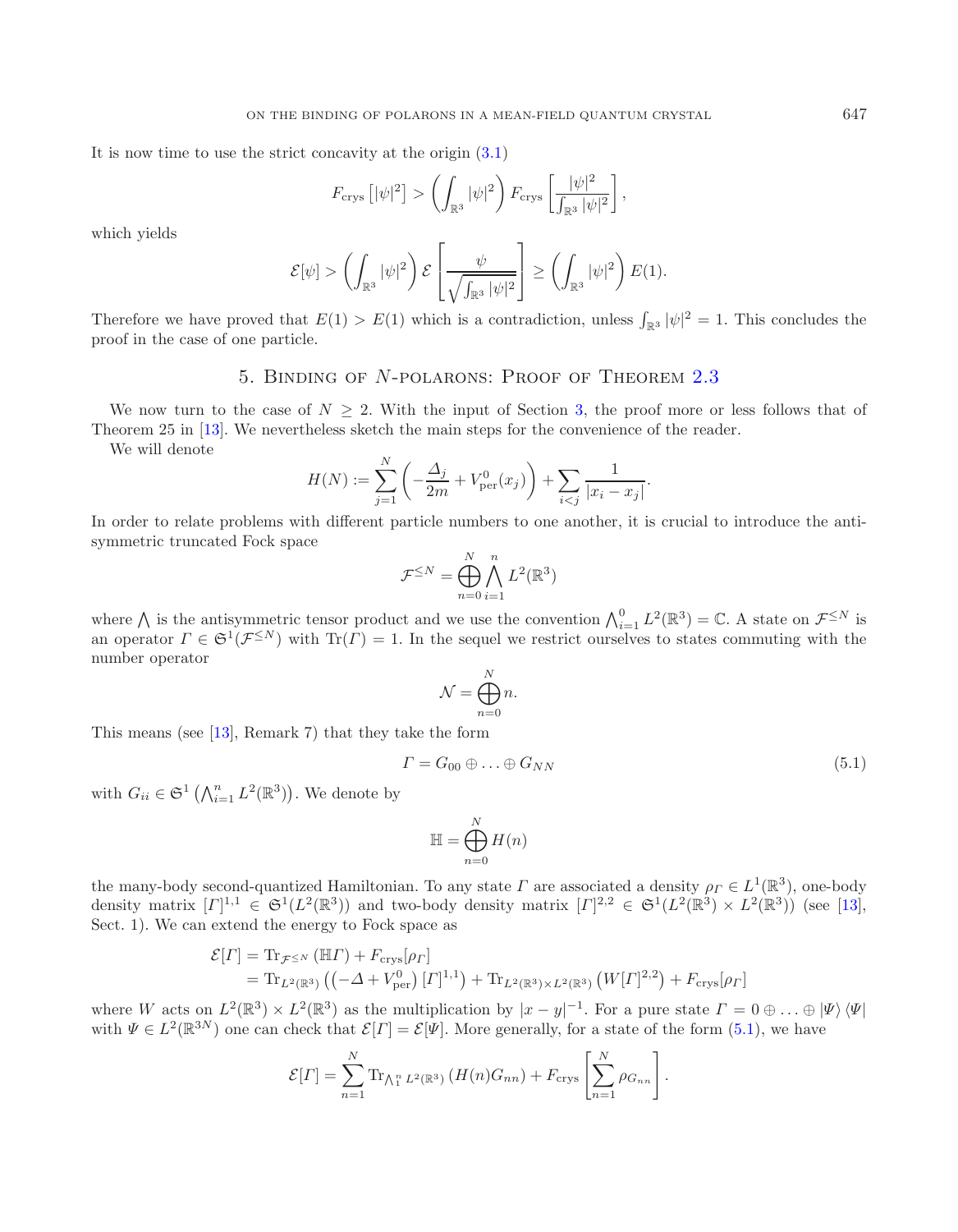It is now time to use the strict concavity at the origin (3.1)

$$F_{\rm crys}\left[|\psi|^2\right] > \left(\int_{\mathbb{R}^3}|\psi|^2\right) F_{\rm crys}\left[\frac{|\psi|^2}{\int_{\mathbb{R}^3}|\psi|^2}\right],$$

which yields

$$\mathcal{E}[\psi] > \left(\int_{\mathbb{R}^3}|\psi|^2\right)\mathcal{E}\left[\frac{\psi}{\sqrt{\int_{\mathbb{R}^3}|\psi|^2}}\right] \geq \left(\int_{\mathbb{R}^3}|\psi|^2\right)E(1).$$

Therefore we have proved that $E(1) > E(1)$ which is a contradiction, unless $\int_{\mathbb{R}^3}|\psi|^2 = 1$. This concludes the proof in the case of one particle.

## 5. Binding of $N$-polarons: Proof of Theorem 2.3

We now turn to the case of $N \geq 2$. With the input of Section 3, the proof more or less follows that of Theorem 25 in [13]. We nevertheless sketch the main steps for the convenience of the reader.

We will denote

$$H(N) := \sum_{j=1}^{N}\left(-\frac{\Delta_j}{2m} + V^0_{\rm per}(x_j)\right) + \sum_{i<j}\frac{1}{|x_i - x_j|}.$$

In order to relate problems with different particle numbers to one another, it is crucial to introduce the anti-symmetric truncated Fock space

$$\mathcal{F}^{\leq N} = \bigoplus_{n=0}^{N}\bigwedge_{i=1}^{n} L^2(\mathbb{R}^3)$$

where $\bigwedge$ is the antisymmetric tensor product and we use the convention $\bigwedge_{i=1}^{0} L^2(\mathbb{R}^3) = \mathbb{C}$. A state on $\mathcal{F}^{\leq N}$ is an operator $\Gamma \in \mathfrak{S}^1(\mathcal{F}^{\leq N})$ with $\mathrm{Tr}(\Gamma) = 1$. In the sequel we restrict ourselves to states commuting with the number operator

$$\mathcal{N} = \bigoplus_{n=0}^{N} n.$$

This means (see [13], Remark 7) that they take the form

$$\Gamma = G_{00} \oplus \ldots \oplus G_{NN} \tag{5.1}$$

with $G_{ii} \in \mathfrak{S}^1\left(\bigwedge_{i=1}^{n} L^2(\mathbb{R}^3)\right)$. We denote by

$$\mathbb{H} = \bigoplus_{n=0}^{N} H(n)$$

the many-body second-quantized Hamiltonian. To any state $\Gamma$ are associated a density $\rho_\Gamma \in L^1(\mathbb{R}^3)$, one-body density matrix $[\Gamma]^{1,1} \in \mathfrak{S}^1(L^2(\mathbb{R}^3))$ and two-body density matrix $[\Gamma]^{2,2} \in \mathfrak{S}^1(L^2(\mathbb{R}^3)\times L^2(\mathbb{R}^3))$ (see [13], Sect. 1). We can extend the energy to Fock space as

$$\begin{aligned}\mathcal{E}[\Gamma] &= \mathrm{Tr}_{\mathcal{F}^{\leq N}}\left(\mathbb{H}\Gamma\right) + F_{\rm crys}[\rho_\Gamma]\\ &= \mathrm{Tr}_{L^2(\mathbb{R}^3)}\left(\left(-\Delta + V^0_{\rm per}\right)[\Gamma]^{1,1}\right) + \mathrm{Tr}_{L^2(\mathbb{R}^3)\times L^2(\mathbb{R}^3)}\left(W[\Gamma]^{2,2}\right) + F_{\rm crys}[\rho_\Gamma]\end{aligned}$$

where $W$ acts on $L^2(\mathbb{R}^3)\times L^2(\mathbb{R}^3)$ as the multiplication by $|x-y|^{-1}$. For a pure state $\Gamma = 0 \oplus \ldots \oplus |\Psi\rangle\langle\Psi|$ with $\Psi \in L^2(\mathbb{R}^{3N})$ one can check that $\mathcal{E}[\Gamma] = \mathcal{E}[\Psi]$. More generally, for a state of the form (5.1), we have

$$\mathcal{E}[\Gamma] = \sum_{n=1}^{N}\mathrm{Tr}_{\bigwedge_1^n L^2(\mathbb{R}^3)}\left(H(n)G_{nn}\right) + F_{\rm crys}\left[\sum_{n=1}^{N}\rho_{G_{nn}}\right].$$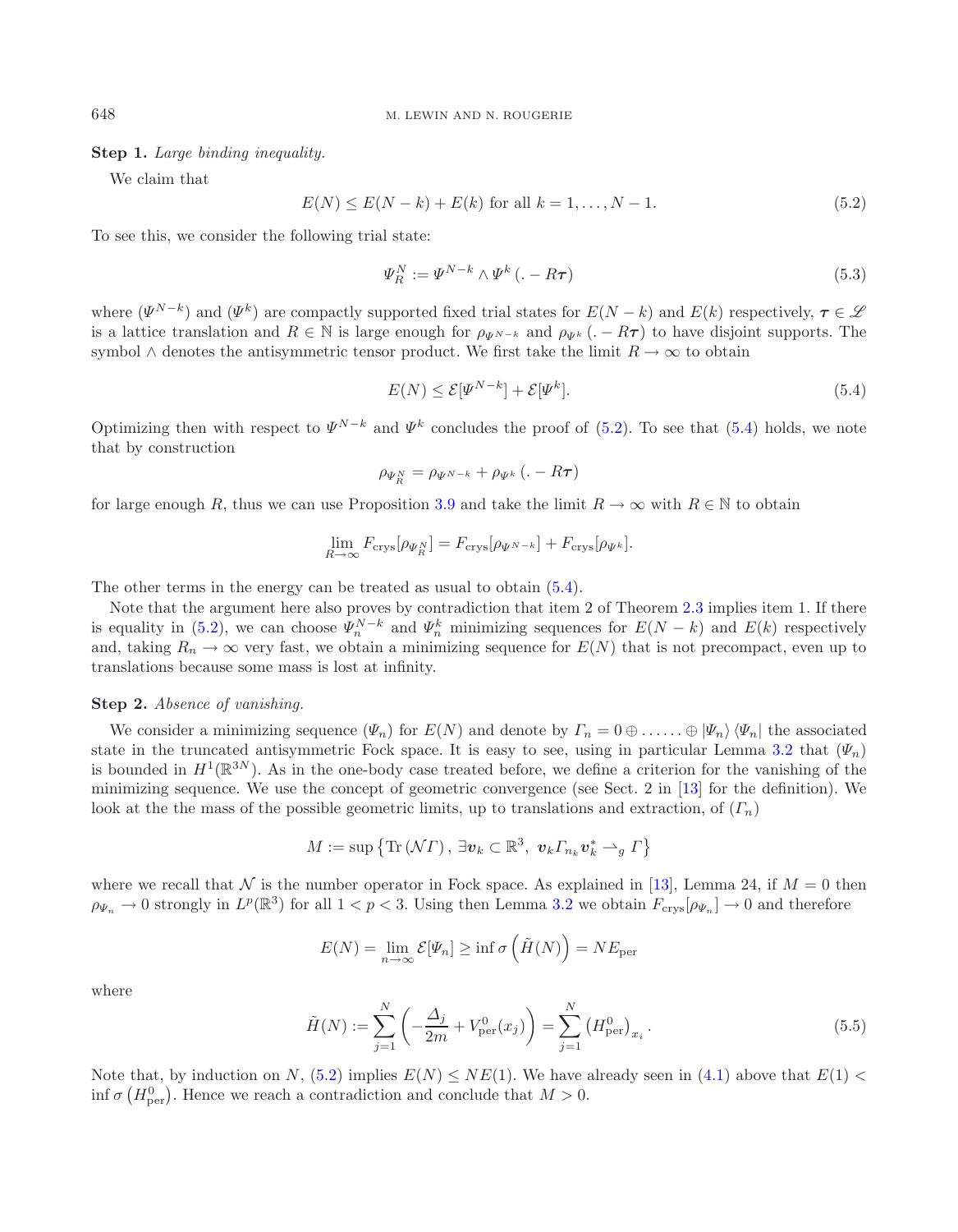**Step 1.** *Large binding inequality.*

We claim that

$$E(N) \leq E(N-k) + E(k) \text{ for all } k = 1, \ldots, N-1. \tag{5.2}$$

To see this, we consider the following trial state:

$$\Psi_R^N := \Psi^{N-k} \wedge \Psi^k(. - R\boldsymbol{\tau}) \tag{5.3}$$

where $(\Psi^{N-k})$ and $(\Psi^k)$ are compactly supported fixed trial states for $E(N-k)$ and $E(k)$ respectively, $\boldsymbol{\tau} \in \mathscr{L}$ is a lattice translation and $R \in \mathbb{N}$ is large enough for $\rho_{\Psi^{N-k}}$ and $\rho_{\Psi^k}(. - R\boldsymbol{\tau})$ to have disjoint supports. The symbol $\wedge$ denotes the antisymmetric tensor product. We first take the limit $R \to \infty$ to obtain

$$E(N) \leq \mathcal{E}[\Psi^{N-k}] + \mathcal{E}[\Psi^k]. \tag{5.4}$$

Optimizing then with respect to $\Psi^{N-k}$ and $\Psi^k$ concludes the proof of (5.2). To see that (5.4) holds, we note that by construction

$$\rho_{\Psi_R^N} = \rho_{\Psi^{N-k}} + \rho_{\Psi^k}(. - R\boldsymbol{\tau})$$

for large enough $R$, thus we can use Proposition 3.9 and take the limit $R \to \infty$ with $R \in \mathbb{N}$ to obtain

$$\lim_{R \to \infty} F_{\text{crys}}[\rho_{\Psi_R^N}] = F_{\text{crys}}[\rho_{\Psi^{N-k}}] + F_{\text{crys}}[\rho_{\Psi^k}].$$

The other terms in the energy can be treated as usual to obtain (5.4).

Note that the argument here also proves by contradiction that item 2 of Theorem 2.3 implies item 1. If there is equality in (5.2), we can choose $\Psi_n^{N-k}$ and $\Psi_n^k$ minimizing sequences for $E(N-k)$ and $E(k)$ respectively and, taking $R_n \to \infty$ very fast, we obtain a minimizing sequence for $E(N)$ that is not precompact, even up to translations because some mass is lost at infinity.

**Step 2.** *Absence of vanishing.*

We consider a minimizing sequence $(\Psi_n)$ for $E(N)$ and denote by $\Gamma_n = 0 \oplus \ldots\ldots \oplus |\Psi_n\rangle\langle\Psi_n|$ the associated state in the truncated antisymmetric Fock space. It is easy to see, using in particular Lemma 3.2 that $(\Psi_n)$ is bounded in $H^1(\mathbb{R}^{3N})$. As in the one-body case treated before, we define a criterion for the vanishing of the minimizing sequence. We use the concept of geometric convergence (see Sect. 2 in [13] for the definition). We look at the the mass of the possible geometric limits, up to translations and extraction, of $(\Gamma_n)$

$$M := \sup \left\{ \operatorname{Tr}(\mathcal{N}\Gamma),\ \exists \boldsymbol{v}_k \subset \mathbb{R}^3,\ \boldsymbol{v}_k \Gamma_{n_k} \boldsymbol{v}_k^* \rightharpoonup_g \Gamma \right\}$$

where we recall that $\mathcal{N}$ is the number operator in Fock space. As explained in [13], Lemma 24, if $M = 0$ then $\rho_{\Psi_n} \to 0$ strongly in $L^p(\mathbb{R}^3)$ for all $1 < p < 3$. Using then Lemma 3.2 we obtain $F_{\text{crys}}[\rho_{\Psi_n}] \to 0$ and therefore

$$E(N) = \lim_{n \to \infty} \mathcal{E}[\Psi_n] \geq \inf \sigma\left(\tilde{H}(N)\right) = NE_{\text{per}}$$

where

$$\tilde{H}(N) := \sum_{j=1}^N \left( -\frac{\Delta_j}{2m} + V_{\text{per}}^0(x_j) \right) = \sum_{j=1}^N \left(H_{\text{per}}^0\right)_{x_i}. \tag{5.5}$$

Note that, by induction on $N$, (5.2) implies $E(N) \leq NE(1)$. We have already seen in (4.1) above that $E(1) < \inf \sigma\left(H_{\text{per}}^0\right)$. Hence we reach a contradiction and conclude that $M > 0$.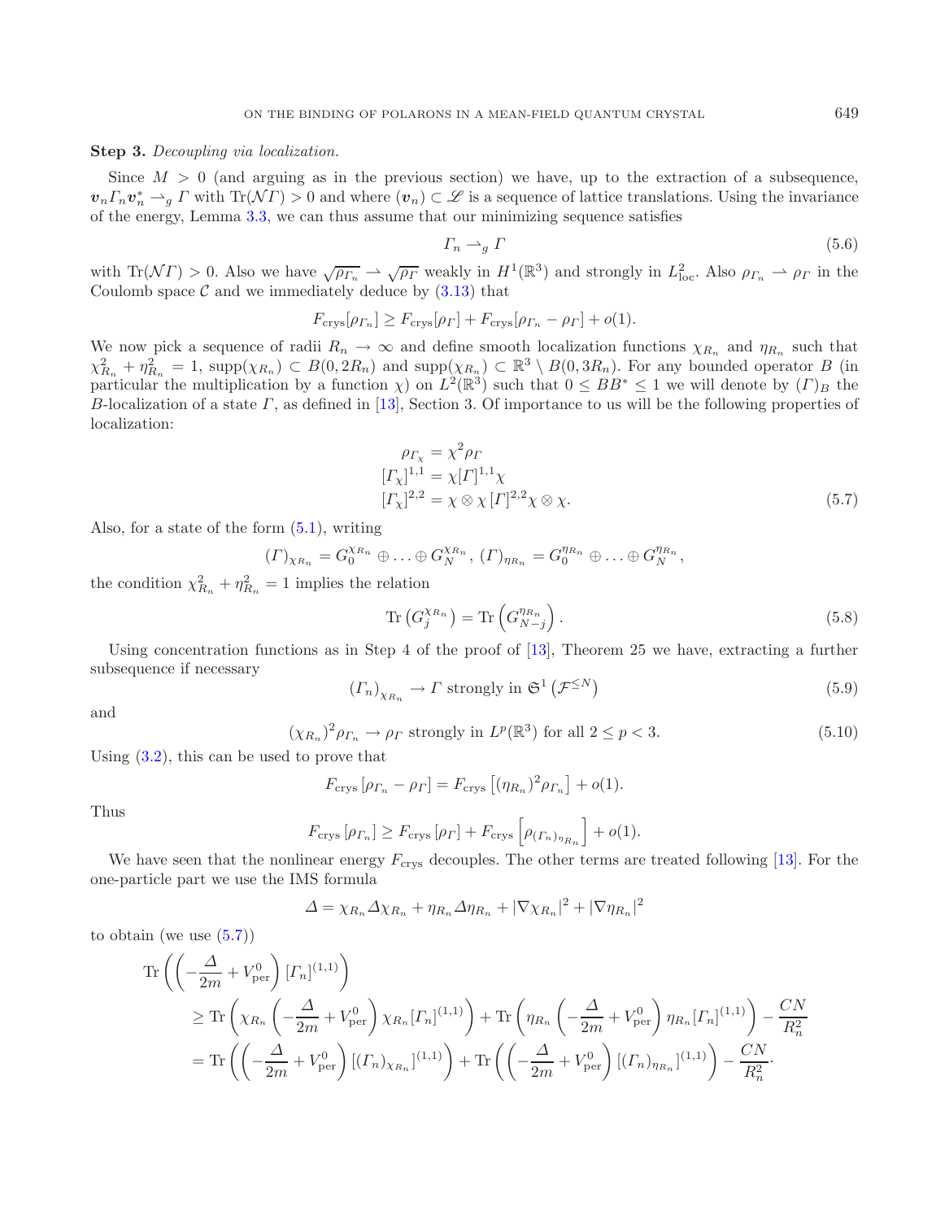**Step 3.** *Decoupling via localization.*

Since $M > 0$ (and arguing as in the previous section) we have, up to the extraction of a subsequence, $\boldsymbol{v}_n \Gamma_n \boldsymbol{v}_n^* \rightharpoonup_g \Gamma$ with $\mathrm{Tr}(\mathcal{N}\Gamma) > 0$ and where $(\boldsymbol{v}_n) \subset \mathscr{L}$ is a sequence of lattice translations. Using the invariance of the energy, Lemma 3.3, we can thus assume that our minimizing sequence satisfies

$$\Gamma_n \rightharpoonup_g \Gamma \tag{5.6}$$

with $\mathrm{Tr}(\mathcal{N}\Gamma) > 0$. Also we have $\sqrt{\rho_{\Gamma_n}} \rightharpoonup \sqrt{\rho_\Gamma}$ weakly in $H^1(\mathbb{R}^3)$ and strongly in $L^2_{\mathrm{loc}}$. Also $\rho_{\Gamma_n} \rightharpoonup \rho_\Gamma$ in the Coulomb space $\mathcal{C}$ and we immediately deduce by (3.13) that

$$F_{\mathrm{crys}}[\rho_{\Gamma_n}] \geq F_{\mathrm{crys}}[\rho_\Gamma] + F_{\mathrm{crys}}[\rho_{\Gamma_n} - \rho_\Gamma] + o(1).$$

We now pick a sequence of radii $R_n \to \infty$ and define smooth localization functions $\chi_{R_n}$ and $\eta_{R_n}$ such that $\chi_{R_n}^2 + \eta_{R_n}^2 = 1$, $\mathrm{supp}(\chi_{R_n}) \subset B(0, 2R_n)$ and $\mathrm{supp}(\chi_{R_n}) \subset \mathbb{R}^3 \setminus B(0, 3R_n)$. For any bounded operator $B$ (in particular the multiplication by a function $\chi$) on $L^2(\mathbb{R}^3)$ such that $0 \leq BB^* \leq 1$ we will denote by $(\Gamma)_B$ the $B$-localization of a state $\Gamma$, as defined in [13], Section 3. Of importance to us will be the following properties of localization:

$$\begin{aligned}
\rho_{\Gamma_\chi} &= \chi^2 \rho_\Gamma \\
[\Gamma_\chi]^{1,1} &= \chi [\Gamma]^{1,1} \chi \\
[\Gamma_\chi]^{2,2} &= \chi \otimes \chi \, [\Gamma]^{2,2} \chi \otimes \chi.
\end{aligned} \tag{5.7}$$

Also, for a state of the form (5.1), writing

$$(\Gamma)_{\chi_{R_n}} = G_0^{\chi_{R_n}} \oplus \ldots \oplus G_N^{\chi_{R_n}},\ (\Gamma)_{\eta_{R_n}} = G_0^{\eta_{R_n}} \oplus \ldots \oplus G_N^{\eta_{R_n}},$$

the condition $\chi_{R_n}^2 + \eta_{R_n}^2 = 1$ implies the relation

$$\mathrm{Tr}\left(G_j^{\chi_{R_n}}\right) = \mathrm{Tr}\left(G_{N-j}^{\eta_{R_n}}\right). \tag{5.8}$$

Using concentration functions as in Step 4 of the proof of [13], Theorem 25 we have, extracting a further subsequence if necessary

$$(\Gamma_n)_{\chi_{R_n}} \to \Gamma \text{ strongly in } \mathfrak{S}^1\left(\mathcal{F}^{\leq N}\right) \tag{5.9}$$

and

$$(\chi_{R_n})^2 \rho_{\Gamma_n} \to \rho_\Gamma \text{ strongly in } L^p(\mathbb{R}^3) \text{ for all } 2 \leq p < 3. \tag{5.10}$$

Using (3.2), this can be used to prove that

$$F_{\mathrm{crys}}\left[\rho_{\Gamma_n} - \rho_\Gamma\right] = F_{\mathrm{crys}}\left[(\eta_{R_n})^2 \rho_{\Gamma_n}\right] + o(1).$$

Thus

$$F_{\mathrm{crys}}\left[\rho_{\Gamma_n}\right] \geq F_{\mathrm{crys}}\left[\rho_\Gamma\right] + F_{\mathrm{crys}}\left[\rho_{(\Gamma_n)_{\eta_{R_n}}}\right] + o(1).$$

We have seen that the nonlinear energy $F_{\mathrm{crys}}$ decouples. The other terms are treated following [13]. For the one-particle part we use the IMS formula

$$\Delta = \chi_{R_n} \Delta \chi_{R_n} + \eta_{R_n} \Delta \eta_{R_n} + |\nabla \chi_{R_n}|^2 + |\nabla \eta_{R_n}|^2$$

to obtain (we use (5.7))

$$\begin{aligned}
&\mathrm{Tr}\left(\left(-\frac{\Delta}{2m} + V_{\mathrm{per}}^0\right)[\Gamma_n]^{(1,1)}\right) \\
&\quad \geq \mathrm{Tr}\left(\chi_{R_n}\left(-\frac{\Delta}{2m} + V_{\mathrm{per}}^0\right)\chi_{R_n}[\Gamma_n]^{(1,1)}\right) + \mathrm{Tr}\left(\eta_{R_n}\left(-\frac{\Delta}{2m} + V_{\mathrm{per}}^0\right)\eta_{R_n}[\Gamma_n]^{(1,1)}\right) - \frac{CN}{R_n^2} \\
&\quad = \mathrm{Tr}\left(\left(-\frac{\Delta}{2m} + V_{\mathrm{per}}^0\right)[(\Gamma_n)_{\chi_{R_n}}]^{(1,1)}\right) + \mathrm{Tr}\left(\left(-\frac{\Delta}{2m} + V_{\mathrm{per}}^0\right)[(\Gamma_n)_{\eta_{R_n}}]^{(1,1)}\right) - \frac{CN}{R_n^2}.
\end{aligned}$$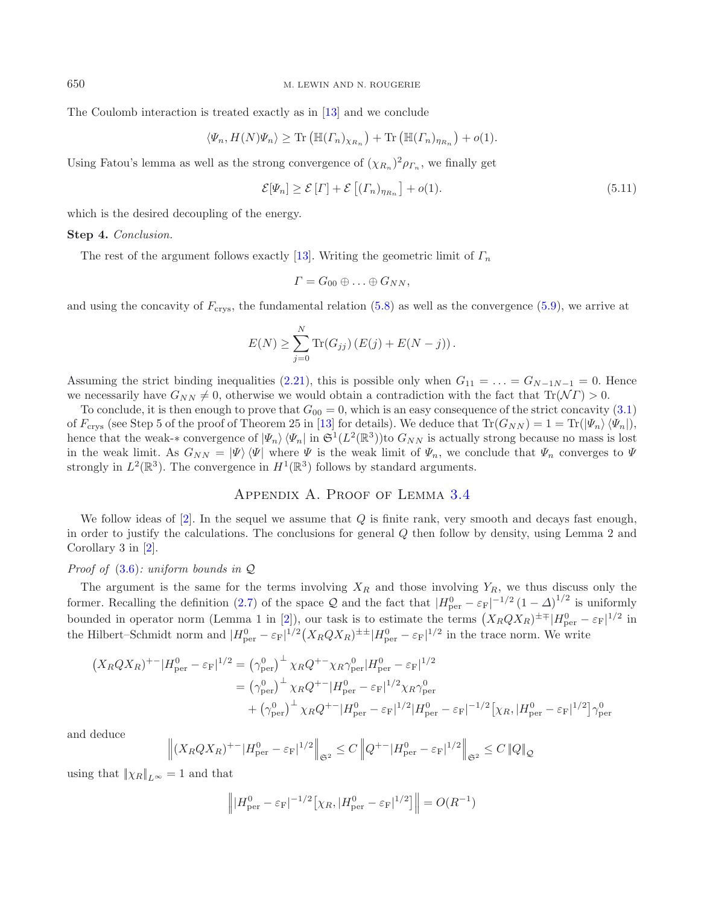The Coulomb interaction is treated exactly as in [13] and we conclude

$$\langle \Psi_n, H(N)\Psi_n\rangle \geq \operatorname{Tr}\left(\mathbb{H}(\Gamma_n)_{\chi_{R_n}}\right) + \operatorname{Tr}\left(\mathbb{H}(\Gamma_n)_{\eta_{R_n}}\right) + o(1).$$

Using Fatou's lemma as well as the strong convergence of $(\chi_{R_n})^2\rho_{\Gamma_n}$, we finally get

$$\mathcal{E}[\Psi_n] \geq \mathcal{E}\left[\Gamma\right] + \mathcal{E}\left[(\Gamma_n)_{\eta_{R_n}}\right] + o(1). \tag{5.11}$$

which is the desired decoupling of the energy.

**Step 4.** *Conclusion.*

The rest of the argument follows exactly [13]. Writing the geometric limit of $\Gamma_n$

$$\Gamma = G_{00} \oplus \ldots \oplus G_{NN},$$

and using the concavity of $F_{\rm crys}$, the fundamental relation (5.8) as well as the convergence (5.9), we arrive at

$$E(N) \geq \sum_{j=0}^{N} \operatorname{Tr}(G_{jj})\left(E(j) + E(N-j)\right).$$

Assuming the strict binding inequalities (2.21), this is possible only when $G_{11} = \ldots = G_{N-1N-1} = 0$. Hence we necessarily have $G_{NN} \neq 0$, otherwise we would obtain a contradiction with the fact that $\operatorname{Tr}(\mathcal{N}\Gamma) > 0$.

To conclude, it is then enough to prove that $G_{00} = 0$, which is an easy consequence of the strict concavity (3.1) of $F_{\rm crys}$ (see Step 5 of the proof of Theorem 25 in [13] for details). We deduce that $\operatorname{Tr}(G_{NN}) = 1 = \operatorname{Tr}(|\Psi_n\rangle\langle\Psi_n|)$, hence that the weak-$*$ convergence of $|\Psi_n\rangle\langle\Psi_n|$ in $\mathfrak{S}^1(L^2(\mathbb{R}^3))$to $G_{NN}$ is actually strong because no mass is lost in the weak limit. As $G_{NN} = |\Psi\rangle\langle\Psi|$ where $\Psi$ is the weak limit of $\Psi_n$, we conclude that $\Psi_n$ converges to $\Psi$ strongly in $L^2(\mathbb{R}^3)$. The convergence in $H^1(\mathbb{R}^3)$ follows by standard arguments.

## Appendix A. Proof of Lemma 3.4

We follow ideas of [2]. In the sequel we assume that $Q$ is finite rank, very smooth and decays fast enough, in order to justify the calculations. The conclusions for general $Q$ then follow by density, using Lemma 2 and Corollary 3 in [2].

*Proof of* (3.6)*: uniform bounds in* $\mathcal{Q}$

The argument is the same for the terms involving $X_R$ and those involving $Y_R$, we thus discuss only the former. Recalling the definition (2.7) of the space $\mathcal{Q}$ and the fact that $|H^0_{\rm per} - \varepsilon_{\rm F}|^{-1/2}(1-\Delta)^{1/2}$ is uniformly bounded in operator norm (Lemma 1 in [2]), our task is to estimate the terms $\left(X_RQX_R\right)^{\pm\mp}|H^0_{\rm per} - \varepsilon_{\rm F}|^{1/2}$ in the Hilbert–Schmidt norm and $|H^0_{\rm per} - \varepsilon_{\rm F}|^{1/2}\left(X_RQX_R\right)^{\pm\pm}|H^0_{\rm per} - \varepsilon_{\rm F}|^{1/2}$ in the trace norm. We write

$$\begin{aligned}
\left(X_RQX_R\right)^{+-}|H^0_{\rm per} - \varepsilon_{\rm F}|^{1/2} &= \left(\gamma^0_{\rm per}\right)^{\perp}\chi_R Q^{+-}\chi_R\gamma^0_{\rm per}|H^0_{\rm per} - \varepsilon_{\rm F}|^{1/2} \\
&= \left(\gamma^0_{\rm per}\right)^{\perp}\chi_R Q^{+-}|H^0_{\rm per} - \varepsilon_{\rm F}|^{1/2}\chi_R\gamma^0_{\rm per} \\
&\quad + \left(\gamma^0_{\rm per}\right)^{\perp}\chi_R Q^{+-}|H^0_{\rm per} - \varepsilon_{\rm F}|^{1/2}|H^0_{\rm per} - \varepsilon_{\rm F}|^{-1/2}\left[\chi_R, |H^0_{\rm per} - \varepsilon_{\rm F}|^{1/2}\right]\gamma^0_{\rm per}
\end{aligned}$$

and deduce

$$\left\|\left(X_RQX_R\right)^{+-}|H^0_{\rm per} - \varepsilon_{\rm F}|^{1/2}\right\|_{\mathfrak{S}^2} \leq C\left\|Q^{+-}|H^0_{\rm per} - \varepsilon_{\rm F}|^{1/2}\right\|_{\mathfrak{S}^2} \leq C\left\|Q\right\|_{\mathcal{Q}}$$

using that $\left\|\chi_R\right\|_{L^\infty} = 1$ and that

$$\left\||H^0_{\rm per} - \varepsilon_{\rm F}|^{-1/2}\left[\chi_R, |H^0_{\rm per} - \varepsilon_{\rm F}|^{1/2}\right]\right\| = O(R^{-1})$$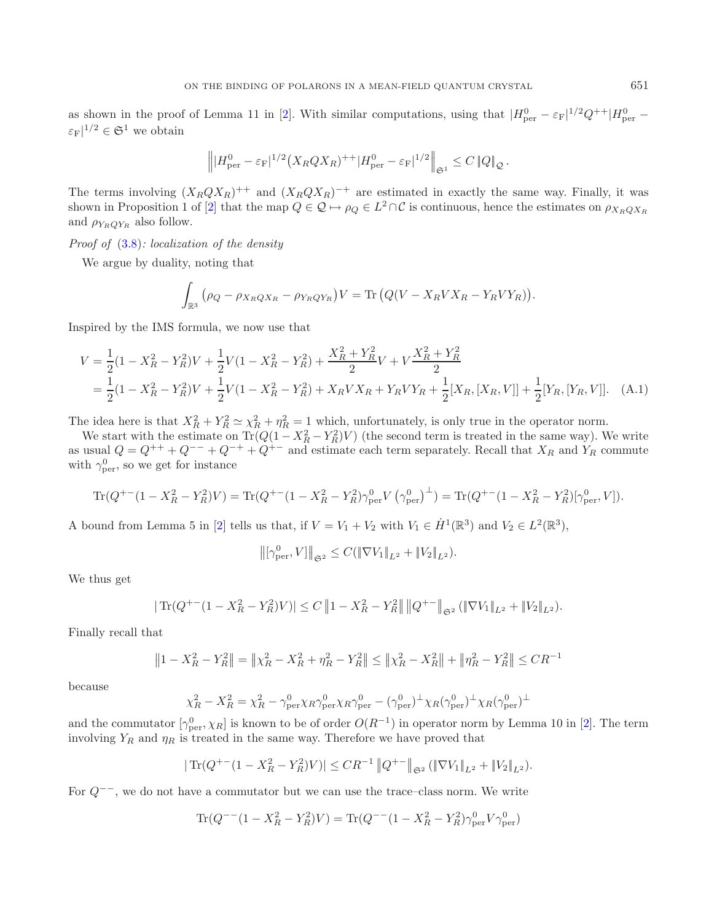as shown in the proof of Lemma 11 in [2]. With similar computations, using that $|H^0_{\rm per} - \varepsilon_{\rm F}|^{1/2} Q^{++} |H^0_{\rm per} - \varepsilon_{\rm F}|^{1/2} \in \mathfrak{S}^1$ we obtain

$$\left\| |H^0_{\rm per} - \varepsilon_{\rm F}|^{1/2} \big(X_R Q X_R\big)^{++} |H^0_{\rm per} - \varepsilon_{\rm F}|^{1/2} \right\|_{\mathfrak{S}^1} \leq C \left\| Q \right\|_{\mathcal{Q}}.$$

The terms involving $(X_R Q X_R)^{++}$ and $(X_R Q X_R)^{-+}$ are estimated in exactly the same way. Finally, it was shown in Proposition 1 of [2] that the map $Q \in \mathcal{Q} \mapsto \rho_Q \in L^2 \cap \mathcal{C}$ is continuous, hence the estimates on $\rho_{X_R Q X_R}$ and $\rho_{Y_R Q Y_R}$ also follow.

*Proof of* (3.8)*: localization of the density*

We argue by duality, noting that

$$\int_{\mathbb{R}^3} \big(\rho_Q - \rho_{X_R Q X_R} - \rho_{Y_R Q Y_R}\big) V = \operatorname{Tr}\big(Q(V - X_R V X_R - Y_R V Y_R)\big).$$

Inspired by the IMS formula, we now use that

$$\begin{aligned} V &= \frac{1}{2}(1 - X_R^2 - Y_R^2)V + \frac{1}{2}V(1 - X_R^2 - Y_R^2) + \frac{X_R^2 + Y_R^2}{2}V + V\frac{X_R^2 + Y_R^2}{2} \\ &= \frac{1}{2}(1 - X_R^2 - Y_R^2)V + \frac{1}{2}V(1 - X_R^2 - Y_R^2) + X_R V X_R + Y_R V Y_R + \frac{1}{2}[X_R, [X_R, V]] + \frac{1}{2}[Y_R, [Y_R, V]]. \end{aligned} \quad \text{(A.1)}$$

The idea here is that $X_R^2 + Y_R^2 \simeq \chi_R^2 + \eta_R^2 = 1$ which, unfortunately, is only true in the operator norm.

We start with the estimate on $\operatorname{Tr}(Q(1 - X_R^2 - Y_R^2)V)$ (the second term is treated in the same way). We write as usual $Q = Q^{++} + Q^{--} + Q^{-+} + Q^{+-}$ and estimate each term separately. Recall that $X_R$ and $Y_R$ commute with $\gamma^0_{\rm per}$, so we get for instance

$$\operatorname{Tr}(Q^{+-}(1 - X_R^2 - Y_R^2)V) = \operatorname{Tr}(Q^{+-}(1 - X_R^2 - Y_R^2)\gamma^0_{\rm per} V \left(\gamma^0_{\rm per}\right)^{\perp}) = \operatorname{Tr}(Q^{+-}(1 - X_R^2 - Y_R^2)[\gamma^0_{\rm per}, V]).$$

A bound from Lemma 5 in [2] tells us that, if $V = V_1 + V_2$ with $V_1 \in \dot{H}^1(\mathbb{R}^3)$ and $V_2 \in L^2(\mathbb{R}^3)$,

$$\left\| [\gamma^0_{\rm per}, V] \right\|_{\mathfrak{S}^2} \leq C(\|\nabla V_1\|_{L^2} + \|V_2\|_{L^2}).$$

We thus get

$$|\operatorname{Tr}(Q^{+-}(1 - X_R^2 - Y_R^2)V)| \leq C \left\| 1 - X_R^2 - Y_R^2 \right\| \left\| Q^{+-} \right\|_{\mathfrak{S}^2} (\|\nabla V_1\|_{L^2} + \|V_2\|_{L^2}).$$

Finally recall that

$$\left\| 1 - X_R^2 - Y_R^2 \right\| = \left\| \chi_R^2 - X_R^2 + \eta_R^2 - Y_R^2 \right\| \leq \left\| \chi_R^2 - X_R^2 \right\| + \left\| \eta_R^2 - Y_R^2 \right\| \leq C R^{-1}$$

because

$$\chi_R^2 - X_R^2 = \chi_R^2 - \gamma^0_{\rm per} \chi_R \gamma^0_{\rm per} \chi_R \gamma^0_{\rm per} - (\gamma^0_{\rm per})^{\perp} \chi_R (\gamma^0_{\rm per})^{\perp} \chi_R (\gamma^0_{\rm per})^{\perp}$$

and the commutator $[\gamma^0_{\rm per}, \chi_R]$ is known to be of order $O(R^{-1})$ in operator norm by Lemma 10 in [2]. The term involving $Y_R$ and $\eta_R$ is treated in the same way. Therefore we have proved that

$$|\operatorname{Tr}(Q^{+-}(1 - X_R^2 - Y_R^2)V)| \leq C R^{-1} \left\| Q^{+-} \right\|_{\mathfrak{S}^2} (\|\nabla V_1\|_{L^2} + \|V_2\|_{L^2}).$$

For $Q^{--}$, we do not have a commutator but we can use the trace–class norm. We write

$$\operatorname{Tr}(Q^{--}(1 - X_R^2 - Y_R^2)V) = \operatorname{Tr}(Q^{--}(1 - X_R^2 - Y_R^2)\gamma^0_{\rm per} V \gamma^0_{\rm per})$$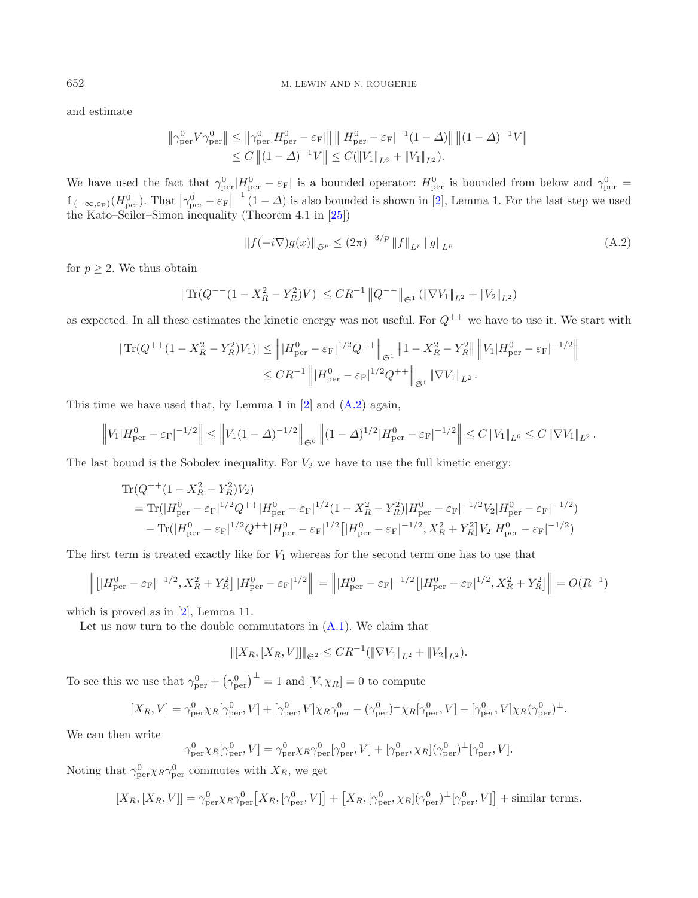and estimate

$$
\begin{aligned}
\left\|\gamma_{\rm per}^0 V \gamma_{\rm per}^0\right\| &\leq \left\|\gamma_{\rm per}^0 |H_{\rm per}^0 - \varepsilon_{\rm F}|\right\| \left\||H_{\rm per}^0 - \varepsilon_{\rm F}|^{-1}(1-\Delta)\right\| \left\|(1-\Delta)^{-1} V\right\| \\
&\leq C\left\|(1-\Delta)^{-1} V\right\| \leq C(\|V_1\|_{L^6} + \|V_1\|_{L^2}).
\end{aligned}
$$

We have used the fact that $\gamma_{\rm per}^0 |H_{\rm per}^0 - \varepsilon_{\rm F}|$ is a bounded operator: $H_{\rm per}^0$ is bounded from below and $\gamma_{\rm per}^0 = \mathbb{1}_{(-\infty,\varepsilon_{\rm F})}(H_{\rm per}^0)$. That $\left|\gamma_{\rm per}^0 - \varepsilon_{\rm F}\right|^{-1}(1-\Delta)$ is also bounded is shown in [2], Lemma 1. For the last step we used the Kato–Seiler–Simon inequality (Theorem 4.1 in [25])

$$
\|f(-i\nabla) g(x)\|_{\mathfrak{S}^p} \leq (2\pi)^{-3/p} \|f\|_{L^p} \|g\|_{L^p} \tag{A.2}
$$

for $p \geq 2$. We thus obtain

$$
|\operatorname{Tr}(Q^{--}(1 - X_R^2 - Y_R^2)V)| \leq C R^{-1} \left\|Q^{--}\right\|_{\mathfrak{S}^1} (\|\nabla V_1\|_{L^2} + \|V_2\|_{L^2})
$$

as expected. In all these estimates the kinetic energy was not useful. For $Q^{++}$ we have to use it. We start with

$$
\begin{aligned}
|\operatorname{Tr}(Q^{++}(1 - X_R^2 - Y_R^2)V_1)| &\leq \left\||H_{\rm per}^0 - \varepsilon_{\rm F}|^{1/2} Q^{++}\right\|_{\mathfrak{S}^1} \left\|1 - X_R^2 - Y_R^2\right\| \left\|V_1 |H_{\rm per}^0 - \varepsilon_{\rm F}|^{-1/2}\right\| \\
&\leq C R^{-1} \left\||H_{\rm per}^0 - \varepsilon_{\rm F}|^{1/2} Q^{++}\right\|_{\mathfrak{S}^1} \|\nabla V_1\|_{L^2}.
\end{aligned}
$$

This time we have used that, by Lemma 1 in [2] and (A.2) again,

$$
\left\|V_1 |H_{\rm per}^0 - \varepsilon_{\rm F}|^{-1/2}\right\| \leq \left\|V_1 (1-\Delta)^{-1/2}\right\|_{\mathfrak{S}^6} \left\|(1-\Delta)^{1/2} |H_{\rm per}^0 - \varepsilon_{\rm F}|^{-1/2}\right\| \leq C \|V_1\|_{L^6} \leq C \|\nabla V_1\|_{L^2}.
$$

The last bound is the Sobolev inequality. For $V_2$ we have to use the full kinetic energy:

$$
\begin{aligned}
&\operatorname{Tr}(Q^{++}(1 - X_R^2 - Y_R^2)V_2) \\
&= \operatorname{Tr}(|H_{\rm per}^0 - \varepsilon_{\rm F}|^{1/2} Q^{++} |H_{\rm per}^0 - \varepsilon_{\rm F}|^{1/2} (1 - X_R^2 - Y_R^2) |H_{\rm per}^0 - \varepsilon_{\rm F}|^{-1/2} V_2 |H_{\rm per}^0 - \varepsilon_{\rm F}|^{-1/2}) \\
&\quad - \operatorname{Tr}(|H_{\rm per}^0 - \varepsilon_{\rm F}|^{1/2} Q^{++} |H_{\rm per}^0 - \varepsilon_{\rm F}|^{1/2} \left[|H_{\rm per}^0 - \varepsilon_{\rm F}|^{-1/2}, X_R^2 + Y_R^2\right] V_2 |H_{\rm per}^0 - \varepsilon_{\rm F}|^{-1/2})
\end{aligned}
$$

The first term is treated exactly like for $V_1$ whereas for the second term one has to use that

$$
\left\|\left[|H_{\rm per}^0 - \varepsilon_{\rm F}|^{-1/2}, X_R^2 + Y_R^2\right] |H_{\rm per}^0 - \varepsilon_{\rm F}|^{1/2}\right\| = \left\||H_{\rm per}^0 - \varepsilon_{\rm F}|^{-1/2} \left[|H_{\rm per}^0 - \varepsilon_{\rm F}|^{1/2}, X_R^2 + Y_R^2\right]\right\| = O(R^{-1})
$$

which is proved as in [2], Lemma 11.

Let us now turn to the double commutators in (A.1). We claim that

$$
\|[X_R, [X_R, V]]\|_{\mathfrak{S}^2} \leq C R^{-1} (\|\nabla V_1\|_{L^2} + \|V_2\|_{L^2}).
$$

To see this we use that $\gamma_{\rm per}^0 + \left(\gamma_{\rm per}^0\right)^\perp = 1$ and $[V, \chi_R] = 0$ to compute

$$
[X_R, V] = \gamma_{\rm per}^0 \chi_R [\gamma_{\rm per}^0, V] + [\gamma_{\rm per}^0, V] \chi_R \gamma_{\rm per}^0 - (\gamma_{\rm per}^0)^\perp \chi_R [\gamma_{\rm per}^0, V] - [\gamma_{\rm per}^0, V] \chi_R (\gamma_{\rm per}^0)^\perp.
$$

We can then write

$$
\gamma_{\rm per}^0 \chi_R [\gamma_{\rm per}^0, V] = \gamma_{\rm per}^0 \chi_R \gamma_{\rm per}^0 [\gamma_{\rm per}^0, V] + [\gamma_{\rm per}^0, \chi_R] (\gamma_{\rm per}^0)^\perp [\gamma_{\rm per}^0, V].
$$

Noting that $\gamma_{\rm per}^0 \chi_R \gamma_{\rm per}^0$ commutes with $X_R$, we get

$$
[X_R, [X_R, V]] = \gamma_{\rm per}^0 \chi_R \gamma_{\rm per}^0 \left[X_R, [\gamma_{\rm per}^0, V]\right] + \left[X_R, [\gamma_{\rm per}^0, \chi_R] (\gamma_{\rm per}^0)^\perp [\gamma_{\rm per}^0, V]\right] + \text{similar terms.}
$$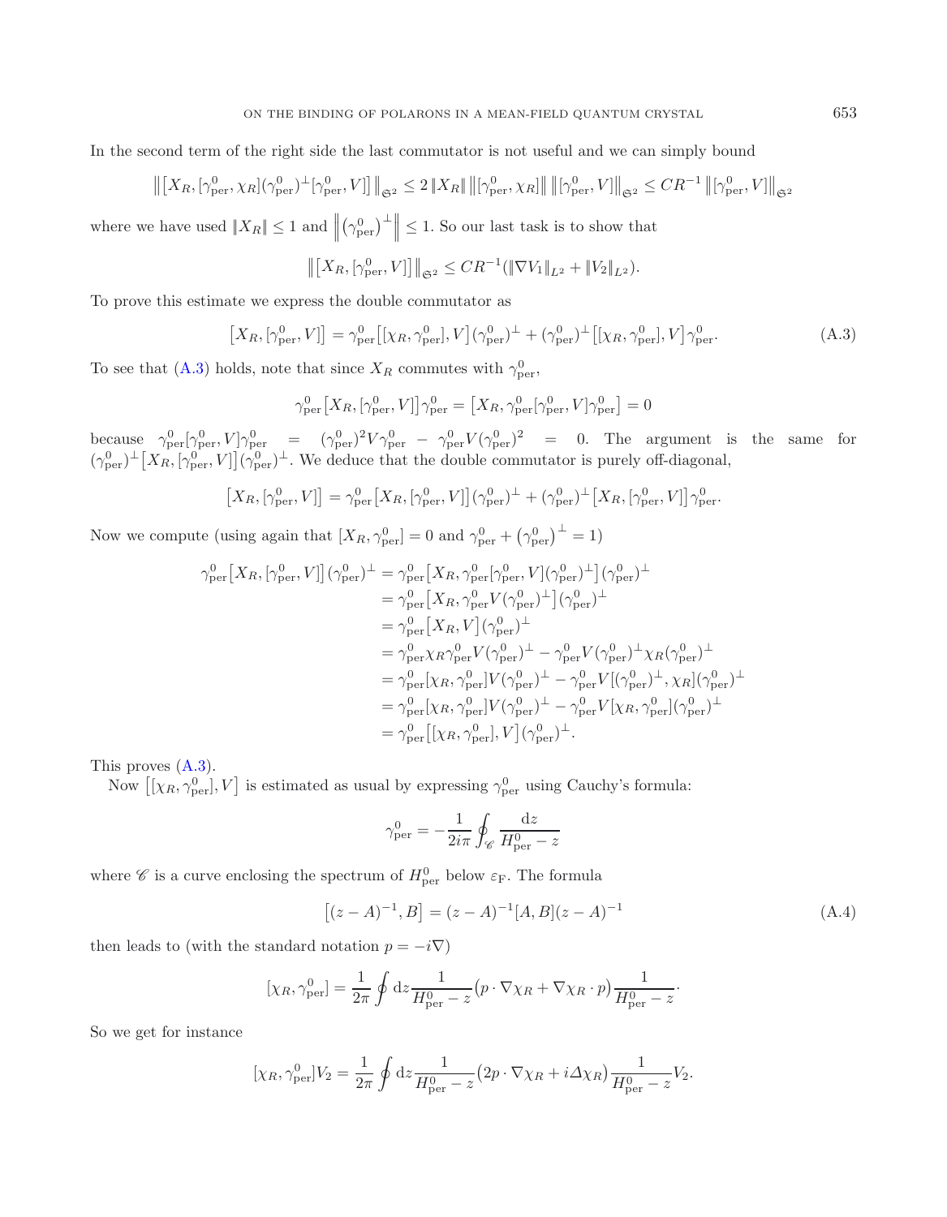In the second term of the right side the last commutator is not useful and we can simply bound

$$\big\|\big[X_R,[\gamma^0_{\rm per},\chi_R](\gamma^0_{\rm per})^\perp[\gamma^0_{\rm per},V]\big]\big\|_{\mathfrak{S}^2}\le 2\,\|X_R\|\,\big\|[\gamma^0_{\rm per},\chi_R]\big\|\,\big\|[\gamma^0_{\rm per},V]\big\|_{\mathfrak{S}^2}\le CR^{-1}\,\big\|[\gamma^0_{\rm per},V]\big\|_{\mathfrak{S}^2}$$

where we have used $\|X_R\|\le 1$ and $\left\|\left(\gamma^0_{\rm per}\right)^\perp\right\|\le 1$. So our last task is to show that

$$\big\|\big[X_R,[\gamma^0_{\rm per},V]\big]\big\|_{\mathfrak{S}^2}\le CR^{-1}(\|\nabla V_1\|_{L^2}+\|V_2\|_{L^2}).$$

To prove this estimate we express the double commutator as

$$\big[X_R,[\gamma^0_{\rm per},V]\big]=\gamma^0_{\rm per}\big[[\chi_R,\gamma^0_{\rm per}],V\big](\gamma^0_{\rm per})^\perp+(\gamma^0_{\rm per})^\perp\big[[\chi_R,\gamma^0_{\rm per}],V\big]\gamma^0_{\rm per}. \tag{A.3}$$

To see that (A.3) holds, note that since $X_R$ commutes with $\gamma^0_{\rm per}$,

$$\gamma^0_{\rm per}\big[X_R,[\gamma^0_{\rm per},V]\big]\gamma^0_{\rm per}=\big[X_R,\gamma^0_{\rm per}[\gamma^0_{\rm per},V]\gamma^0_{\rm per}\big]=0$$

because $\gamma^0_{\rm per}[\gamma^0_{\rm per},V]\gamma^0_{\rm per}=(\gamma^0_{\rm per})^2V\gamma^0_{\rm per}-\gamma^0_{\rm per}V(\gamma^0_{\rm per})^2=0$. The argument is the same for $(\gamma^0_{\rm per})^\perp\big[X_R,[\gamma^0_{\rm per},V]\big](\gamma^0_{\rm per})^\perp$. We deduce that the double commutator is purely off-diagonal,

$$\big[X_R,[\gamma^0_{\rm per},V]\big]=\gamma^0_{\rm per}\big[X_R,[\gamma^0_{\rm per},V]\big](\gamma^0_{\rm per})^\perp+(\gamma^0_{\rm per})^\perp\big[X_R,[\gamma^0_{\rm per},V]\big]\gamma^0_{\rm per}.$$

Now we compute (using again that $[X_R,\gamma^0_{\rm per}]=0$ and $\gamma^0_{\rm per}+\left(\gamma^0_{\rm per}\right)^\perp=1$)

$$\begin{aligned}
\gamma^0_{\rm per}\big[X_R,[\gamma^0_{\rm per},V]\big](\gamma^0_{\rm per})^\perp&=\gamma^0_{\rm per}\big[X_R,\gamma^0_{\rm per}[\gamma^0_{\rm per},V](\gamma^0_{\rm per})^\perp\big](\gamma^0_{\rm per})^\perp\\
&=\gamma^0_{\rm per}\big[X_R,\gamma^0_{\rm per}V(\gamma^0_{\rm per})^\perp\big](\gamma^0_{\rm per})^\perp\\
&=\gamma^0_{\rm per}\big[X_R,V\big](\gamma^0_{\rm per})^\perp\\
&=\gamma^0_{\rm per}\chi_R\gamma^0_{\rm per}V(\gamma^0_{\rm per})^\perp-\gamma^0_{\rm per}V(\gamma^0_{\rm per})^\perp\chi_R(\gamma^0_{\rm per})^\perp\\
&=\gamma^0_{\rm per}[\chi_R,\gamma^0_{\rm per}]V(\gamma^0_{\rm per})^\perp-\gamma^0_{\rm per}V[(\gamma^0_{\rm per})^\perp,\chi_R](\gamma^0_{\rm per})^\perp\\
&=\gamma^0_{\rm per}[\chi_R,\gamma^0_{\rm per}]V(\gamma^0_{\rm per})^\perp-\gamma^0_{\rm per}V[\chi_R,\gamma^0_{\rm per}](\gamma^0_{\rm per})^\perp\\
&=\gamma^0_{\rm per}\big[[\chi_R,\gamma^0_{\rm per}],V\big](\gamma^0_{\rm per})^\perp.
\end{aligned}$$

This proves (A.3).

Now $\big[[\chi_R,\gamma^0_{\rm per}],V\big]$ is estimated as usual by expressing $\gamma^0_{\rm per}$ using Cauchy's formula:

$$\gamma^0_{\rm per}=-\frac{1}{2i\pi}\oint_{\mathscr{C}}\frac{{\rm d}z}{H^0_{\rm per}-z}$$

where $\mathscr{C}$ is a curve enclosing the spectrum of $H^0_{\rm per}$ below $\varepsilon_{\rm F}$. The formula

$$\big[(z-A)^{-1},B\big]=(z-A)^{-1}[A,B](z-A)^{-1} \tag{A.4}$$

then leads to (with the standard notation $p=-i\nabla$)

$$[\chi_R,\gamma^0_{\rm per}]=\frac{1}{2\pi}\oint{\rm d}z\frac{1}{H^0_{\rm per}-z}\big(p\cdot\nabla\chi_R+\nabla\chi_R\cdot p\big)\frac{1}{H^0_{\rm per}-z}\cdot$$

So we get for instance

$$[\chi_R,\gamma^0_{\rm per}]V_2=\frac{1}{2\pi}\oint{\rm d}z\frac{1}{H^0_{\rm per}-z}\big(2p\cdot\nabla\chi_R+i\Delta\chi_R\big)\frac{1}{H^0_{\rm per}-z}V_2.$$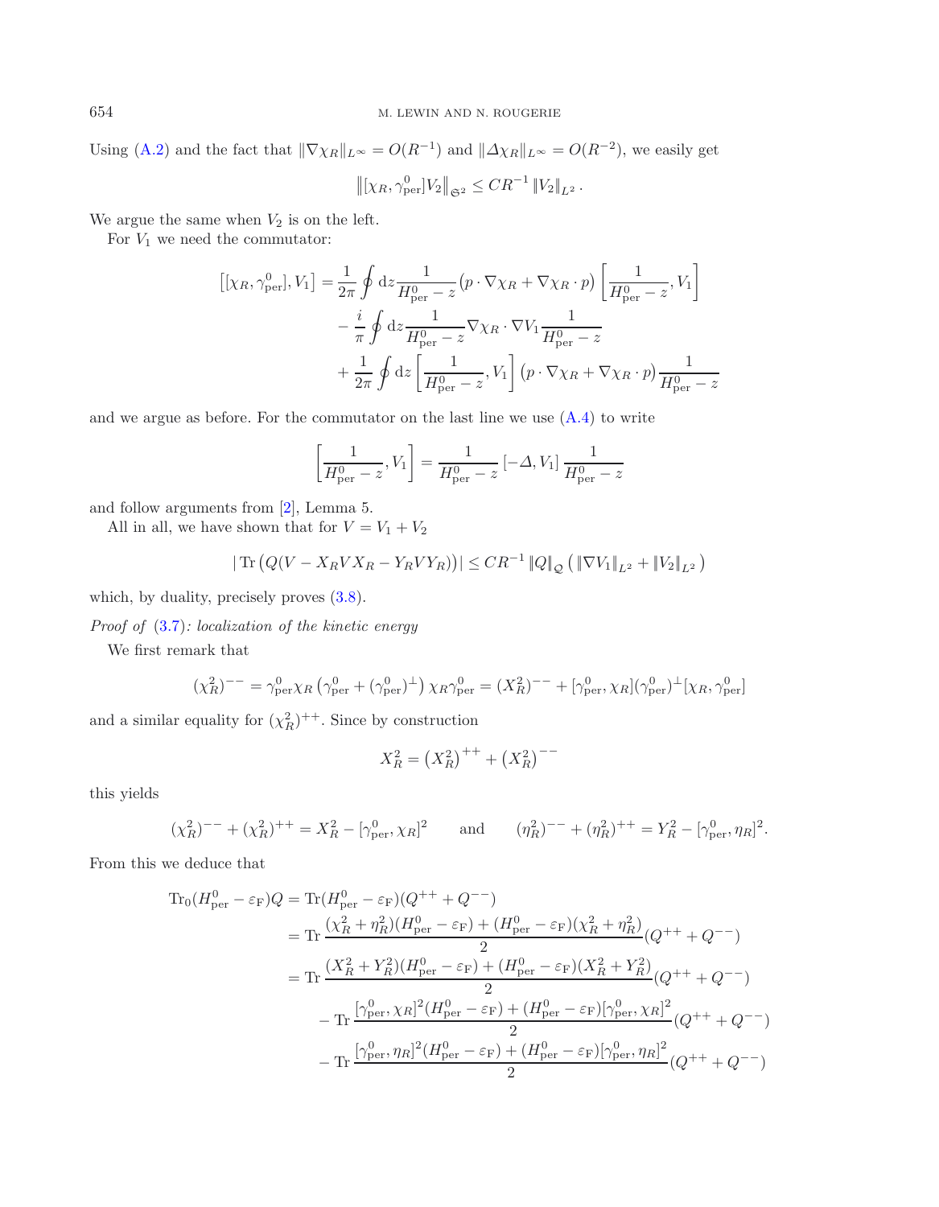Using (A.2) and the fact that $\|\nabla \chi_R\|_{L^\infty} = O(R^{-1})$ and $\|\Delta \chi_R\|_{L^\infty} = O(R^{-2})$, we easily get

$$\left\|[\chi_R, \gamma^0_{\rm per}]V_2\right\|_{\mathfrak{S}^2} \leq CR^{-1} \left\|V_2\right\|_{L^2}.$$

We argue the same when $V_2$ is on the left.

For $V_1$ we need the commutator:

$$\begin{aligned}
\left[[\chi_R, \gamma^0_{\rm per}], V_1\right] &= \frac{1}{2\pi} \oint {\rm d}z \frac{1}{H^0_{\rm per} - z} \left(p \cdot \nabla \chi_R + \nabla \chi_R \cdot p\right) \left[\frac{1}{H^0_{\rm per} - z}, V_1\right] \\
&\quad - \frac{i}{\pi} \oint {\rm d}z \frac{1}{H^0_{\rm per} - z} \nabla \chi_R \cdot \nabla V_1 \frac{1}{H^0_{\rm per} - z} \\
&\quad + \frac{1}{2\pi} \oint {\rm d}z \left[\frac{1}{H^0_{\rm per} - z}, V_1\right] \left(p \cdot \nabla \chi_R + \nabla \chi_R \cdot p\right) \frac{1}{H^0_{\rm per} - z}
\end{aligned}$$

and we argue as before. For the commutator on the last line we use (A.4) to write

$$\left[\frac{1}{H^0_{\rm per} - z}, V_1\right] = \frac{1}{H^0_{\rm per} - z} \left[-\Delta, V_1\right] \frac{1}{H^0_{\rm per} - z}$$

and follow arguments from [2], Lemma 5.

All in all, we have shown that for $V = V_1 + V_2$

$$\left|\,{\rm Tr}\left(Q(V - X_R V X_R - Y_R V Y_R)\right)\right| \leq CR^{-1} \left\|Q\right\|_{\mathcal{Q}} \left(\left\|\nabla V_1\right\|_{L^2} + \left\|V_2\right\|_{L^2}\right)$$

which, by duality, precisely proves (3.8).

*Proof of* (3.7)*: localization of the kinetic energy*

We first remark that

$$(\chi_R^2)^{--} = \gamma^0_{\rm per} \chi_R \left(\gamma^0_{\rm per} + (\gamma^0_{\rm per})^\perp\right) \chi_R \gamma^0_{\rm per} = (X_R^2)^{--} + [\gamma^0_{\rm per}, \chi_R](\gamma^0_{\rm per})^\perp [\chi_R, \gamma^0_{\rm per}]$$

and a similar equality for $(\chi_R^2)^{++}$. Since by construction

$$X_R^2 = \left(X_R^2\right)^{++} + \left(X_R^2\right)^{--}$$

this yields

$$(\chi_R^2)^{--} + (\chi_R^2)^{++} = X_R^2 - [\gamma^0_{\rm per}, \chi_R]^2 \qquad \text{and} \qquad (\eta_R^2)^{--} + (\eta_R^2)^{++} = Y_R^2 - [\gamma^0_{\rm per}, \eta_R]^2.$$

From this we deduce that

$$\begin{aligned}
{\rm Tr}_0 (H^0_{\rm per} - \varepsilon_{\rm F}) Q &= {\rm Tr}(H^0_{\rm per} - \varepsilon_{\rm F})(Q^{++} + Q^{--}) \\
&= {\rm Tr}\, \frac{(\chi_R^2 + \eta_R^2)(H^0_{\rm per} - \varepsilon_{\rm F}) + (H^0_{\rm per} - \varepsilon_{\rm F})(\chi_R^2 + \eta_R^2)}{2}(Q^{++} + Q^{--}) \\
&= {\rm Tr}\, \frac{(X_R^2 + Y_R^2)(H^0_{\rm per} - \varepsilon_{\rm F}) + (H^0_{\rm per} - \varepsilon_{\rm F})(X_R^2 + Y_R^2)}{2}(Q^{++} + Q^{--}) \\
&\quad - {\rm Tr}\, \frac{[\gamma^0_{\rm per}, \chi_R]^2 (H^0_{\rm per} - \varepsilon_{\rm F}) + (H^0_{\rm per} - \varepsilon_{\rm F})[\gamma^0_{\rm per}, \chi_R]^2}{2}(Q^{++} + Q^{--}) \\
&\quad - {\rm Tr}\, \frac{[\gamma^0_{\rm per}, \eta_R]^2 (H^0_{\rm per} - \varepsilon_{\rm F}) + (H^0_{\rm per} - \varepsilon_{\rm F})[\gamma^0_{\rm per}, \eta_R]^2}{2}(Q^{++} + Q^{--})
\end{aligned}$$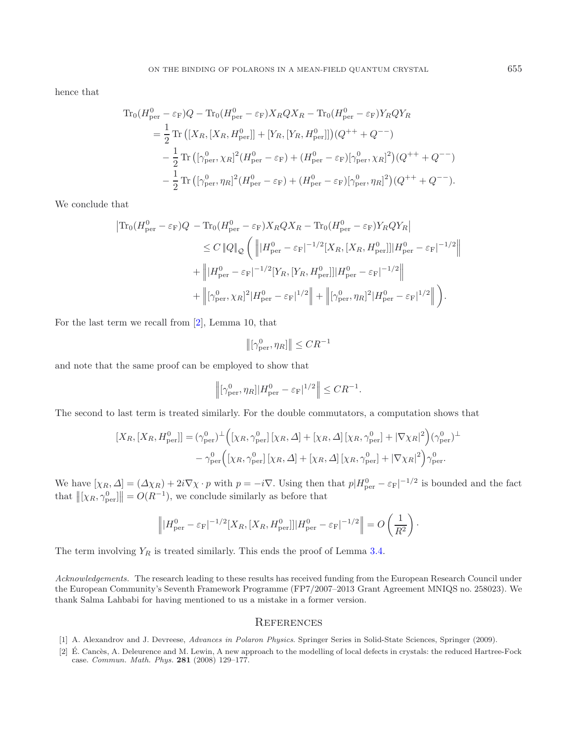hence that

$$\begin{aligned}
&\mathrm{Tr}_0(H^0_{\mathrm{per}} - \varepsilon_{\mathrm{F}})Q - \mathrm{Tr}_0(H^0_{\mathrm{per}} - \varepsilon_{\mathrm{F}})X_R Q X_R - \mathrm{Tr}_0(H^0_{\mathrm{per}} - \varepsilon_{\mathrm{F}})Y_R Q Y_R \\
&\quad = \frac{1}{2}\,\mathrm{Tr}\left([X_R,[X_R,H^0_{\mathrm{per}}]] + [Y_R,[Y_R,H^0_{\mathrm{per}}]]\right)(Q^{++}+Q^{--}) \\
&\qquad - \frac{1}{2}\,\mathrm{Tr}\left([\gamma^0_{\mathrm{per}},\chi_R]^2(H^0_{\mathrm{per}} - \varepsilon_{\mathrm{F}}) + (H^0_{\mathrm{per}} - \varepsilon_{\mathrm{F}})[\gamma^0_{\mathrm{per}},\chi_R]^2\right)(Q^{++}+Q^{--}) \\
&\qquad - \frac{1}{2}\,\mathrm{Tr}\left([\gamma^0_{\mathrm{per}},\eta_R]^2(H^0_{\mathrm{per}} - \varepsilon_{\mathrm{F}}) + (H^0_{\mathrm{per}} - \varepsilon_{\mathrm{F}})[\gamma^0_{\mathrm{per}},\eta_R]^2\right)(Q^{++}+Q^{--}).
\end{aligned}$$

We conclude that

$$\begin{aligned}
&\left|\mathrm{Tr}_0(H^0_{\mathrm{per}} - \varepsilon_{\mathrm{F}})Q - \mathrm{Tr}_0(H^0_{\mathrm{per}} - \varepsilon_{\mathrm{F}})X_R Q X_R - \mathrm{Tr}_0(H^0_{\mathrm{per}} - \varepsilon_{\mathrm{F}})Y_R Q Y_R\right| \\
&\qquad \le C\,\|Q\|_{\mathcal{Q}}\Bigg(\left\||H^0_{\mathrm{per}} - \varepsilon_{\mathrm{F}}|^{-1/2}[X_R,[X_R,H^0_{\mathrm{per}}]]|H^0_{\mathrm{per}} - \varepsilon_{\mathrm{F}}|^{-1/2}\right\| \\
&\qquad + \left\||H^0_{\mathrm{per}} - \varepsilon_{\mathrm{F}}|^{-1/2}[Y_R,[Y_R,H^0_{\mathrm{per}}]]|H^0_{\mathrm{per}} - \varepsilon_{\mathrm{F}}|^{-1/2}\right\| \\
&\qquad + \left\|[\gamma^0_{\mathrm{per}},\chi_R]^2|H^0_{\mathrm{per}} - \varepsilon_{\mathrm{F}}|^{1/2}\right\| + \left\|[\gamma^0_{\mathrm{per}},\eta_R]^2|H^0_{\mathrm{per}} - \varepsilon_{\mathrm{F}}|^{1/2}\right\|\Bigg).
\end{aligned}$$

For the last term we recall from [2], Lemma 10, that

$$\left\|[\gamma^0_{\mathrm{per}},\eta_R]\right\| \le CR^{-1}$$

and note that the same proof can be employed to show that

$$\left\|[\gamma^0_{\mathrm{per}},\eta_R]|H^0_{\mathrm{per}} - \varepsilon_{\mathrm{F}}|^{1/2}\right\| \le CR^{-1}.$$

The second to last term is treated similarly. For the double commutators, a computation shows that

$$\begin{aligned}
[X_R,[X_R,H^0_{\mathrm{per}}]] &= (\gamma^0_{\mathrm{per}})^{\perp}\Big([\chi_R,\gamma^0_{\mathrm{per}}]\,[\chi_R,\Delta] + [\chi_R,\Delta]\,[\chi_R,\gamma^0_{\mathrm{per}}] + |\nabla\chi_R|^2\Big)(\gamma^0_{\mathrm{per}})^{\perp} \\
&\quad - \gamma^0_{\mathrm{per}}\Big([\chi_R,\gamma^0_{\mathrm{per}}]\,[\chi_R,\Delta] + [\chi_R,\Delta]\,[\chi_R,\gamma^0_{\mathrm{per}}] + |\nabla\chi_R|^2\Big)\gamma^0_{\mathrm{per}}.
\end{aligned}$$

We have $[\chi_R,\Delta] = (\Delta\chi_R) + 2i\nabla\chi\cdot p$ with $p = -i\nabla$. Using then that $p|H^0_{\mathrm{per}} - \varepsilon_{\mathrm{F}}|^{-1/2}$ is bounded and the fact that $\left\|[\chi_R,\gamma^0_{\mathrm{per}}]\right\| = O(R^{-1})$, we conclude similarly as before that

$$\left\||H^0_{\mathrm{per}} - \varepsilon_{\mathrm{F}}|^{-1/2}[X_R,[X_R,H^0_{\mathrm{per}}]]|H^0_{\mathrm{per}} - \varepsilon_{\mathrm{F}}|^{-1/2}\right\| = O\left(\frac{1}{R^2}\right)\cdot$$

The term involving $Y_R$ is treated similarly. This ends the proof of Lemma 3.4.

*Acknowledgements.* The research leading to these results has received funding from the European Research Council under the European Community's Seventh Framework Programme (FP7/2007–2013 Grant Agreement MNIQS no. 258023). We thank Salma Lahbabi for having mentioned to us a mistake in a former version.

## References

[1] A. Alexandrov and J. Devreese, *Advances in Polaron Physics*. Springer Series in Solid-State Sciences, Springer (2009).

[2] É. Cancès, A. Deleurence and M. Lewin, A new approach to the modelling of local defects in crystals: the reduced Hartree-Fock case. *Commun. Math. Phys.* **281** (2008) 129–177.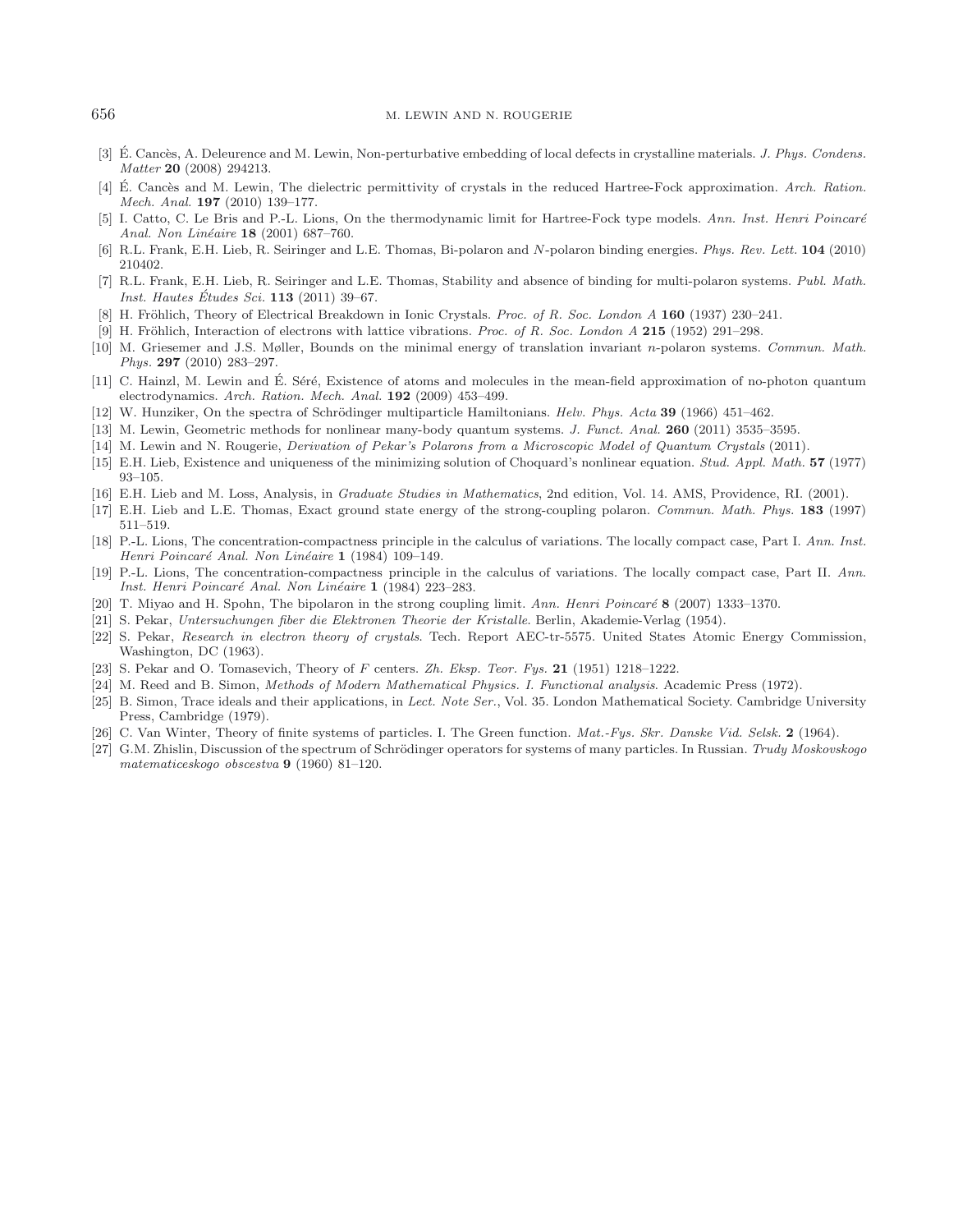- [3] É. Cancès, A. Deleurence and M. Lewin, Non-perturbative embedding of local defects in crystalline materials. *J. Phys. Condens. Matter* **20** (2008) 294213.
- [4] É. Cancès and M. Lewin, The dielectric permittivity of crystals in the reduced Hartree-Fock approximation. *Arch. Ration. Mech. Anal.* **197** (2010) 139–177.
- [5] I. Catto, C. Le Bris and P.-L. Lions, On the thermodynamic limit for Hartree-Fock type models. *Ann. Inst. Henri Poincaré Anal. Non Linéaire* **18** (2001) 687–760.
- [6] R.L. Frank, E.H. Lieb, R. Seiringer and L.E. Thomas, Bi-polaron and $N$-polaron binding energies. *Phys. Rev. Lett.* **104** (2010) 210402.
- [7] R.L. Frank, E.H. Lieb, R. Seiringer and L.E. Thomas, Stability and absence of binding for multi-polaron systems. *Publ. Math. Inst. Hautes Études Sci.* **113** (2011) 39–67.
- [8] H. Fröhlich, Theory of Electrical Breakdown in Ionic Crystals. *Proc. of R. Soc. London A* **160** (1937) 230–241.
- [9] H. Fröhlich, Interaction of electrons with lattice vibrations. *Proc. of R. Soc. London A* **215** (1952) 291–298.
- [10] M. Griesemer and J.S. Møller, Bounds on the minimal energy of translation invariant $n$-polaron systems. *Commun. Math. Phys.* **297** (2010) 283–297.
- [11] C. Hainzl, M. Lewin and É. Séré, Existence of atoms and molecules in the mean-field approximation of no-photon quantum electrodynamics. *Arch. Ration. Mech. Anal.* **192** (2009) 453–499.
- [12] W. Hunziker, On the spectra of Schrödinger multiparticle Hamiltonians. *Helv. Phys. Acta* **39** (1966) 451–462.
- [13] M. Lewin, Geometric methods for nonlinear many-body quantum systems. *J. Funct. Anal.* **260** (2011) 3535–3595.
- [14] M. Lewin and N. Rougerie, *Derivation of Pekar's Polarons from a Microscopic Model of Quantum Crystals* (2011).
- [15] E.H. Lieb, Existence and uniqueness of the minimizing solution of Choquard's nonlinear equation. *Stud. Appl. Math.* **57** (1977) 93–105.
- [16] E.H. Lieb and M. Loss, Analysis, in *Graduate Studies in Mathematics*, 2nd edition, Vol. 14. AMS, Providence, RI. (2001).
- [17] E.H. Lieb and L.E. Thomas, Exact ground state energy of the strong-coupling polaron. *Commun. Math. Phys.* **183** (1997) 511–519.
- [18] P.-L. Lions, The concentration-compactness principle in the calculus of variations. The locally compact case, Part I. *Ann. Inst. Henri Poincaré Anal. Non Linéaire* **1** (1984) 109–149.
- [19] P.-L. Lions, The concentration-compactness principle in the calculus of variations. The locally compact case, Part II. *Ann. Inst. Henri Poincaré Anal. Non Linéaire* **1** (1984) 223–283.
- [20] T. Miyao and H. Spohn, The bipolaron in the strong coupling limit. *Ann. Henri Poincaré* **8** (2007) 1333–1370.
- [21] S. Pekar, *Untersuchungen fiber die Elektronen Theorie der Kristalle*. Berlin, Akademie-Verlag (1954).
- [22] S. Pekar, *Research in electron theory of crystals*. Tech. Report AEC-tr-5575. United States Atomic Energy Commission, Washington, DC (1963).
- [23] S. Pekar and O. Tomasevich, Theory of $F$ centers. *Zh. Eksp. Teor. Fys.* **21** (1951) 1218–1222.
- [24] M. Reed and B. Simon, *Methods of Modern Mathematical Physics. I. Functional analysis*. Academic Press (1972).
- [25] B. Simon, Trace ideals and their applications, in *Lect. Note Ser.*, Vol. 35. London Mathematical Society. Cambridge University Press, Cambridge (1979).
- [26] C. Van Winter, Theory of finite systems of particles. I. The Green function. *Mat.-Fys. Skr. Danske Vid. Selsk.* **2** (1964).
- [27] G.M. Zhislin, Discussion of the spectrum of Schrödinger operators for systems of many particles. In Russian. *Trudy Moskovskogo matematiceskogo obscestva* **9** (1960) 81–120.